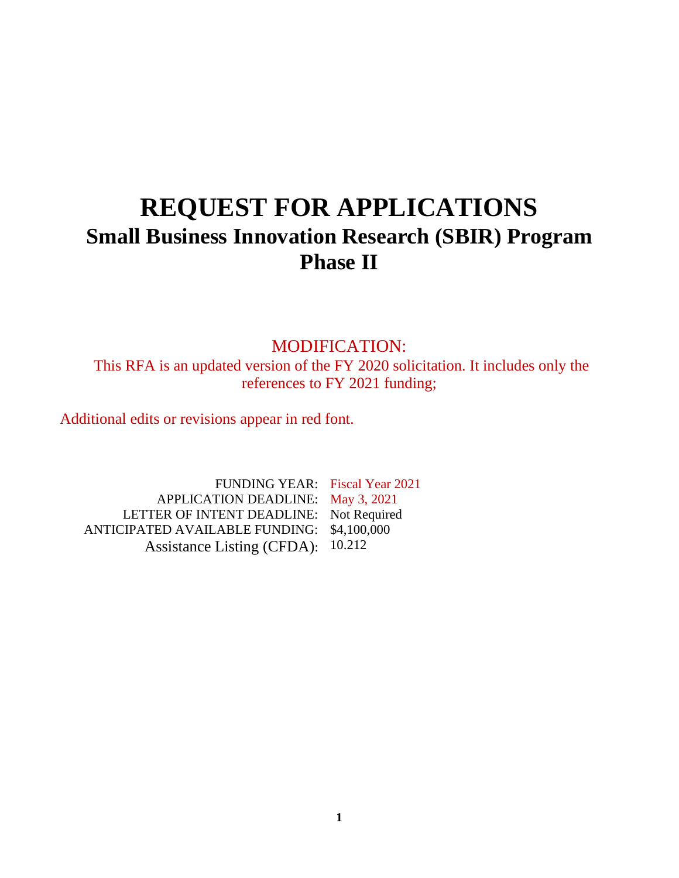# REQUEST FOR APPLICATIONS

## Small Business Innovation Research (SBIR) Program

## Phase II

MODIFICATION:

This RFA is an updated version of the FY 2020 solicitation. It includes only the references to FY 2021 funding;

Additional edits or revisions appear in red font.

| | |
|---|---|
| FUNDING YEAR: | Fiscal Year 2021 |
| APPLICATION DEADLINE: | May 3, 2021 |
| LETTER OF INTENT DEADLINE: | Not Required |
| ANTICIPATED AVAILABLE FUNDING: | $4,100,000 |
| Assistance Listing (CFDA): | 10.212 |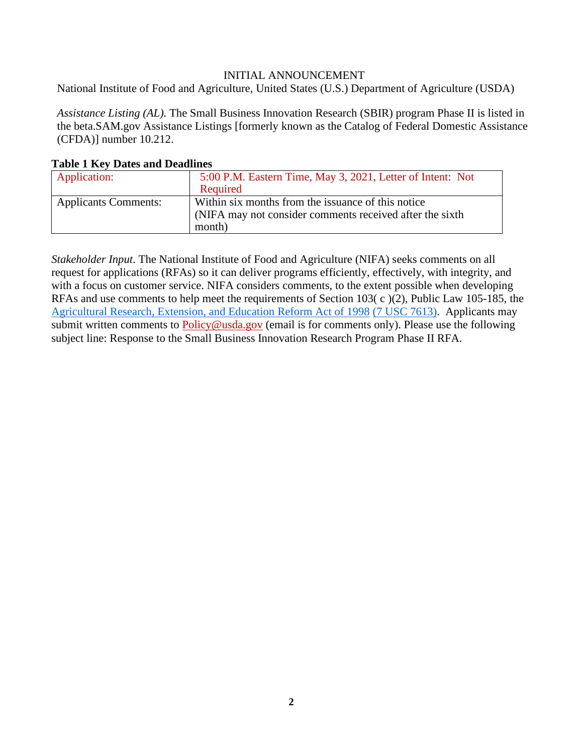INITIAL ANNOUNCEMENT

National Institute of Food and Agriculture, United States (U.S.) Department of Agriculture (USDA)

*Assistance Listing (AL).* The Small Business Innovation Research (SBIR) program Phase II is listed in the beta.SAM.gov Assistance Listings [formerly known as the Catalog of Federal Domestic Assistance (CFDA)] number 10.212.

**Table 1 Key Dates and Deadlines**

| | |
|---|---|
| Application: | 5:00 P.M. Eastern Time, May 3, 2021, Letter of Intent: Not Required |
| Applicants Comments: | Within six months from the issuance of this notice (NIFA may not consider comments received after the sixth month) |

*Stakeholder Input*. The National Institute of Food and Agriculture (NIFA) seeks comments on all request for applications (RFAs) so it can deliver programs efficiently, effectively, with integrity, and with a focus on customer service. NIFA considers comments, to the extent possible when developing RFAs and use comments to help meet the requirements of Section 103( c )(2), Public Law 105-185, the Agricultural Research, Extension, and Education Reform Act of 1998 (7 USC 7613). Applicants may submit written comments to Policy@usda.gov (email is for comments only). Please use the following subject line: Response to the Small Business Innovation Research Program Phase II RFA.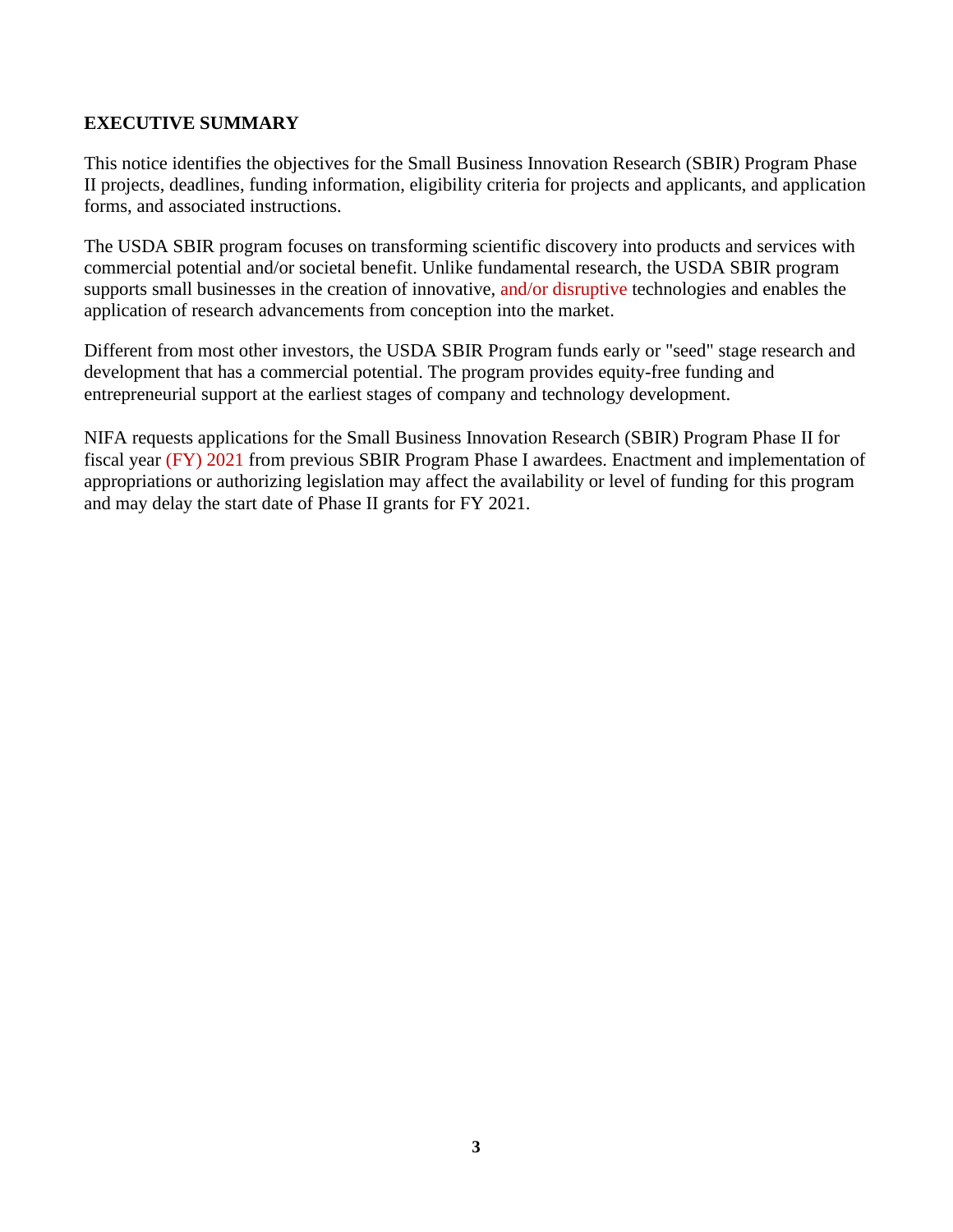## EXECUTIVE SUMMARY

This notice identifies the objectives for the Small Business Innovation Research (SBIR) Program Phase II projects, deadlines, funding information, eligibility criteria for projects and applicants, and application forms, and associated instructions.

The USDA SBIR program focuses on transforming scientific discovery into products and services with commercial potential and/or societal benefit. Unlike fundamental research, the USDA SBIR program supports small businesses in the creation of innovative, and/or disruptive technologies and enables the application of research advancements from conception into the market.

Different from most other investors, the USDA SBIR Program funds early or "seed" stage research and development that has a commercial potential. The program provides equity-free funding and entrepreneurial support at the earliest stages of company and technology development.

NIFA requests applications for the Small Business Innovation Research (SBIR) Program Phase II for fiscal year (FY) 2021 from previous SBIR Program Phase I awardees. Enactment and implementation of appropriations or authorizing legislation may affect the availability or level of funding for this program and may delay the start date of Phase II grants for FY 2021.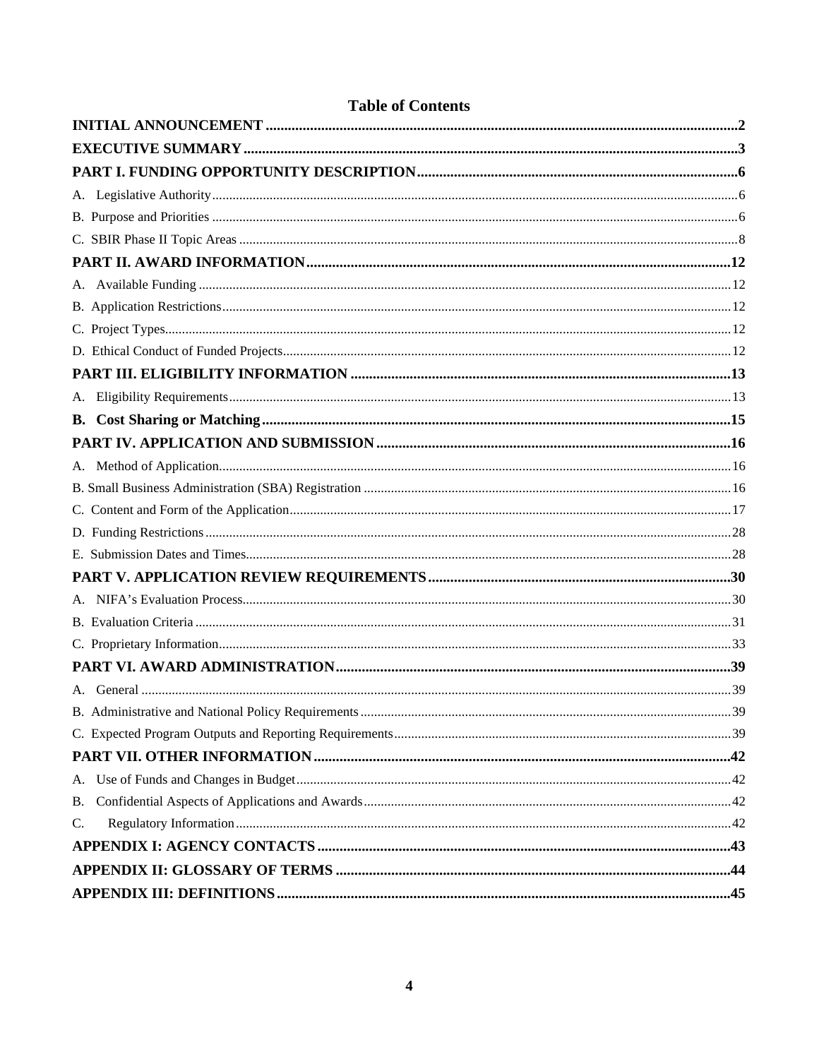# Table of Contents

**INITIAL ANNOUNCEMENT** .......... **2**

**EXECUTIVE SUMMARY** .......... **3**

**PART I. FUNDING OPPORTUNITY DESCRIPTION** .......... **6**

A. Legislative Authority .......... 6

B. Purpose and Priorities .......... 6

C. SBIR Phase II Topic Areas .......... 8

**PART II. AWARD INFORMATION** .......... **12**

A. Available Funding .......... 12

B. Application Restrictions .......... 12

C. Project Types .......... 12

D. Ethical Conduct of Funded Projects .......... 12

**PART III. ELIGIBILITY INFORMATION** .......... **13**

A. Eligibility Requirements .......... 13

**B. Cost Sharing or Matching** .......... **15**

**PART IV. APPLICATION AND SUBMISSION** .......... **16**

A. Method of Application .......... 16

B. Small Business Administration (SBA) Registration .......... 16

C. Content and Form of the Application .......... 17

D. Funding Restrictions .......... 28

E. Submission Dates and Times .......... 28

**PART V. APPLICATION REVIEW REQUIREMENTS** .......... **30**

A. NIFA's Evaluation Process .......... 30

B. Evaluation Criteria .......... 31

C. Proprietary Information .......... 33

**PART VI. AWARD ADMINISTRATION** .......... **39**

A. General .......... 39

B. Administrative and National Policy Requirements .......... 39

C. Expected Program Outputs and Reporting Requirements .......... 39

**PART VII. OTHER INFORMATION** .......... **42**

A. Use of Funds and Changes in Budget .......... 42

B. Confidential Aspects of Applications and Awards .......... 42

C. Regulatory Information .......... 42

**APPENDIX I: AGENCY CONTACTS** .......... **43**

**APPENDIX II: GLOSSARY OF TERMS** .......... **44**

**APPENDIX III: DEFINITIONS** .......... **45**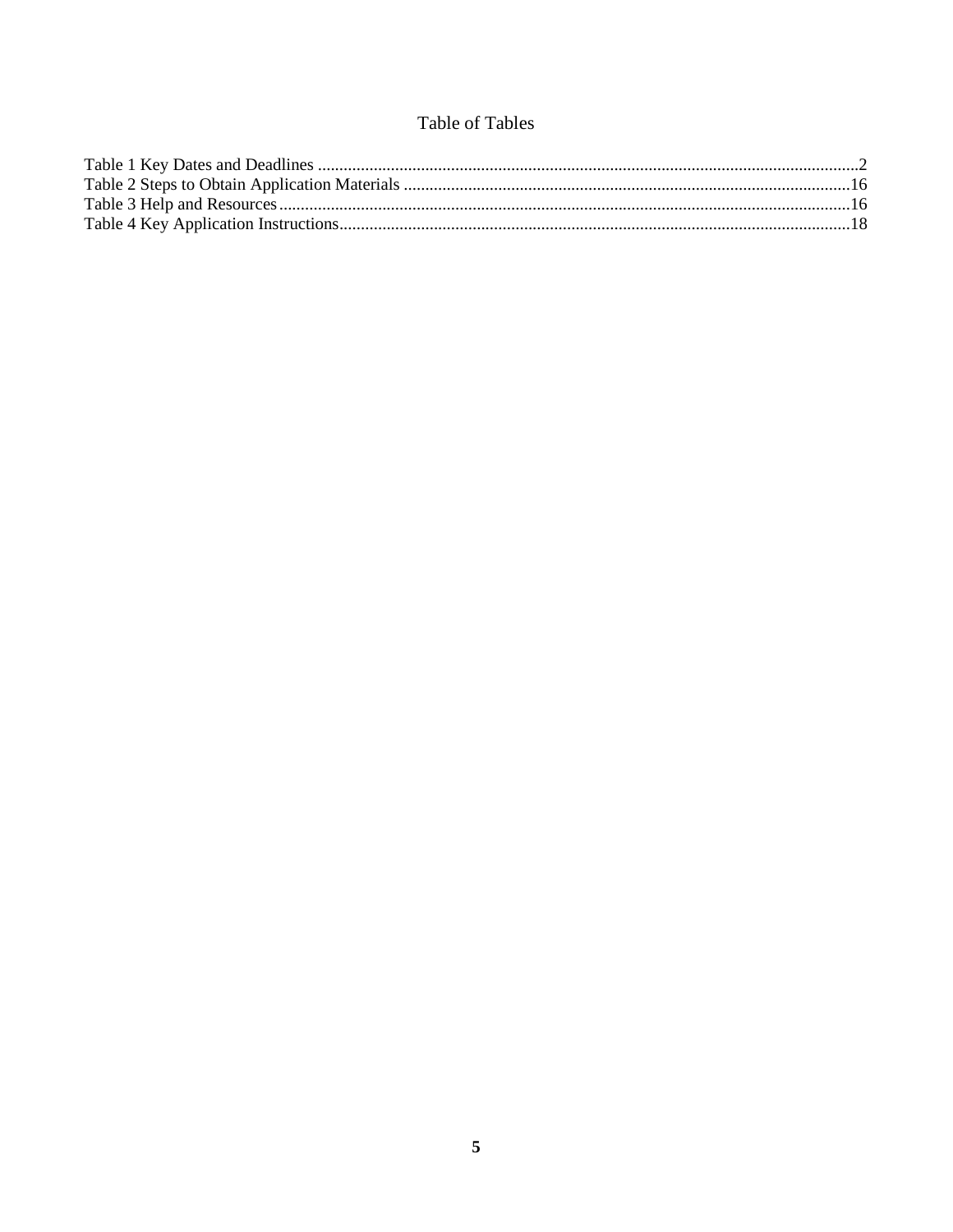# Table of Tables

Table 1 Key Dates and Deadlines ....................................................................................................................2
Table 2 Steps to Obtain Application Materials ......................................................................................16
Table 3 Help and Resources..................................................................................................................16
Table 4 Key Application Instructions......................................................................................................18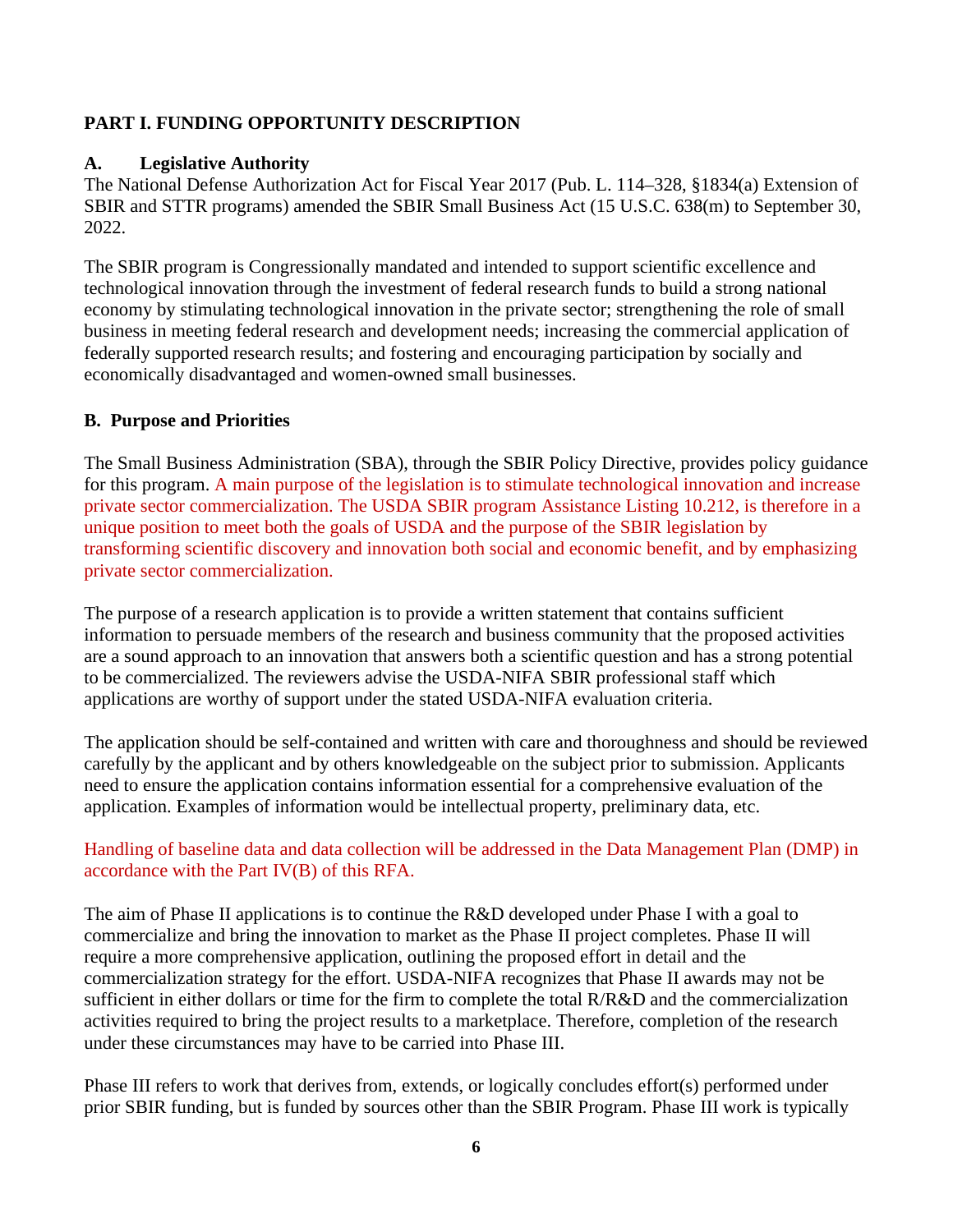# PART I. FUNDING OPPORTUNITY DESCRIPTION

## A. Legislative Authority

The National Defense Authorization Act for Fiscal Year 2017 (Pub. L. 114–328, §1834(a) Extension of SBIR and STTR programs) amended the SBIR Small Business Act (15 U.S.C. 638(m) to September 30, 2022.

The SBIR program is Congressionally mandated and intended to support scientific excellence and technological innovation through the investment of federal research funds to build a strong national economy by stimulating technological innovation in the private sector; strengthening the role of small business in meeting federal research and development needs; increasing the commercial application of federally supported research results; and fostering and encouraging participation by socially and economically disadvantaged and women-owned small businesses.

## B. Purpose and Priorities

The Small Business Administration (SBA), through the SBIR Policy Directive, provides policy guidance for this program. A main purpose of the legislation is to stimulate technological innovation and increase private sector commercialization. The USDA SBIR program Assistance Listing 10.212, is therefore in a unique position to meet both the goals of USDA and the purpose of the SBIR legislation by transforming scientific discovery and innovation both social and economic benefit, and by emphasizing private sector commercialization.

The purpose of a research application is to provide a written statement that contains sufficient information to persuade members of the research and business community that the proposed activities are a sound approach to an innovation that answers both a scientific question and has a strong potential to be commercialized. The reviewers advise the USDA-NIFA SBIR professional staff which applications are worthy of support under the stated USDA-NIFA evaluation criteria.

The application should be self-contained and written with care and thoroughness and should be reviewed carefully by the applicant and by others knowledgeable on the subject prior to submission. Applicants need to ensure the application contains information essential for a comprehensive evaluation of the application. Examples of information would be intellectual property, preliminary data, etc.

Handling of baseline data and data collection will be addressed in the Data Management Plan (DMP) in accordance with the Part IV(B) of this RFA.

The aim of Phase II applications is to continue the R&D developed under Phase I with a goal to commercialize and bring the innovation to market as the Phase II project completes. Phase II will require a more comprehensive application, outlining the proposed effort in detail and the commercialization strategy for the effort. USDA-NIFA recognizes that Phase II awards may not be sufficient in either dollars or time for the firm to complete the total R/R&D and the commercialization activities required to bring the project results to a marketplace. Therefore, completion of the research under these circumstances may have to be carried into Phase III.

Phase III refers to work that derives from, extends, or logically concludes effort(s) performed under prior SBIR funding, but is funded by sources other than the SBIR Program. Phase III work is typically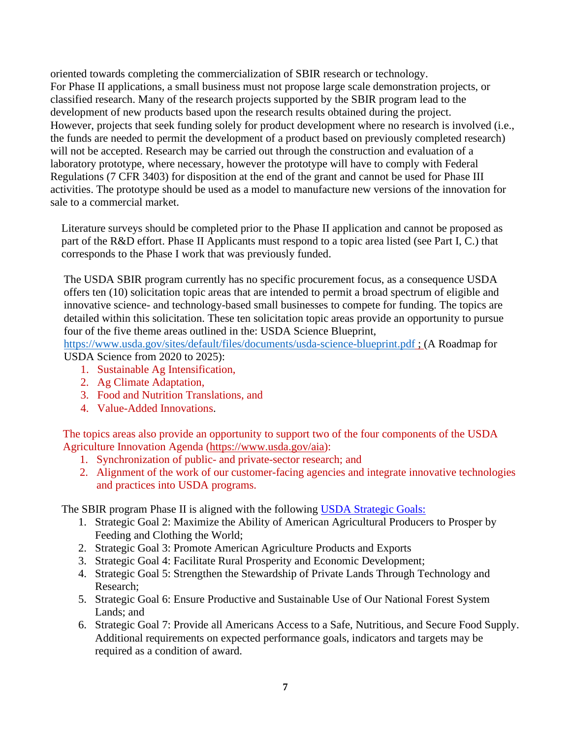oriented towards completing the commercialization of SBIR research or technology.
For Phase II applications, a small business must not propose large scale demonstration projects, or classified research. Many of the research projects supported by the SBIR program lead to the development of new products based upon the research results obtained during the project. However, projects that seek funding solely for product development where no research is involved (i.e., the funds are needed to permit the development of a product based on previously completed research) will not be accepted. Research may be carried out through the construction and evaluation of a laboratory prototype, where necessary, however the prototype will have to comply with Federal Regulations (7 CFR 3403) for disposition at the end of the grant and cannot be used for Phase III activities. The prototype should be used as a model to manufacture new versions of the innovation for sale to a commercial market.

Literature surveys should be completed prior to the Phase II application and cannot be proposed as part of the R&D effort. Phase II Applicants must respond to a topic area listed (see Part I, C.) that corresponds to the Phase I work that was previously funded.

The USDA SBIR program currently has no specific procurement focus, as a consequence USDA offers ten (10) solicitation topic areas that are intended to permit a broad spectrum of eligible and innovative science- and technology-based small businesses to compete for funding. The topics are detailed within this solicitation. These ten solicitation topic areas provide an opportunity to pursue four of the five theme areas outlined in the: USDA Science Blueprint, https://www.usda.gov/sites/default/files/documents/usda-science-blueprint.pdf ; (A Roadmap for USDA Science from 2020 to 2025):

1. Sustainable Ag Intensification,
2. Ag Climate Adaptation,
3. Food and Nutrition Translations, and
4. Value-Added Innovations.

The topics areas also provide an opportunity to support two of the four components of the USDA Agriculture Innovation Agenda (https://www.usda.gov/aia):

1. Synchronization of public- and private-sector research; and
2. Alignment of the work of our customer-facing agencies and integrate innovative technologies and practices into USDA programs.

The SBIR program Phase II is aligned with the following USDA Strategic Goals:

1. Strategic Goal 2: Maximize the Ability of American Agricultural Producers to Prosper by Feeding and Clothing the World;
2. Strategic Goal 3: Promote American Agriculture Products and Exports
3. Strategic Goal 4: Facilitate Rural Prosperity and Economic Development;
4. Strategic Goal 5: Strengthen the Stewardship of Private Lands Through Technology and Research;
5. Strategic Goal 6: Ensure Productive and Sustainable Use of Our National Forest System Lands; and
6. Strategic Goal 7: Provide all Americans Access to a Safe, Nutritious, and Secure Food Supply. Additional requirements on expected performance goals, indicators and targets may be required as a condition of award.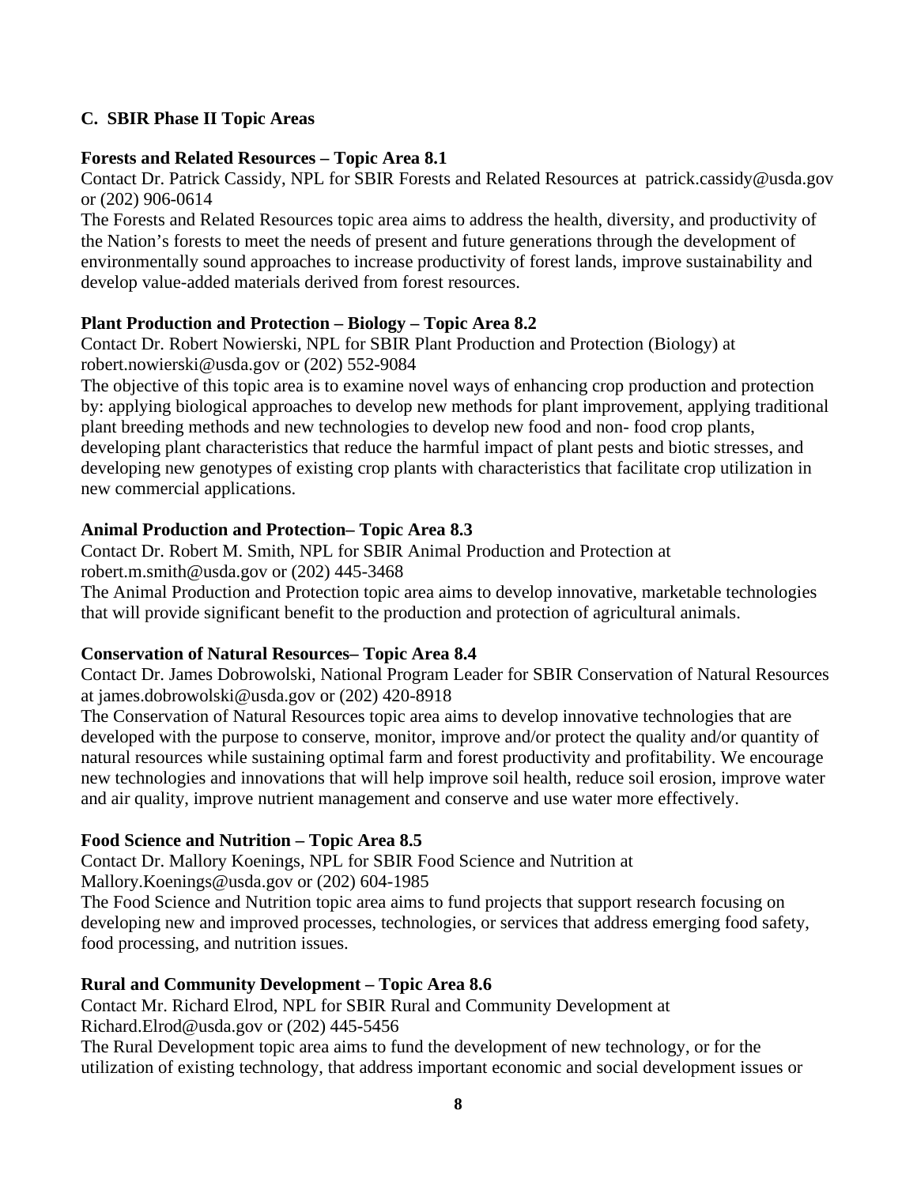## C. SBIR Phase II Topic Areas

### Forests and Related Resources – Topic Area 8.1

Contact Dr. Patrick Cassidy, NPL for SBIR Forests and Related Resources at patrick.cassidy@usda.gov or (202) 906-0614

The Forests and Related Resources topic area aims to address the health, diversity, and productivity of the Nation's forests to meet the needs of present and future generations through the development of environmentally sound approaches to increase productivity of forest lands, improve sustainability and develop value-added materials derived from forest resources.

### Plant Production and Protection – Biology – Topic Area 8.2

Contact Dr. Robert Nowierski, NPL for SBIR Plant Production and Protection (Biology) at robert.nowierski@usda.gov or (202) 552-9084

The objective of this topic area is to examine novel ways of enhancing crop production and protection by: applying biological approaches to develop new methods for plant improvement, applying traditional plant breeding methods and new technologies to develop new food and non- food crop plants, developing plant characteristics that reduce the harmful impact of plant pests and biotic stresses, and developing new genotypes of existing crop plants with characteristics that facilitate crop utilization in new commercial applications.

### Animal Production and Protection– Topic Area 8.3

Contact Dr. Robert M. Smith, NPL for SBIR Animal Production and Protection at robert.m.smith@usda.gov or (202) 445-3468

The Animal Production and Protection topic area aims to develop innovative, marketable technologies that will provide significant benefit to the production and protection of agricultural animals.

### Conservation of Natural Resources– Topic Area 8.4

Contact Dr. James Dobrowolski, National Program Leader for SBIR Conservation of Natural Resources at james.dobrowolski@usda.gov or (202) 420-8918

The Conservation of Natural Resources topic area aims to develop innovative technologies that are developed with the purpose to conserve, monitor, improve and/or protect the quality and/or quantity of natural resources while sustaining optimal farm and forest productivity and profitability. We encourage new technologies and innovations that will help improve soil health, reduce soil erosion, improve water and air quality, improve nutrient management and conserve and use water more effectively.

### Food Science and Nutrition – Topic Area 8.5

Contact Dr. Mallory Koenings, NPL for SBIR Food Science and Nutrition at Mallory.Koenings@usda.gov or (202) 604-1985

The Food Science and Nutrition topic area aims to fund projects that support research focusing on developing new and improved processes, technologies, or services that address emerging food safety, food processing, and nutrition issues.

### Rural and Community Development – Topic Area 8.6

Contact Mr. Richard Elrod, NPL for SBIR Rural and Community Development at Richard.Elrod@usda.gov or (202) 445-5456

The Rural Development topic area aims to fund the development of new technology, or for the utilization of existing technology, that address important economic and social development issues or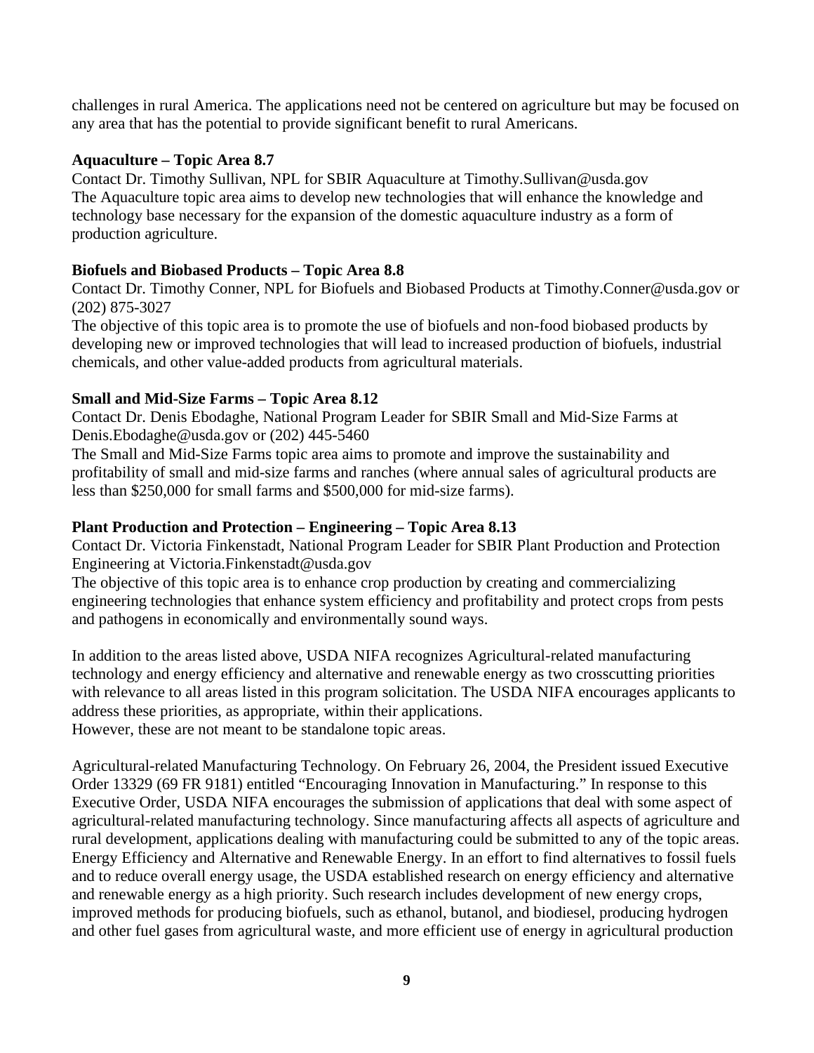challenges in rural America. The applications need not be centered on agriculture but may be focused on any area that has the potential to provide significant benefit to rural Americans.

**Aquaculture – Topic Area 8.7**

Contact Dr. Timothy Sullivan, NPL for SBIR Aquaculture at Timothy.Sullivan@usda.gov
The Aquaculture topic area aims to develop new technologies that will enhance the knowledge and technology base necessary for the expansion of the domestic aquaculture industry as a form of production agriculture.

**Biofuels and Biobased Products – Topic Area 8.8**

Contact Dr. Timothy Conner, NPL for Biofuels and Biobased Products at Timothy.Conner@usda.gov or (202) 875-3027
The objective of this topic area is to promote the use of biofuels and non-food biobased products by developing new or improved technologies that will lead to increased production of biofuels, industrial chemicals, and other value-added products from agricultural materials.

**Small and Mid-Size Farms – Topic Area 8.12**

Contact Dr. Denis Ebodaghe, National Program Leader for SBIR Small and Mid-Size Farms at Denis.Ebodaghe@usda.gov or (202) 445-5460
The Small and Mid-Size Farms topic area aims to promote and improve the sustainability and profitability of small and mid-size farms and ranches (where annual sales of agricultural products are less than $250,000 for small farms and $500,000 for mid-size farms).

**Plant Production and Protection – Engineering – Topic Area 8.13**

Contact Dr. Victoria Finkenstadt, National Program Leader for SBIR Plant Production and Protection Engineering at Victoria.Finkenstadt@usda.gov
The objective of this topic area is to enhance crop production by creating and commercializing engineering technologies that enhance system efficiency and profitability and protect crops from pests and pathogens in economically and environmentally sound ways.

In addition to the areas listed above, USDA NIFA recognizes Agricultural-related manufacturing technology and energy efficiency and alternative and renewable energy as two crosscutting priorities with relevance to all areas listed in this program solicitation. The USDA NIFA encourages applicants to address these priorities, as appropriate, within their applications.
However, these are not meant to be standalone topic areas.

Agricultural-related Manufacturing Technology. On February 26, 2004, the President issued Executive Order 13329 (69 FR 9181) entitled "Encouraging Innovation in Manufacturing." In response to this Executive Order, USDA NIFA encourages the submission of applications that deal with some aspect of agricultural-related manufacturing technology. Since manufacturing affects all aspects of agriculture and rural development, applications dealing with manufacturing could be submitted to any of the topic areas.
Energy Efficiency and Alternative and Renewable Energy. In an effort to find alternatives to fossil fuels and to reduce overall energy usage, the USDA established research on energy efficiency and alternative and renewable energy as a high priority. Such research includes development of new energy crops, improved methods for producing biofuels, such as ethanol, butanol, and biodiesel, producing hydrogen and other fuel gases from agricultural waste, and more efficient use of energy in agricultural production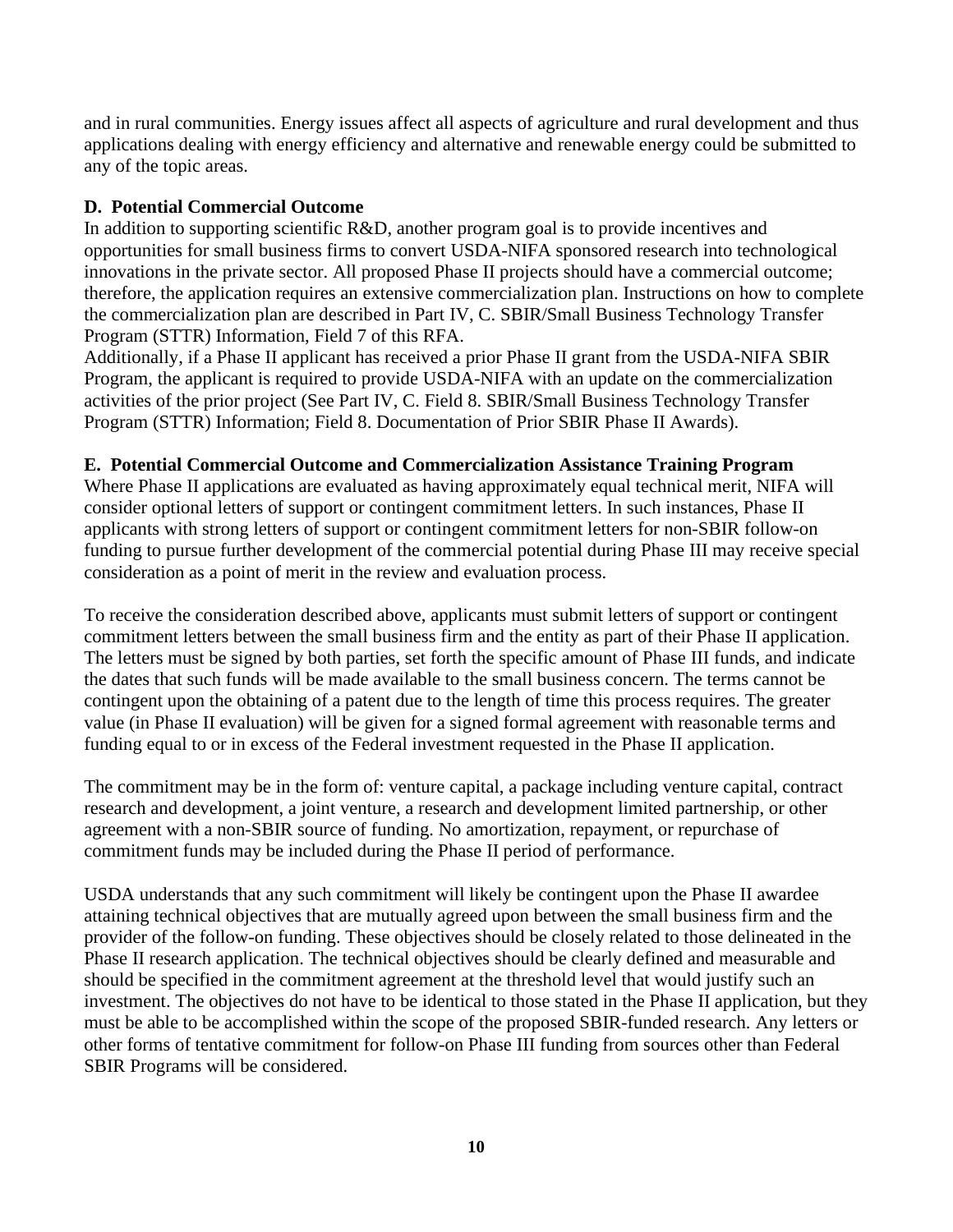and in rural communities. Energy issues affect all aspects of agriculture and rural development and thus applications dealing with energy efficiency and alternative and renewable energy could be submitted to any of the topic areas.

**D. Potential Commercial Outcome**

In addition to supporting scientific R&D, another program goal is to provide incentives and opportunities for small business firms to convert USDA-NIFA sponsored research into technological innovations in the private sector. All proposed Phase II projects should have a commercial outcome; therefore, the application requires an extensive commercialization plan. Instructions on how to complete the commercialization plan are described in Part IV, C. SBIR/Small Business Technology Transfer Program (STTR) Information, Field 7 of this RFA.

Additionally, if a Phase II applicant has received a prior Phase II grant from the USDA-NIFA SBIR Program, the applicant is required to provide USDA-NIFA with an update on the commercialization activities of the prior project (See Part IV, C. Field 8. SBIR/Small Business Technology Transfer Program (STTR) Information; Field 8. Documentation of Prior SBIR Phase II Awards).

**E. Potential Commercial Outcome and Commercialization Assistance Training Program**

Where Phase II applications are evaluated as having approximately equal technical merit, NIFA will consider optional letters of support or contingent commitment letters. In such instances, Phase II applicants with strong letters of support or contingent commitment letters for non-SBIR follow-on funding to pursue further development of the commercial potential during Phase III may receive special consideration as a point of merit in the review and evaluation process.

To receive the consideration described above, applicants must submit letters of support or contingent commitment letters between the small business firm and the entity as part of their Phase II application. The letters must be signed by both parties, set forth the specific amount of Phase III funds, and indicate the dates that such funds will be made available to the small business concern. The terms cannot be contingent upon the obtaining of a patent due to the length of time this process requires. The greater value (in Phase II evaluation) will be given for a signed formal agreement with reasonable terms and funding equal to or in excess of the Federal investment requested in the Phase II application.

The commitment may be in the form of: venture capital, a package including venture capital, contract research and development, a joint venture, a research and development limited partnership, or other agreement with a non-SBIR source of funding. No amortization, repayment, or repurchase of commitment funds may be included during the Phase II period of performance.

USDA understands that any such commitment will likely be contingent upon the Phase II awardee attaining technical objectives that are mutually agreed upon between the small business firm and the provider of the follow-on funding. These objectives should be closely related to those delineated in the Phase II research application. The technical objectives should be clearly defined and measurable and should be specified in the commitment agreement at the threshold level that would justify such an investment. The objectives do not have to be identical to those stated in the Phase II application, but they must be able to be accomplished within the scope of the proposed SBIR-funded research. Any letters or other forms of tentative commitment for follow-on Phase III funding from sources other than Federal SBIR Programs will be considered.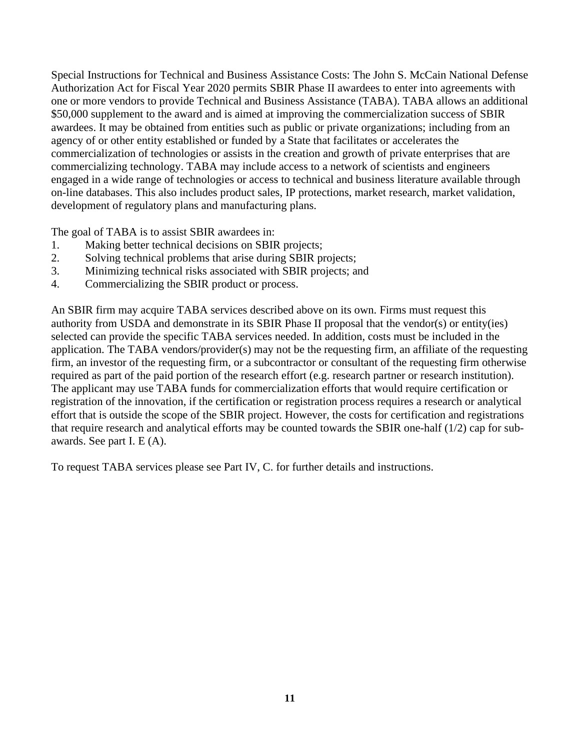Special Instructions for Technical and Business Assistance Costs: The John S. McCain National Defense Authorization Act for Fiscal Year 2020 permits SBIR Phase II awardees to enter into agreements with one or more vendors to provide Technical and Business Assistance (TABA). TABA allows an additional $50,000 supplement to the award and is aimed at improving the commercialization success of SBIR awardees. It may be obtained from entities such as public or private organizations; including from an agency of or other entity established or funded by a State that facilitates or accelerates the commercialization of technologies or assists in the creation and growth of private enterprises that are commercializing technology. TABA may include access to a network of scientists and engineers engaged in a wide range of technologies or access to technical and business literature available through on-line databases. This also includes product sales, IP protections, market research, market validation, development of regulatory plans and manufacturing plans.

The goal of TABA is to assist SBIR awardees in:

1. Making better technical decisions on SBIR projects;
2. Solving technical problems that arise during SBIR projects;
3. Minimizing technical risks associated with SBIR projects; and
4. Commercializing the SBIR product or process.

An SBIR firm may acquire TABA services described above on its own. Firms must request this authority from USDA and demonstrate in its SBIR Phase II proposal that the vendor(s) or entity(ies) selected can provide the specific TABA services needed. In addition, costs must be included in the application. The TABA vendors/provider(s) may not be the requesting firm, an affiliate of the requesting firm, an investor of the requesting firm, or a subcontractor or consultant of the requesting firm otherwise required as part of the paid portion of the research effort (e.g. research partner or research institution). The applicant may use TABA funds for commercialization efforts that would require certification or registration of the innovation, if the certification or registration process requires a research or analytical effort that is outside the scope of the SBIR project. However, the costs for certification and registrations that require research and analytical efforts may be counted towards the SBIR one-half (1/2) cap for sub-awards. See part I. E (A).

To request TABA services please see Part IV, C. for further details and instructions.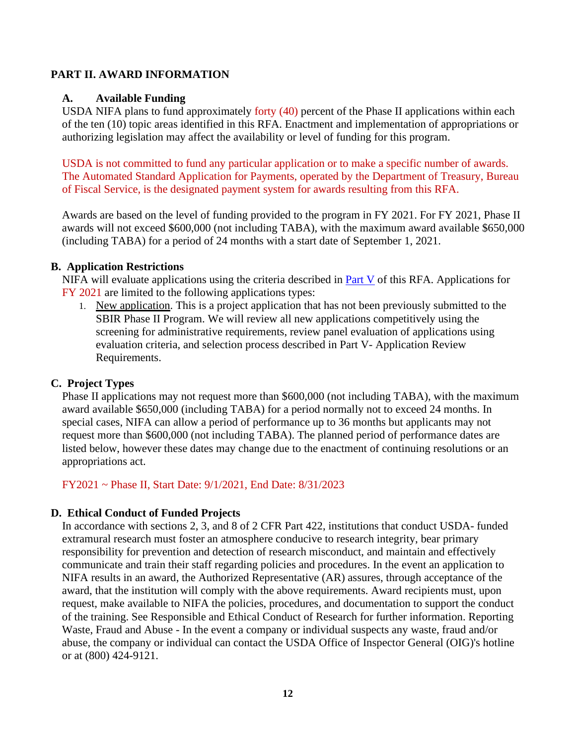## PART II. AWARD INFORMATION

### A. Available Funding

USDA NIFA plans to fund approximately forty (40) percent of the Phase II applications within each of the ten (10) topic areas identified in this RFA. Enactment and implementation of appropriations or authorizing legislation may affect the availability or level of funding for this program.

USDA is not committed to fund any particular application or to make a specific number of awards. The Automated Standard Application for Payments, operated by the Department of Treasury, Bureau of Fiscal Service, is the designated payment system for awards resulting from this RFA.

Awards are based on the level of funding provided to the program in FY 2021. For FY 2021, Phase II awards will not exceed $600,000 (not including TABA), with the maximum award available $650,000 (including TABA) for a period of 24 months with a start date of September 1, 2021.

### B. Application Restrictions

NIFA will evaluate applications using the criteria described in Part V of this RFA. Applications for FY 2021 are limited to the following applications types:

1. New application. This is a project application that has not been previously submitted to the SBIR Phase II Program. We will review all new applications competitively using the screening for administrative requirements, review panel evaluation of applications using evaluation criteria, and selection process described in Part V- Application Review Requirements.

### C. Project Types

Phase II applications may not request more than $600,000 (not including TABA), with the maximum award available $650,000 (including TABA) for a period normally not to exceed 24 months. In special cases, NIFA can allow a period of performance up to 36 months but applicants may not request more than $600,000 (not including TABA). The planned period of performance dates are listed below, however these dates may change due to the enactment of continuing resolutions or an appropriations act.

FY2021 ~ Phase II, Start Date: 9/1/2021, End Date: 8/31/2023

### D. Ethical Conduct of Funded Projects

In accordance with sections 2, 3, and 8 of 2 CFR Part 422, institutions that conduct USDA- funded extramural research must foster an atmosphere conducive to research integrity, bear primary responsibility for prevention and detection of research misconduct, and maintain and effectively communicate and train their staff regarding policies and procedures. In the event an application to NIFA results in an award, the Authorized Representative (AR) assures, through acceptance of the award, that the institution will comply with the above requirements. Award recipients must, upon request, make available to NIFA the policies, procedures, and documentation to support the conduct of the training. See Responsible and Ethical Conduct of Research for further information. Reporting Waste, Fraud and Abuse - In the event a company or individual suspects any waste, fraud and/or abuse, the company or individual can contact the USDA Office of Inspector General (OIG)'s hotline or at (800) 424-9121.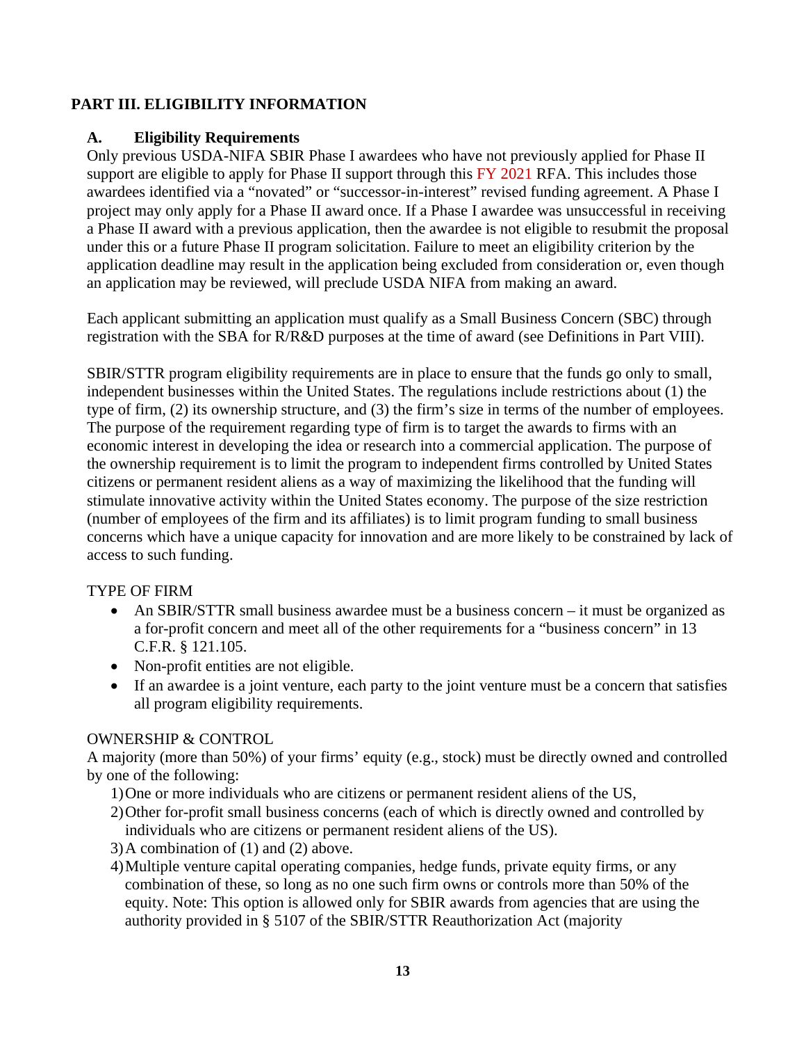## PART III. ELIGIBILITY INFORMATION

### A. Eligibility Requirements

Only previous USDA-NIFA SBIR Phase I awardees who have not previously applied for Phase II support are eligible to apply for Phase II support through this FY 2021 RFA. This includes those awardees identified via a "novated" or "successor-in-interest" revised funding agreement. A Phase I project may only apply for a Phase II award once. If a Phase I awardee was unsuccessful in receiving a Phase II award with a previous application, then the awardee is not eligible to resubmit the proposal under this or a future Phase II program solicitation. Failure to meet an eligibility criterion by the application deadline may result in the application being excluded from consideration or, even though an application may be reviewed, will preclude USDA NIFA from making an award.

Each applicant submitting an application must qualify as a Small Business Concern (SBC) through registration with the SBA for R/R&D purposes at the time of award (see Definitions in Part VIII).

SBIR/STTR program eligibility requirements are in place to ensure that the funds go only to small, independent businesses within the United States. The regulations include restrictions about (1) the type of firm, (2) its ownership structure, and (3) the firm's size in terms of the number of employees. The purpose of the requirement regarding type of firm is to target the awards to firms with an economic interest in developing the idea or research into a commercial application. The purpose of the ownership requirement is to limit the program to independent firms controlled by United States citizens or permanent resident aliens as a way of maximizing the likelihood that the funding will stimulate innovative activity within the United States economy. The purpose of the size restriction (number of employees of the firm and its affiliates) is to limit program funding to small business concerns which have a unique capacity for innovation and are more likely to be constrained by lack of access to such funding.

TYPE OF FIRM

- An SBIR/STTR small business awardee must be a business concern – it must be organized as a for-profit concern and meet all of the other requirements for a "business concern" in 13 C.F.R. § 121.105.
- Non-profit entities are not eligible.
- If an awardee is a joint venture, each party to the joint venture must be a concern that satisfies all program eligibility requirements.

OWNERSHIP & CONTROL

A majority (more than 50%) of your firms' equity (e.g., stock) must be directly owned and controlled by one of the following:

1) One or more individuals who are citizens or permanent resident aliens of the US,
2) Other for-profit small business concerns (each of which is directly owned and controlled by individuals who are citizens or permanent resident aliens of the US).
3) A combination of (1) and (2) above.
4) Multiple venture capital operating companies, hedge funds, private equity firms, or any combination of these, so long as no one such firm owns or controls more than 50% of the equity. Note: This option is allowed only for SBIR awards from agencies that are using the authority provided in § 5107 of the SBIR/STTR Reauthorization Act (majority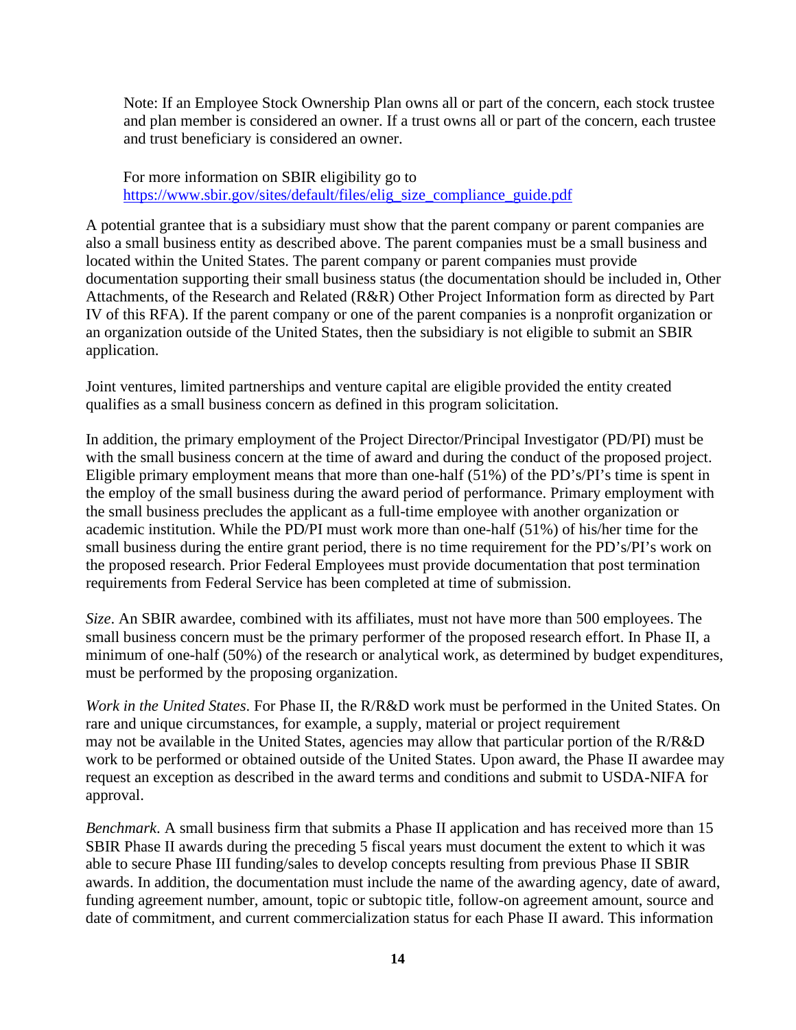Note: If an Employee Stock Ownership Plan owns all or part of the concern, each stock trustee and plan member is considered an owner. If a trust owns all or part of the concern, each trustee and trust beneficiary is considered an owner.

For more information on SBIR eligibility go to https://www.sbir.gov/sites/default/files/elig_size_compliance_guide.pdf

A potential grantee that is a subsidiary must show that the parent company or parent companies are also a small business entity as described above. The parent companies must be a small business and located within the United States. The parent company or parent companies must provide documentation supporting their small business status (the documentation should be included in, Other Attachments, of the Research and Related (R&R) Other Project Information form as directed by Part IV of this RFA). If the parent company or one of the parent companies is a nonprofit organization or an organization outside of the United States, then the subsidiary is not eligible to submit an SBIR application.

Joint ventures, limited partnerships and venture capital are eligible provided the entity created qualifies as a small business concern as defined in this program solicitation.

In addition, the primary employment of the Project Director/Principal Investigator (PD/PI) must be with the small business concern at the time of award and during the conduct of the proposed project. Eligible primary employment means that more than one-half (51%) of the PD's/PI's time is spent in the employ of the small business during the award period of performance. Primary employment with the small business precludes the applicant as a full-time employee with another organization or academic institution. While the PD/PI must work more than one-half (51%) of his/her time for the small business during the entire grant period, there is no time requirement for the PD's/PI's work on the proposed research. Prior Federal Employees must provide documentation that post termination requirements from Federal Service has been completed at time of submission.

*Size*. An SBIR awardee, combined with its affiliates, must not have more than 500 employees. The small business concern must be the primary performer of the proposed research effort. In Phase II, a minimum of one-half (50%) of the research or analytical work, as determined by budget expenditures, must be performed by the proposing organization.

*Work in the United States*. For Phase II, the R/R&D work must be performed in the United States. On rare and unique circumstances, for example, a supply, material or project requirement may not be available in the United States, agencies may allow that particular portion of the R/R&D work to be performed or obtained outside of the United States. Upon award, the Phase II awardee may request an exception as described in the award terms and conditions and submit to USDA-NIFA for approval.

*Benchmark*. A small business firm that submits a Phase II application and has received more than 15 SBIR Phase II awards during the preceding 5 fiscal years must document the extent to which it was able to secure Phase III funding/sales to develop concepts resulting from previous Phase II SBIR awards. In addition, the documentation must include the name of the awarding agency, date of award, funding agreement number, amount, topic or subtopic title, follow-on agreement amount, source and date of commitment, and current commercialization status for each Phase II award. This information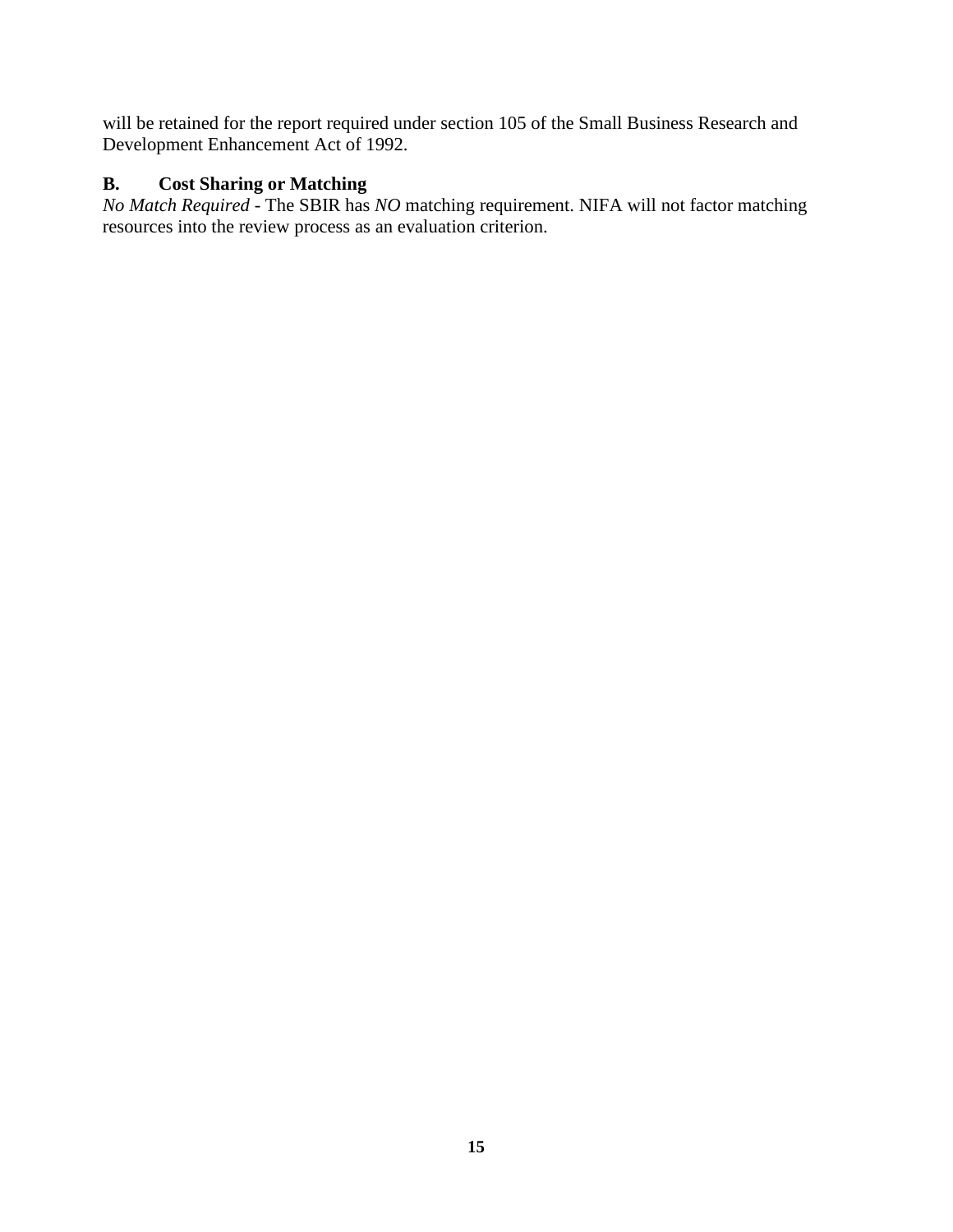will be retained for the report required under section 105 of the Small Business Research and Development Enhancement Act of 1992.

### B. Cost Sharing or Matching

*No Match Required* - The SBIR has *NO* matching requirement. NIFA will not factor matching resources into the review process as an evaluation criterion.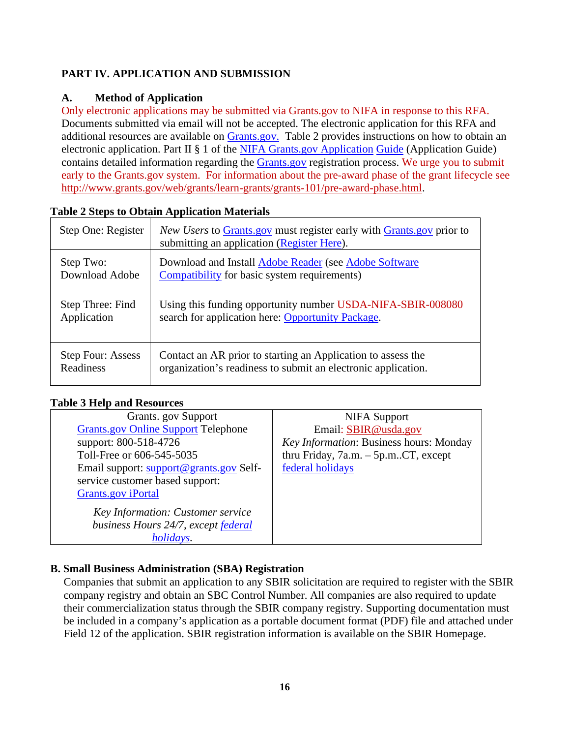## PART IV. APPLICATION AND SUBMISSION

### A. Method of Application

Only electronic applications may be submitted via Grants.gov to NIFA in response to this RFA. Documents submitted via email will not be accepted. The electronic application for this RFA and additional resources are available on Grants.gov. Table 2 provides instructions on how to obtain an electronic application. Part II § 1 of the NIFA Grants.gov Application Guide (Application Guide) contains detailed information regarding the Grants.gov registration process. We urge you to submit early to the Grants.gov system. For information about the pre-award phase of the grant lifecycle see http://www.grants.gov/web/grants/learn-grants/grants-101/pre-award-phase.html.

**Table 2 Steps to Obtain Application Materials**

| | |
|---|---|
| Step One: Register | *New Users* to Grants.gov must register early with Grants.gov prior to submitting an application (Register Here). |
| Step Two: Download Adobe | Download and Install Adobe Reader (see Adobe Software Compatibility for basic system requirements) |
| Step Three: Find Application | Using this funding opportunity number USDA-NIFA-SBIR-008080 search for application here: Opportunity Package. |
| Step Four: Assess Readiness | Contact an AR prior to starting an Application to assess the organization's readiness to submit an electronic application. |

**Table 3 Help and Resources**

| Grants. gov Support | NIFA Support |
|---|---|
| Grants.gov Online Support Telephone support: 800-518-4726 Toll-Free or 606-545-5035 Email support: support@grants.gov Self-service customer based support: Grants.gov iPortal<br><br>*Key Information: Customer service business Hours 24/7, except federal holidays.* | Email: SBIR@usda.gov<br>*Key Information*: Business hours: Monday thru Friday, 7a.m. – 5p.m..CT, except federal holidays |

### B. Small Business Administration (SBA) Registration

Companies that submit an application to any SBIR solicitation are required to register with the SBIR company registry and obtain an SBC Control Number. All companies are also required to update their commercialization status through the SBIR company registry. Supporting documentation must be included in a company's application as a portable document format (PDF) file and attached under Field 12 of the application. SBIR registration information is available on the SBIR Homepage.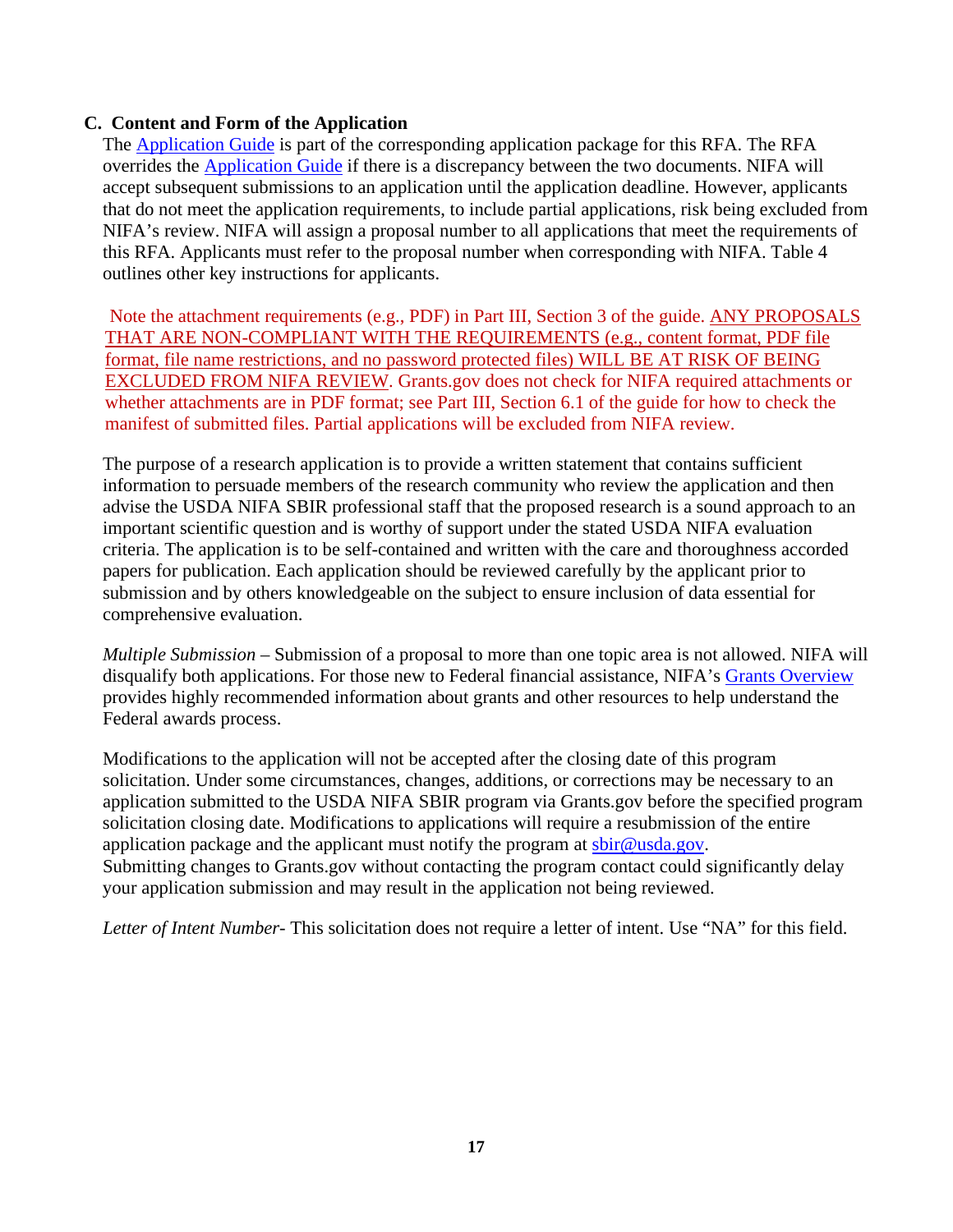### C. Content and Form of the Application

The Application Guide is part of the corresponding application package for this RFA. The RFA overrides the Application Guide if there is a discrepancy between the two documents. NIFA will accept subsequent submissions to an application until the application deadline. However, applicants that do not meet the application requirements, to include partial applications, risk being excluded from NIFA's review. NIFA will assign a proposal number to all applications that meet the requirements of this RFA. Applicants must refer to the proposal number when corresponding with NIFA. Table 4 outlines other key instructions for applicants.

Note the attachment requirements (e.g., PDF) in Part III, Section 3 of the guide. ANY PROPOSALS THAT ARE NON-COMPLIANT WITH THE REQUIREMENTS (e.g., content format, PDF file format, file name restrictions, and no password protected files) WILL BE AT RISK OF BEING EXCLUDED FROM NIFA REVIEW. Grants.gov does not check for NIFA required attachments or whether attachments are in PDF format; see Part III, Section 6.1 of the guide for how to check the manifest of submitted files. Partial applications will be excluded from NIFA review.

The purpose of a research application is to provide a written statement that contains sufficient information to persuade members of the research community who review the application and then advise the USDA NIFA SBIR professional staff that the proposed research is a sound approach to an important scientific question and is worthy of support under the stated USDA NIFA evaluation criteria. The application is to be self-contained and written with the care and thoroughness accorded papers for publication. Each application should be reviewed carefully by the applicant prior to submission and by others knowledgeable on the subject to ensure inclusion of data essential for comprehensive evaluation.

*Multiple Submission* – Submission of a proposal to more than one topic area is not allowed. NIFA will disqualify both applications. For those new to Federal financial assistance, NIFA's Grants Overview provides highly recommended information about grants and other resources to help understand the Federal awards process.

Modifications to the application will not be accepted after the closing date of this program solicitation. Under some circumstances, changes, additions, or corrections may be necessary to an application submitted to the USDA NIFA SBIR program via Grants.gov before the specified program solicitation closing date. Modifications to applications will require a resubmission of the entire application package and the applicant must notify the program at sbir@usda.gov. Submitting changes to Grants.gov without contacting the program contact could significantly delay your application submission and may result in the application not being reviewed.

*Letter of Intent Number*- This solicitation does not require a letter of intent. Use "NA" for this field.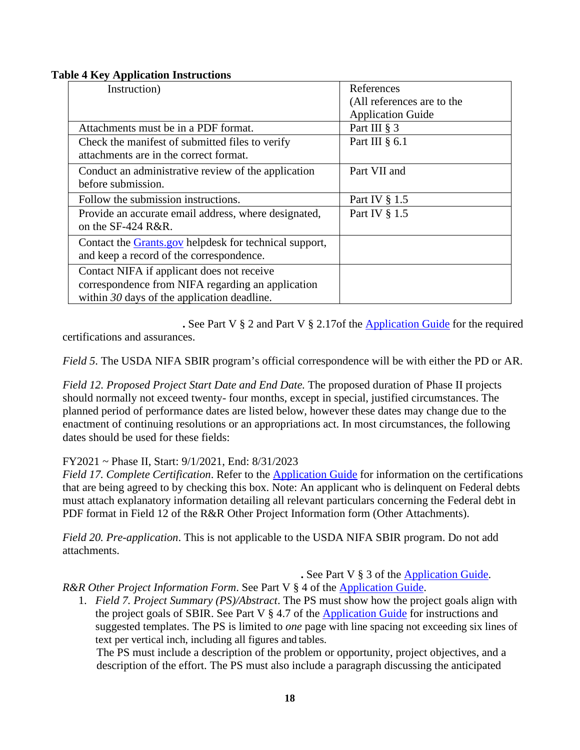**Table 4 Key Application Instructions**

| Instruction) | References (All references are to the Application Guide |
|---|---|
| Attachments must be in a PDF format. | Part III § 3 |
| Check the manifest of submitted files to verify attachments are in the correct format. | Part III § 6.1 |
| Conduct an administrative review of the application before submission. | Part VII and |
| Follow the submission instructions. | Part IV § 1.5 |
| Provide an accurate email address, where designated, on the SF-424 R&R. | Part IV § 1.5 |
| Contact the Grants.gov helpdesk for technical support, and keep a record of the correspondence. | |
| Contact NIFA if applicant does not receive correspondence from NIFA regarding an application within *30* days of the application deadline. | |

**.** See Part V § 2 and Part V § 2.17of the Application Guide for the required certifications and assurances.

*Field 5*. The USDA NIFA SBIR program's official correspondence will be with either the PD or AR.

*Field 12. Proposed Project Start Date and End Date.* The proposed duration of Phase II projects should normally not exceed twenty- four months, except in special, justified circumstances. The planned period of performance dates are listed below, however these dates may change due to the enactment of continuing resolutions or an appropriations act. In most circumstances, the following dates should be used for these fields:

FY2021 ~ Phase II, Start: 9/1/2021, End: 8/31/2023

*Field 17. Complete Certification*. Refer to the Application Guide for information on the certifications that are being agreed to by checking this box. Note: An applicant who is delinquent on Federal debts must attach explanatory information detailing all relevant particulars concerning the Federal debt in PDF format in Field 12 of the R&R Other Project Information form (Other Attachments).

*Field 20. Pre-application*. This is not applicable to the USDA NIFA SBIR program. Do not add attachments.

**.** See Part V § 3 of the Application Guide.

*R&R Other Project Information Form*. See Part V § 4 of the Application Guide.

1. *Field 7. Project Summary (PS)/Abstract*. The PS must show how the project goals align with the project goals of SBIR. See Part V § 4.7 of the Application Guide for instructions and suggested templates. The PS is limited to *one* page with line spacing not exceeding six lines of text per vertical inch, including all figures and tables.

   The PS must include a description of the problem or opportunity, project objectives, and a description of the effort. The PS must also include a paragraph discussing the anticipated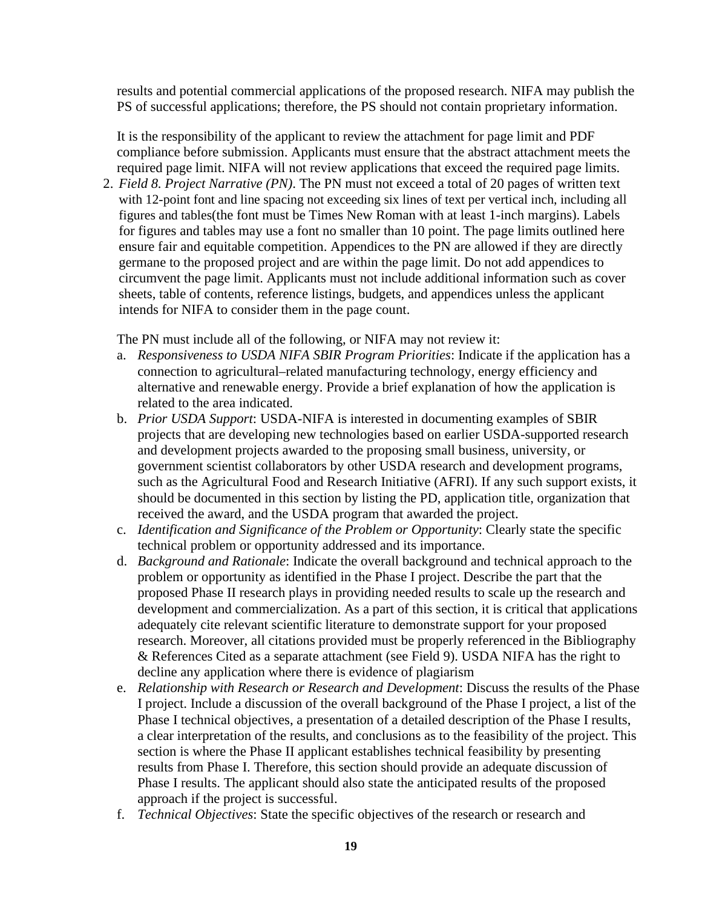results and potential commercial applications of the proposed research. NIFA may publish the PS of successful applications; therefore, the PS should not contain proprietary information.

It is the responsibility of the applicant to review the attachment for page limit and PDF compliance before submission. Applicants must ensure that the abstract attachment meets the required page limit. NIFA will not review applications that exceed the required page limits.

2. *Field 8. Project Narrative (PN)*. The PN must not exceed a total of 20 pages of written text with 12-point font and line spacing not exceeding six lines of text per vertical inch, including all figures and tables(the font must be Times New Roman with at least 1-inch margins). Labels for figures and tables may use a font no smaller than 10 point. The page limits outlined here ensure fair and equitable competition. Appendices to the PN are allowed if they are directly germane to the proposed project and are within the page limit. Do not add appendices to circumvent the page limit. Applicants must not include additional information such as cover sheets, table of contents, reference listings, budgets, and appendices unless the applicant intends for NIFA to consider them in the page count.

   The PN must include all of the following, or NIFA may not review it:

   a. *Responsiveness to USDA NIFA SBIR Program Priorities*: Indicate if the application has a connection to agricultural–related manufacturing technology, energy efficiency and alternative and renewable energy. Provide a brief explanation of how the application is related to the area indicated.
   b. *Prior USDA Support*: USDA-NIFA is interested in documenting examples of SBIR projects that are developing new technologies based on earlier USDA-supported research and development projects awarded to the proposing small business, university, or government scientist collaborators by other USDA research and development programs, such as the Agricultural Food and Research Initiative (AFRI). If any such support exists, it should be documented in this section by listing the PD, application title, organization that received the award, and the USDA program that awarded the project.
   c. *Identification and Significance of the Problem or Opportunity*: Clearly state the specific technical problem or opportunity addressed and its importance.
   d. *Background and Rationale*: Indicate the overall background and technical approach to the problem or opportunity as identified in the Phase I project. Describe the part that the proposed Phase II research plays in providing needed results to scale up the research and development and commercialization. As a part of this section, it is critical that applications adequately cite relevant scientific literature to demonstrate support for your proposed research. Moreover, all citations provided must be properly referenced in the Bibliography & References Cited as a separate attachment (see Field 9). USDA NIFA has the right to decline any application where there is evidence of plagiarism
   e. *Relationship with Research or Research and Development*: Discuss the results of the Phase I project. Include a discussion of the overall background of the Phase I project, a list of the Phase I technical objectives, a presentation of a detailed description of the Phase I results, a clear interpretation of the results, and conclusions as to the feasibility of the project. This section is where the Phase II applicant establishes technical feasibility by presenting results from Phase I. Therefore, this section should provide an adequate discussion of Phase I results. The applicant should also state the anticipated results of the proposed approach if the project is successful.
   f. *Technical Objectives*: State the specific objectives of the research or research and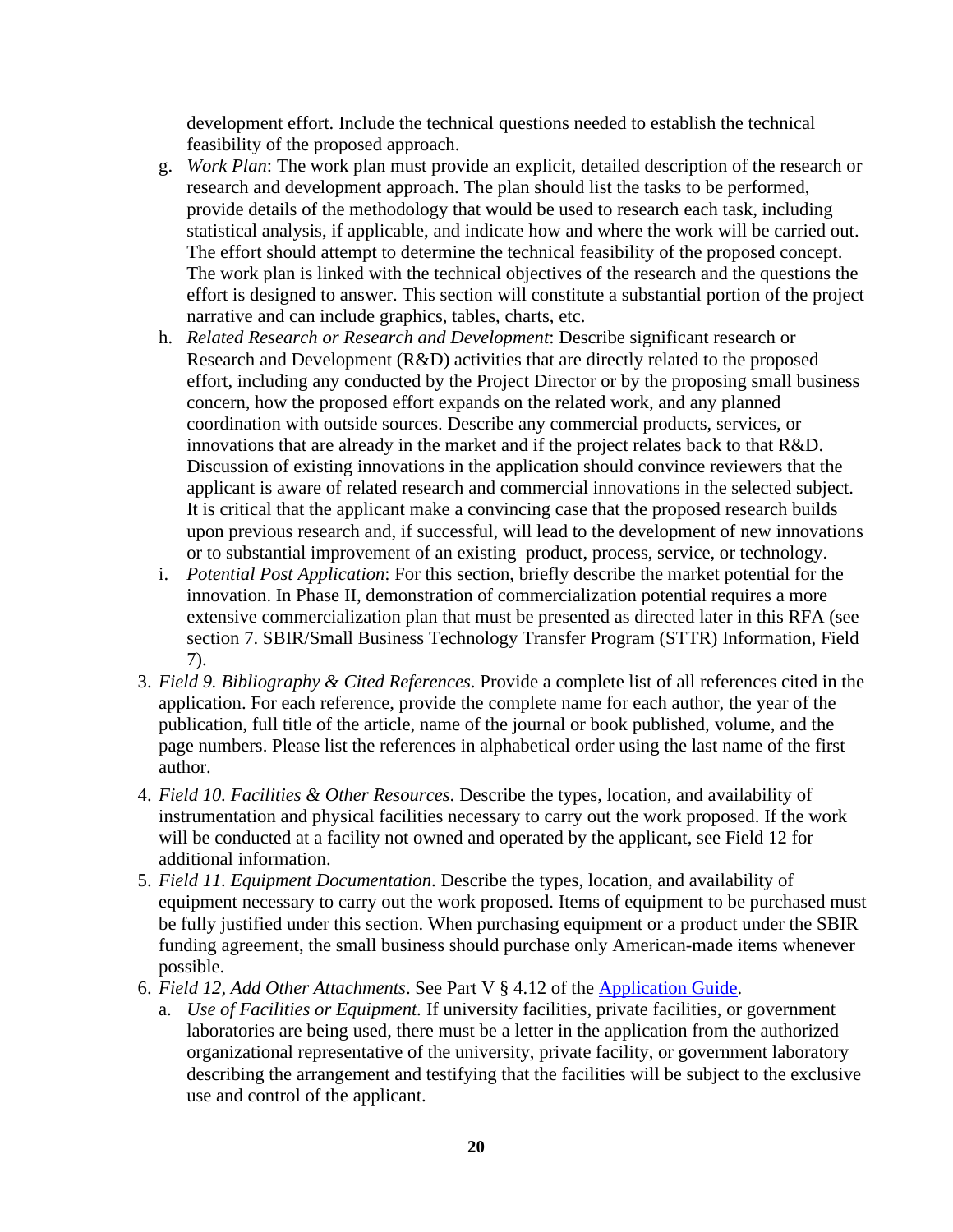development effort. Include the technical questions needed to establish the technical feasibility of the proposed approach.

g. *Work Plan*: The work plan must provide an explicit, detailed description of the research or research and development approach. The plan should list the tasks to be performed, provide details of the methodology that would be used to research each task, including statistical analysis, if applicable, and indicate how and where the work will be carried out. The effort should attempt to determine the technical feasibility of the proposed concept. The work plan is linked with the technical objectives of the research and the questions the effort is designed to answer. This section will constitute a substantial portion of the project narrative and can include graphics, tables, charts, etc.

h. *Related Research or Research and Development*: Describe significant research or Research and Development (R&D) activities that are directly related to the proposed effort, including any conducted by the Project Director or by the proposing small business concern, how the proposed effort expands on the related work, and any planned coordination with outside sources. Describe any commercial products, services, or innovations that are already in the market and if the project relates back to that R&D. Discussion of existing innovations in the application should convince reviewers that the applicant is aware of related research and commercial innovations in the selected subject. It is critical that the applicant make a convincing case that the proposed research builds upon previous research and, if successful, will lead to the development of new innovations or to substantial improvement of an existing product, process, service, or technology.

i. *Potential Post Application*: For this section, briefly describe the market potential for the innovation. In Phase II, demonstration of commercialization potential requires a more extensive commercialization plan that must be presented as directed later in this RFA (see section 7. SBIR/Small Business Technology Transfer Program (STTR) Information, Field 7).

3. *Field 9. Bibliography & Cited References*. Provide a complete list of all references cited in the application. For each reference, provide the complete name for each author, the year of the publication, full title of the article, name of the journal or book published, volume, and the page numbers. Please list the references in alphabetical order using the last name of the first author.

4. *Field 10. Facilities & Other Resources*. Describe the types, location, and availability of instrumentation and physical facilities necessary to carry out the work proposed. If the work will be conducted at a facility not owned and operated by the applicant, see Field 12 for additional information.

5. *Field 11. Equipment Documentation*. Describe the types, location, and availability of equipment necessary to carry out the work proposed. Items of equipment to be purchased must be fully justified under this section. When purchasing equipment or a product under the SBIR funding agreement, the small business should purchase only American-made items whenever possible.

6. *Field 12, Add Other Attachments*. See Part V § 4.12 of the Application Guide.

   a. *Use of Facilities or Equipment.* If university facilities, private facilities, or government laboratories are being used, there must be a letter in the application from the authorized organizational representative of the university, private facility, or government laboratory describing the arrangement and testifying that the facilities will be subject to the exclusive use and control of the applicant.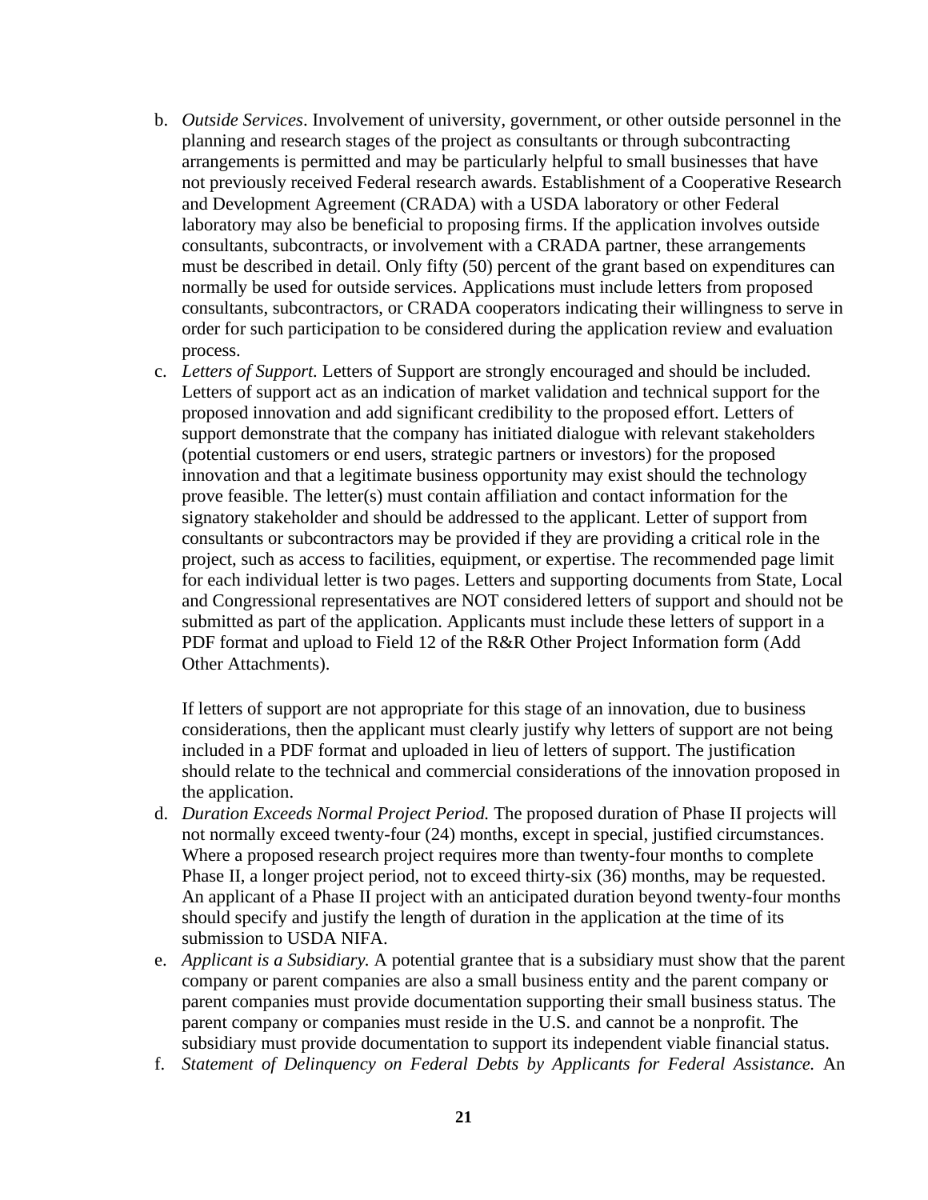b. *Outside Services*. Involvement of university, government, or other outside personnel in the planning and research stages of the project as consultants or through subcontracting arrangements is permitted and may be particularly helpful to small businesses that have not previously received Federal research awards. Establishment of a Cooperative Research and Development Agreement (CRADA) with a USDA laboratory or other Federal laboratory may also be beneficial to proposing firms. If the application involves outside consultants, subcontracts, or involvement with a CRADA partner, these arrangements must be described in detail. Only fifty (50) percent of the grant based on expenditures can normally be used for outside services. Applications must include letters from proposed consultants, subcontractors, or CRADA cooperators indicating their willingness to serve in order for such participation to be considered during the application review and evaluation process.

c. *Letters of Support.* Letters of Support are strongly encouraged and should be included. Letters of support act as an indication of market validation and technical support for the proposed innovation and add significant credibility to the proposed effort. Letters of support demonstrate that the company has initiated dialogue with relevant stakeholders (potential customers or end users, strategic partners or investors) for the proposed innovation and that a legitimate business opportunity may exist should the technology prove feasible. The letter(s) must contain affiliation and contact information for the signatory stakeholder and should be addressed to the applicant. Letter of support from consultants or subcontractors may be provided if they are providing a critical role in the project, such as access to facilities, equipment, or expertise. The recommended page limit for each individual letter is two pages. Letters and supporting documents from State, Local and Congressional representatives are NOT considered letters of support and should not be submitted as part of the application. Applicants must include these letters of support in a PDF format and upload to Field 12 of the R&R Other Project Information form (Add Other Attachments).

   If letters of support are not appropriate for this stage of an innovation, due to business considerations, then the applicant must clearly justify why letters of support are not being included in a PDF format and uploaded in lieu of letters of support. The justification should relate to the technical and commercial considerations of the innovation proposed in the application.

d. *Duration Exceeds Normal Project Period.* The proposed duration of Phase II projects will not normally exceed twenty-four (24) months, except in special, justified circumstances. Where a proposed research project requires more than twenty-four months to complete Phase II, a longer project period, not to exceed thirty-six (36) months, may be requested. An applicant of a Phase II project with an anticipated duration beyond twenty-four months should specify and justify the length of duration in the application at the time of its submission to USDA NIFA.

e. *Applicant is a Subsidiary.* A potential grantee that is a subsidiary must show that the parent company or parent companies are also a small business entity and the parent company or parent companies must provide documentation supporting their small business status. The parent company or companies must reside in the U.S. and cannot be a nonprofit. The subsidiary must provide documentation to support its independent viable financial status.

f. *Statement of Delinquency on Federal Debts by Applicants for Federal Assistance.* An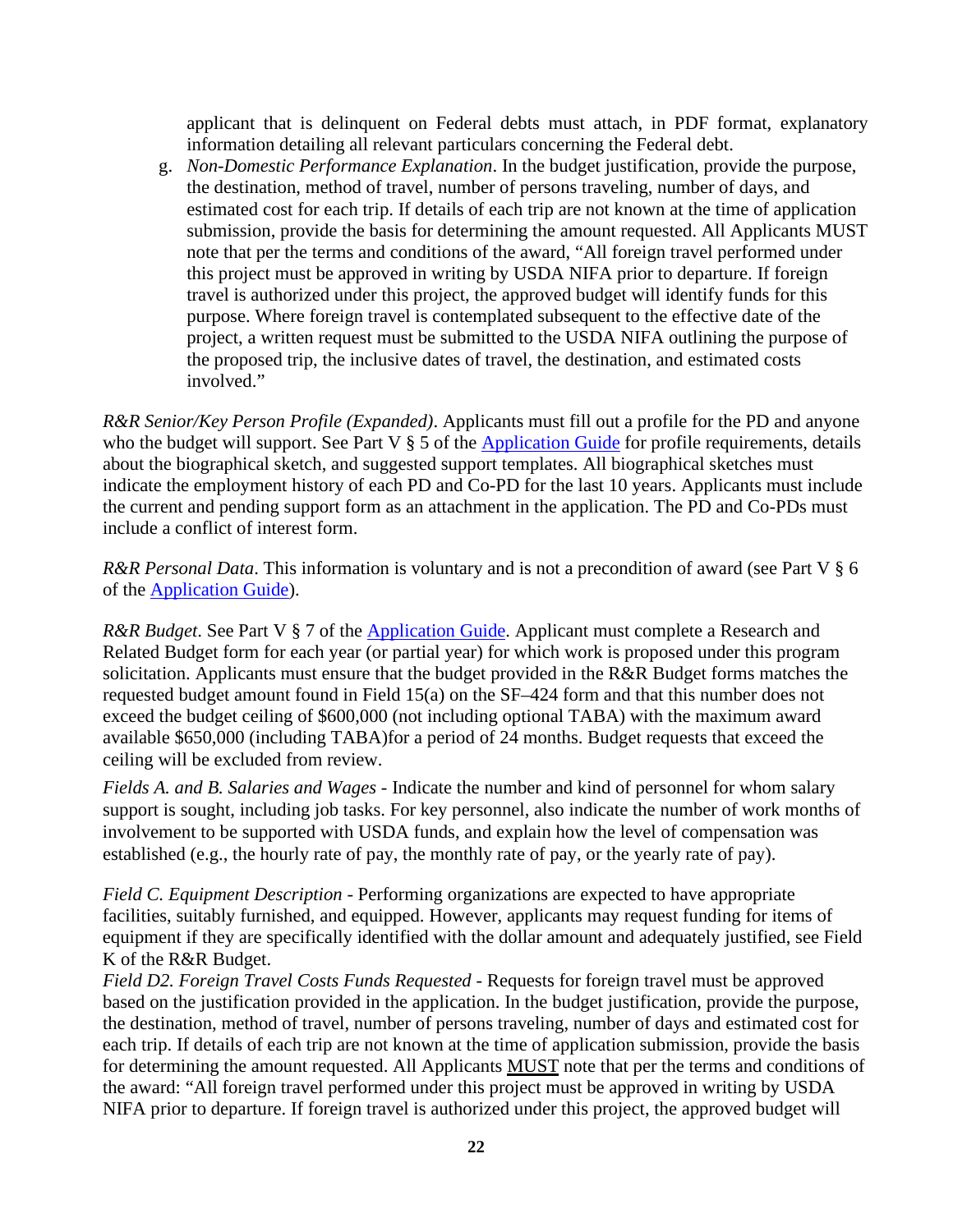applicant that is delinquent on Federal debts must attach, in PDF format, explanatory information detailing all relevant particulars concerning the Federal debt.

g. *Non-Domestic Performance Explanation*. In the budget justification, provide the purpose, the destination, method of travel, number of persons traveling, number of days, and estimated cost for each trip. If details of each trip are not known at the time of application submission, provide the basis for determining the amount requested. All Applicants MUST note that per the terms and conditions of the award, "All foreign travel performed under this project must be approved in writing by USDA NIFA prior to departure. If foreign travel is authorized under this project, the approved budget will identify funds for this purpose. Where foreign travel is contemplated subsequent to the effective date of the project, a written request must be submitted to the USDA NIFA outlining the purpose of the proposed trip, the inclusive dates of travel, the destination, and estimated costs involved."

*R&R Senior/Key Person Profile (Expanded)*. Applicants must fill out a profile for the PD and anyone who the budget will support. See Part V § 5 of the [Application Guide](Application Guide) for profile requirements, details about the biographical sketch, and suggested support templates. All biographical sketches must indicate the employment history of each PD and Co-PD for the last 10 years. Applicants must include the current and pending support form as an attachment in the application. The PD and Co-PDs must include a conflict of interest form.

*R&R Personal Data*. This information is voluntary and is not a precondition of award (see Part V § 6 of the [Application Guide](Application Guide)).

*R&R Budget*. See Part V § 7 of the [Application Guide](Application Guide). Applicant must complete a Research and Related Budget form for each year (or partial year) for which work is proposed under this program solicitation. Applicants must ensure that the budget provided in the R&R Budget forms matches the requested budget amount found in Field 15(a) on the SF–424 form and that this number does not exceed the budget ceiling of $600,000 (not including optional TABA) with the maximum award available $650,000 (including TABA)for a period of 24 months. Budget requests that exceed the ceiling will be excluded from review.

*Fields A. and B. Salaries and Wages* - Indicate the number and kind of personnel for whom salary support is sought, including job tasks. For key personnel, also indicate the number of work months of involvement to be supported with USDA funds, and explain how the level of compensation was established (e.g., the hourly rate of pay, the monthly rate of pay, or the yearly rate of pay).

*Field C. Equipment Description* - Performing organizations are expected to have appropriate facilities, suitably furnished, and equipped. However, applicants may request funding for items of equipment if they are specifically identified with the dollar amount and adequately justified, see Field K of the R&R Budget.

*Field D2. Foreign Travel Costs Funds Requested* - Requests for foreign travel must be approved based on the justification provided in the application. In the budget justification, provide the purpose, the destination, method of travel, number of persons traveling, number of days and estimated cost for each trip. If details of each trip are not known at the time of application submission, provide the basis for determining the amount requested. All Applicants MUST note that per the terms and conditions of the award: "All foreign travel performed under this project must be approved in writing by USDA NIFA prior to departure. If foreign travel is authorized under this project, the approved budget will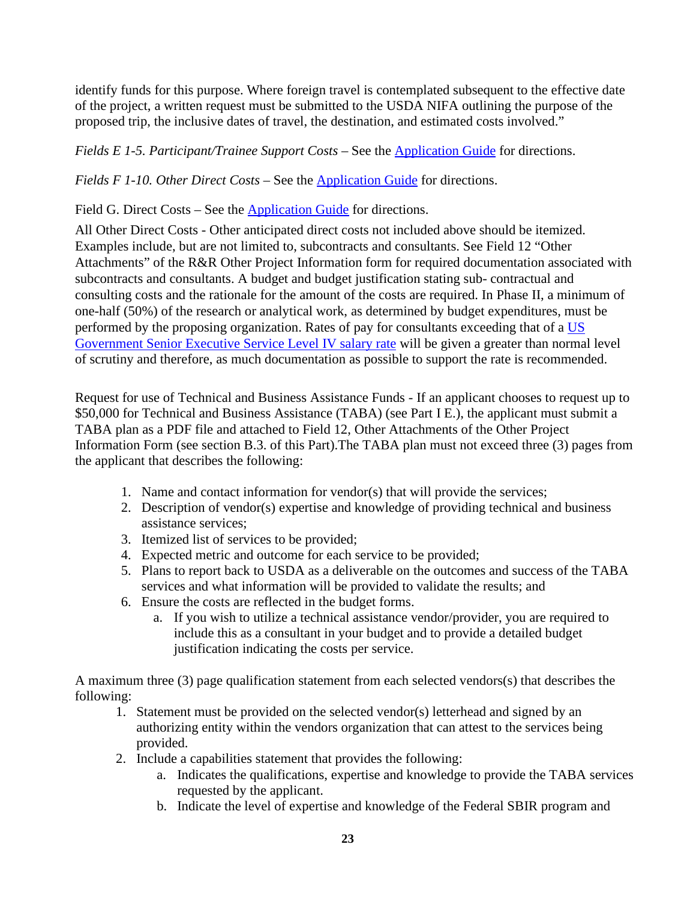identify funds for this purpose. Where foreign travel is contemplated subsequent to the effective date of the project, a written request must be submitted to the USDA NIFA outlining the purpose of the proposed trip, the inclusive dates of travel, the destination, and estimated costs involved."

*Fields E 1-5. Participant/Trainee Support Costs* – See the [Application Guide](#) for directions.

*Fields F 1-10. Other Direct Costs* – See the [Application Guide](#) for directions.

Field G. Direct Costs – See the [Application Guide](#) for directions.

All Other Direct Costs - Other anticipated direct costs not included above should be itemized. Examples include, but are not limited to, subcontracts and consultants. See Field 12 "Other Attachments" of the R&R Other Project Information form for required documentation associated with subcontracts and consultants. A budget and budget justification stating sub- contractual and consulting costs and the rationale for the amount of the costs are required. In Phase II, a minimum of one-half (50%) of the research or analytical work, as determined by budget expenditures, must be performed by the proposing organization. Rates of pay for consultants exceeding that of a [US Government Senior Executive Service Level IV salary rate](#) will be given a greater than normal level of scrutiny and therefore, as much documentation as possible to support the rate is recommended.

Request for use of Technical and Business Assistance Funds - If an applicant chooses to request up to $50,000 for Technical and Business Assistance (TABA) (see Part I E.), the applicant must submit a TABA plan as a PDF file and attached to Field 12, Other Attachments of the Other Project Information Form (see section B.3. of this Part).The TABA plan must not exceed three (3) pages from the applicant that describes the following:

1. Name and contact information for vendor(s) that will provide the services;
2. Description of vendor(s) expertise and knowledge of providing technical and business assistance services;
3. Itemized list of services to be provided;
4. Expected metric and outcome for each service to be provided;
5. Plans to report back to USDA as a deliverable on the outcomes and success of the TABA services and what information will be provided to validate the results; and
6. Ensure the costs are reflected in the budget forms.
   a. If you wish to utilize a technical assistance vendor/provider, you are required to include this as a consultant in your budget and to provide a detailed budget justification indicating the costs per service.

A maximum three (3) page qualification statement from each selected vendors(s) that describes the following:

1. Statement must be provided on the selected vendor(s) letterhead and signed by an authorizing entity within the vendors organization that can attest to the services being provided.
2. Include a capabilities statement that provides the following:
   a. Indicates the qualifications, expertise and knowledge to provide the TABA services requested by the applicant.
   b. Indicate the level of expertise and knowledge of the Federal SBIR program and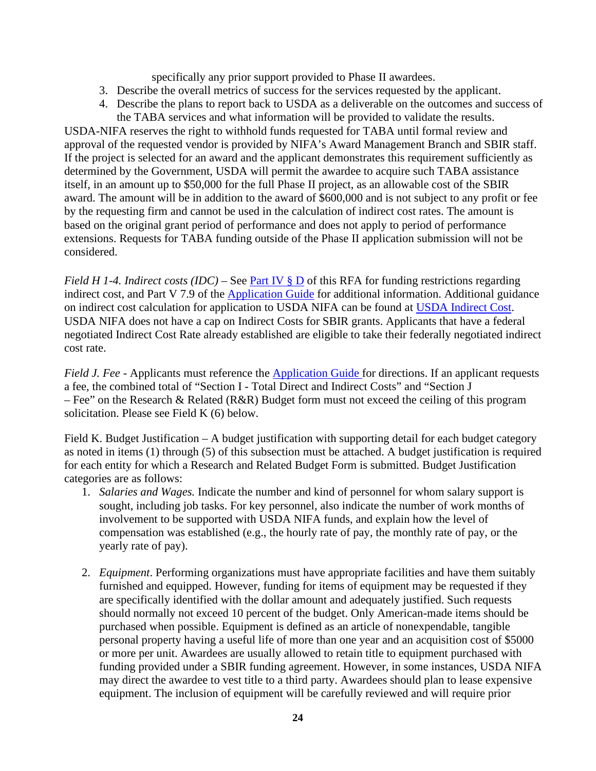specifically any prior support provided to Phase II awardees.

3. Describe the overall metrics of success for the services requested by the applicant.
4. Describe the plans to report back to USDA as a deliverable on the outcomes and success of the TABA services and what information will be provided to validate the results.

USDA-NIFA reserves the right to withhold funds requested for TABA until formal review and approval of the requested vendor is provided by NIFA's Award Management Branch and SBIR staff. If the project is selected for an award and the applicant demonstrates this requirement sufficiently as determined by the Government, USDA will permit the awardee to acquire such TABA assistance itself, in an amount up to $50,000 for the full Phase II project, as an allowable cost of the SBIR award. The amount will be in addition to the award of $600,000 and is not subject to any profit or fee by the requesting firm and cannot be used in the calculation of indirect cost rates. The amount is based on the original grant period of performance and does not apply to period of performance extensions. Requests for TABA funding outside of the Phase II application submission will not be considered.

*Field H 1-4. Indirect costs (IDC)* – See Part IV § D of this RFA for funding restrictions regarding indirect cost, and Part V 7.9 of the Application Guide for additional information. Additional guidance on indirect cost calculation for application to USDA NIFA can be found at USDA Indirect Cost. USDA NIFA does not have a cap on Indirect Costs for SBIR grants. Applicants that have a federal negotiated Indirect Cost Rate already established are eligible to take their federally negotiated indirect cost rate.

*Field J. Fee* - Applicants must reference the Application Guide for directions. If an applicant requests a fee, the combined total of "Section I - Total Direct and Indirect Costs" and "Section J – Fee" on the Research & Related (R&R) Budget form must not exceed the ceiling of this program solicitation. Please see Field K (6) below.

Field K. Budget Justification – A budget justification with supporting detail for each budget category as noted in items (1) through (5) of this subsection must be attached. A budget justification is required for each entity for which a Research and Related Budget Form is submitted. Budget Justification categories are as follows:

1. *Salaries and Wages.* Indicate the number and kind of personnel for whom salary support is sought, including job tasks. For key personnel, also indicate the number of work months of involvement to be supported with USDA NIFA funds, and explain how the level of compensation was established (e.g., the hourly rate of pay, the monthly rate of pay, or the yearly rate of pay).

2. *Equipment*. Performing organizations must have appropriate facilities and have them suitably furnished and equipped. However, funding for items of equipment may be requested if they are specifically identified with the dollar amount and adequately justified. Such requests should normally not exceed 10 percent of the budget. Only American-made items should be purchased when possible. Equipment is defined as an article of nonexpendable, tangible personal property having a useful life of more than one year and an acquisition cost of $5000 or more per unit. Awardees are usually allowed to retain title to equipment purchased with funding provided under a SBIR funding agreement. However, in some instances, USDA NIFA may direct the awardee to vest title to a third party. Awardees should plan to lease expensive equipment. The inclusion of equipment will be carefully reviewed and will require prior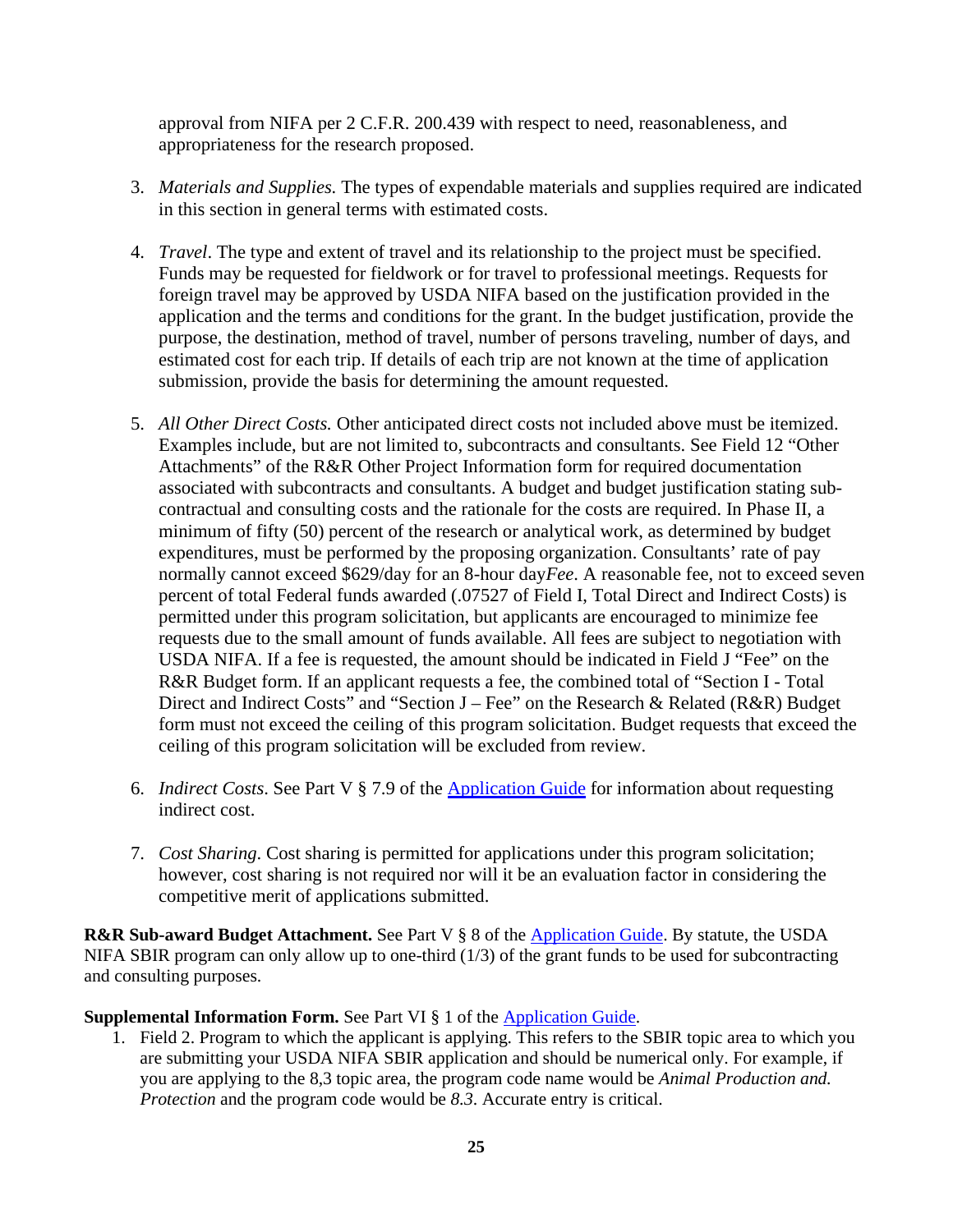approval from NIFA per 2 C.F.R. 200.439 with respect to need, reasonableness, and appropriateness for the research proposed.

3. *Materials and Supplies.* The types of expendable materials and supplies required are indicated in this section in general terms with estimated costs.

4. *Travel*. The type and extent of travel and its relationship to the project must be specified. Funds may be requested for fieldwork or for travel to professional meetings. Requests for foreign travel may be approved by USDA NIFA based on the justification provided in the application and the terms and conditions for the grant. In the budget justification, provide the purpose, the destination, method of travel, number of persons traveling, number of days, and estimated cost for each trip. If details of each trip are not known at the time of application submission, provide the basis for determining the amount requested.

5. *All Other Direct Costs.* Other anticipated direct costs not included above must be itemized. Examples include, but are not limited to, subcontracts and consultants. See Field 12 "Other Attachments" of the R&R Other Project Information form for required documentation associated with subcontracts and consultants. A budget and budget justification stating sub-contractual and consulting costs and the rationale for the costs are required. In Phase II, a minimum of fifty (50) percent of the research or analytical work, as determined by budget expenditures, must be performed by the proposing organization. Consultants' rate of pay normally cannot exceed $629/day for an 8-hour day*Fee*. A reasonable fee, not to exceed seven percent of total Federal funds awarded (.07527 of Field I, Total Direct and Indirect Costs) is permitted under this program solicitation, but applicants are encouraged to minimize fee requests due to the small amount of funds available. All fees are subject to negotiation with USDA NIFA. If a fee is requested, the amount should be indicated in Field J "Fee" on the R&R Budget form. If an applicant requests a fee, the combined total of "Section I - Total Direct and Indirect Costs" and "Section J – Fee" on the Research & Related (R&R) Budget form must not exceed the ceiling of this program solicitation. Budget requests that exceed the ceiling of this program solicitation will be excluded from review.

6. *Indirect Costs*. See Part V § 7.9 of the Application Guide for information about requesting indirect cost.

7. *Cost Sharing*. Cost sharing is permitted for applications under this program solicitation; however, cost sharing is not required nor will it be an evaluation factor in considering the competitive merit of applications submitted.

**R&R Sub-award Budget Attachment.** See Part V § 8 of the Application Guide. By statute, the USDA NIFA SBIR program can only allow up to one-third (1/3) of the grant funds to be used for subcontracting and consulting purposes.

**Supplemental Information Form.** See Part VI § 1 of the Application Guide.

1. Field 2. Program to which the applicant is applying. This refers to the SBIR topic area to which you are submitting your USDA NIFA SBIR application and should be numerical only. For example, if you are applying to the 8,3 topic area, the program code name would be *Animal Production and. Protection* and the program code would be *8.3*. Accurate entry is critical.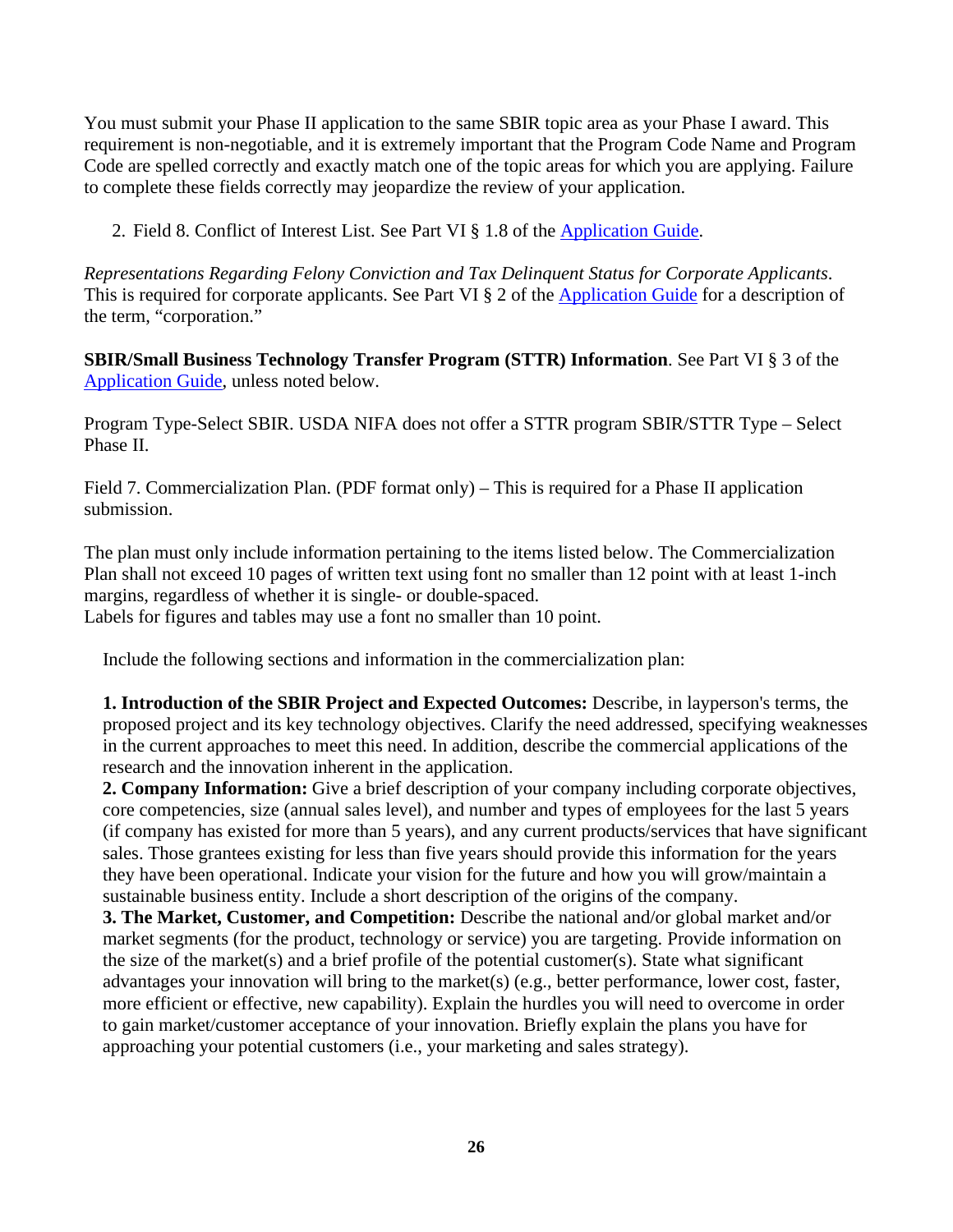You must submit your Phase II application to the same SBIR topic area as your Phase I award. This requirement is non-negotiable, and it is extremely important that the Program Code Name and Program Code are spelled correctly and exactly match one of the topic areas for which you are applying. Failure to complete these fields correctly may jeopardize the review of your application.

2. Field 8. Conflict of Interest List. See Part VI § 1.8 of the [Application Guide](Application Guide).

*Representations Regarding Felony Conviction and Tax Delinquent Status for Corporate Applicants*. This is required for corporate applicants. See Part VI § 2 of the [Application Guide](Application Guide) for a description of the term, "corporation."

**SBIR/Small Business Technology Transfer Program (STTR) Information**. See Part VI § 3 of the [Application Guide](Application Guide), unless noted below.

Program Type-Select SBIR. USDA NIFA does not offer a STTR program SBIR/STTR Type – Select Phase II.

Field 7. Commercialization Plan. (PDF format only) – This is required for a Phase II application submission.

The plan must only include information pertaining to the items listed below. The Commercialization Plan shall not exceed 10 pages of written text using font no smaller than 12 point with at least 1-inch margins, regardless of whether it is single- or double-spaced.
Labels for figures and tables may use a font no smaller than 10 point.

Include the following sections and information in the commercialization plan:

**1. Introduction of the SBIR Project and Expected Outcomes:** Describe, in layperson's terms, the proposed project and its key technology objectives. Clarify the need addressed, specifying weaknesses in the current approaches to meet this need. In addition, describe the commercial applications of the research and the innovation inherent in the application.
**2. Company Information:** Give a brief description of your company including corporate objectives, core competencies, size (annual sales level), and number and types of employees for the last 5 years (if company has existed for more than 5 years), and any current products/services that have significant sales. Those grantees existing for less than five years should provide this information for the years they have been operational. Indicate your vision for the future and how you will grow/maintain a sustainable business entity. Include a short description of the origins of the company.
**3. The Market, Customer, and Competition:** Describe the national and/or global market and/or market segments (for the product, technology or service) you are targeting. Provide information on the size of the market(s) and a brief profile of the potential customer(s). State what significant advantages your innovation will bring to the market(s) (e.g., better performance, lower cost, faster, more efficient or effective, new capability). Explain the hurdles you will need to overcome in order to gain market/customer acceptance of your innovation. Briefly explain the plans you have for approaching your potential customers (i.e., your marketing and sales strategy).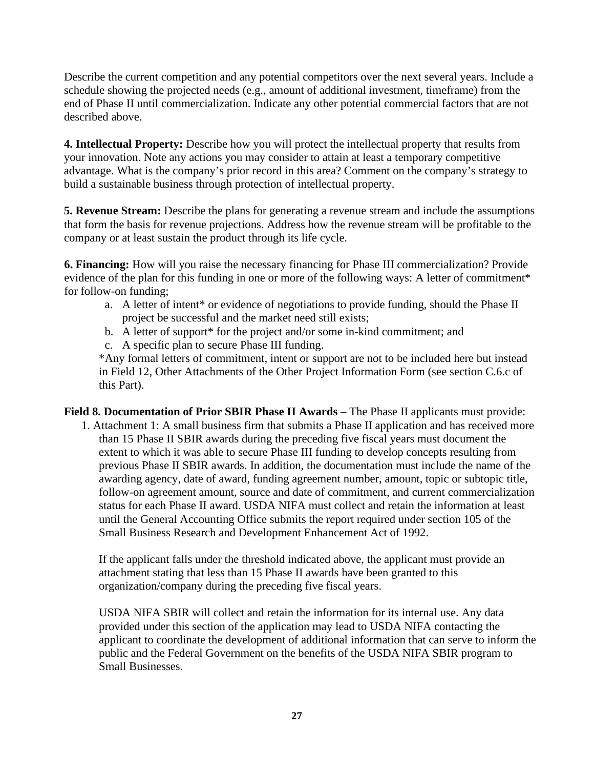Describe the current competition and any potential competitors over the next several years. Include a schedule showing the projected needs (e.g., amount of additional investment, timeframe) from the end of Phase II until commercialization. Indicate any other potential commercial factors that are not described above.

**4. Intellectual Property:** Describe how you will protect the intellectual property that results from your innovation. Note any actions you may consider to attain at least a temporary competitive advantage. What is the company's prior record in this area? Comment on the company's strategy to build a sustainable business through protection of intellectual property.

**5. Revenue Stream:** Describe the plans for generating a revenue stream and include the assumptions that form the basis for revenue projections. Address how the revenue stream will be profitable to the company or at least sustain the product through its life cycle.

**6. Financing:** How will you raise the necessary financing for Phase III commercialization? Provide evidence of the plan for this funding in one or more of the following ways: A letter of commitment* for follow-on funding;

a. A letter of intent* or evidence of negotiations to provide funding, should the Phase II project be successful and the market need still exists;
b. A letter of support* for the project and/or some in-kind commitment; and
c. A specific plan to secure Phase III funding.

*Any formal letters of commitment, intent or support are not to be included here but instead in Field 12, Other Attachments of the Other Project Information Form (see section C.6.c of this Part).

**Field 8. Documentation of Prior SBIR Phase II Awards** – The Phase II applicants must provide:

1. Attachment 1: A small business firm that submits a Phase II application and has received more than 15 Phase II SBIR awards during the preceding five fiscal years must document the extent to which it was able to secure Phase III funding to develop concepts resulting from previous Phase II SBIR awards. In addition, the documentation must include the name of the awarding agency, date of award, funding agreement number, amount, topic or subtopic title, follow-on agreement amount, source and date of commitment, and current commercialization status for each Phase II award. USDA NIFA must collect and retain the information at least until the General Accounting Office submits the report required under section 105 of the Small Business Research and Development Enhancement Act of 1992.

   If the applicant falls under the threshold indicated above, the applicant must provide an attachment stating that less than 15 Phase II awards have been granted to this organization/company during the preceding five fiscal years.

   USDA NIFA SBIR will collect and retain the information for its internal use. Any data provided under this section of the application may lead to USDA NIFA contacting the applicant to coordinate the development of additional information that can serve to inform the public and the Federal Government on the benefits of the USDA NIFA SBIR program to Small Businesses.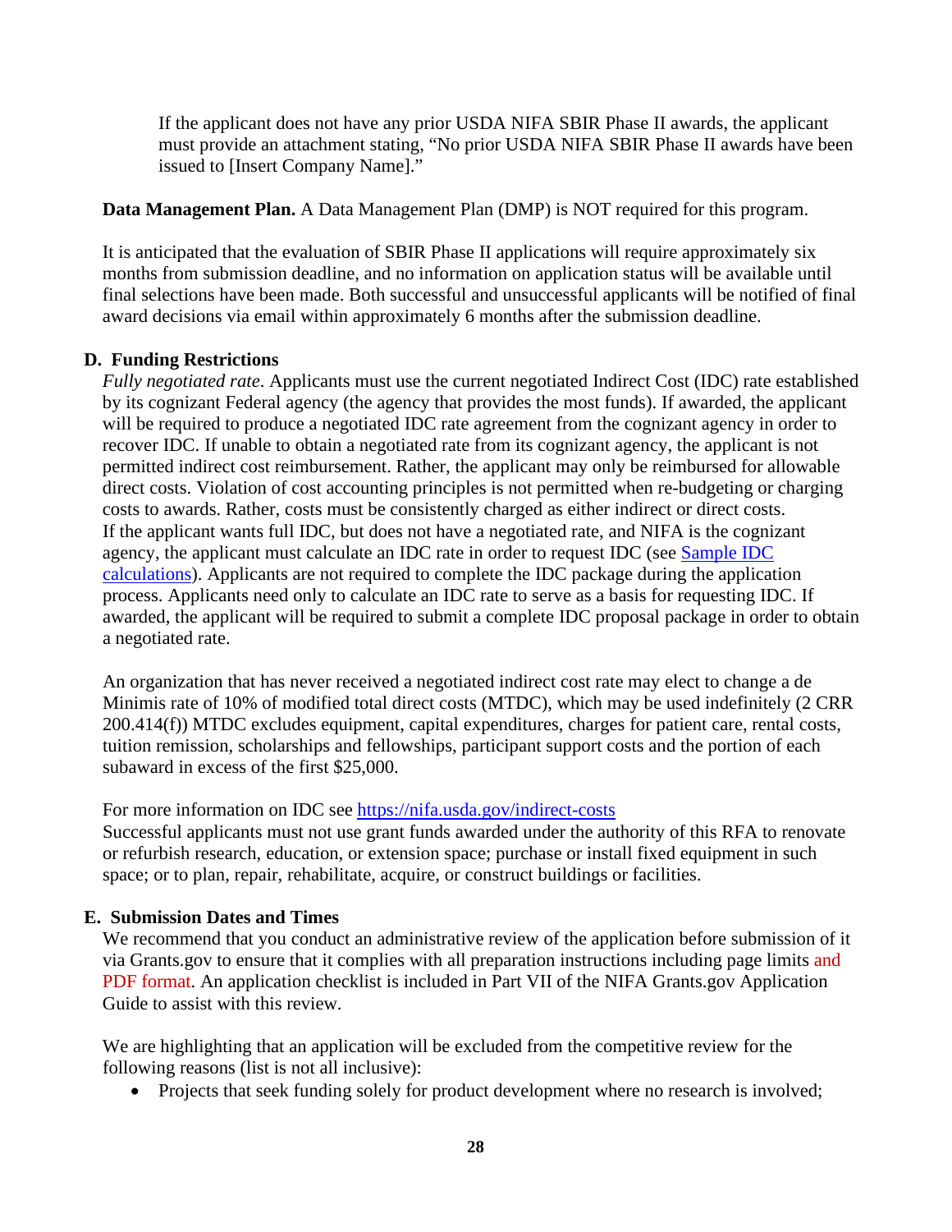If the applicant does not have any prior USDA NIFA SBIR Phase II awards, the applicant must provide an attachment stating, "No prior USDA NIFA SBIR Phase II awards have been issued to [Insert Company Name]."

**Data Management Plan.** A Data Management Plan (DMP) is NOT required for this program.

It is anticipated that the evaluation of SBIR Phase II applications will require approximately six months from submission deadline, and no information on application status will be available until final selections have been made. Both successful and unsuccessful applicants will be notified of final award decisions via email within approximately 6 months after the submission deadline.

## D. Funding Restrictions

*Fully negotiated rate*. Applicants must use the current negotiated Indirect Cost (IDC) rate established by its cognizant Federal agency (the agency that provides the most funds). If awarded, the applicant will be required to produce a negotiated IDC rate agreement from the cognizant agency in order to recover IDC. If unable to obtain a negotiated rate from its cognizant agency, the applicant is not permitted indirect cost reimbursement. Rather, the applicant may only be reimbursed for allowable direct costs. Violation of cost accounting principles is not permitted when re-budgeting or charging costs to awards. Rather, costs must be consistently charged as either indirect or direct costs. If the applicant wants full IDC, but does not have a negotiated rate, and NIFA is the cognizant agency, the applicant must calculate an IDC rate in order to request IDC (see [Sample IDC calculations](#)). Applicants are not required to complete the IDC package during the application process. Applicants need only to calculate an IDC rate to serve as a basis for requesting IDC. If awarded, the applicant will be required to submit a complete IDC proposal package in order to obtain a negotiated rate.

An organization that has never received a negotiated indirect cost rate may elect to change a de Minimis rate of 10% of modified total direct costs (MTDC), which may be used indefinitely (2 CRR 200.414(f)) MTDC excludes equipment, capital expenditures, charges for patient care, rental costs, tuition remission, scholarships and fellowships, participant support costs and the portion of each subaward in excess of the first $25,000.

For more information on IDC see https://nifa.usda.gov/indirect-costs

Successful applicants must not use grant funds awarded under the authority of this RFA to renovate or refurbish research, education, or extension space; purchase or install fixed equipment in such space; or to plan, repair, rehabilitate, acquire, or construct buildings or facilities.

## E. Submission Dates and Times

We recommend that you conduct an administrative review of the application before submission of it via Grants.gov to ensure that it complies with all preparation instructions including page limits and PDF format. An application checklist is included in Part VII of the NIFA Grants.gov Application Guide to assist with this review.

We are highlighting that an application will be excluded from the competitive review for the following reasons (list is not all inclusive):

- Projects that seek funding solely for product development where no research is involved;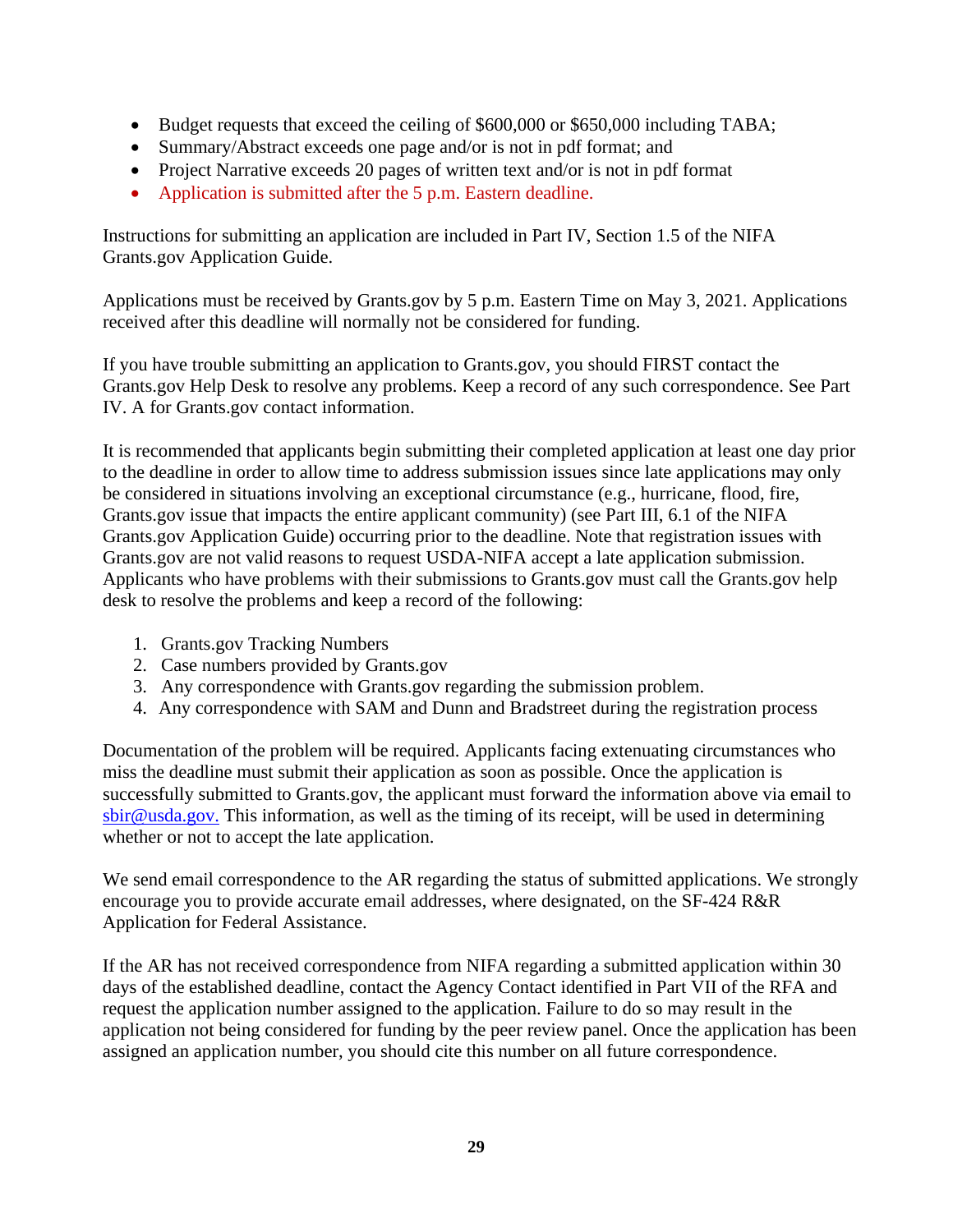- Budget requests that exceed the ceiling of $600,000 or $650,000 including TABA;
- Summary/Abstract exceeds one page and/or is not in pdf format; and
- Project Narrative exceeds 20 pages of written text and/or is not in pdf format
- Application is submitted after the 5 p.m. Eastern deadline.

Instructions for submitting an application are included in Part IV, Section 1.5 of the NIFA Grants.gov Application Guide.

Applications must be received by Grants.gov by 5 p.m. Eastern Time on May 3, 2021. Applications received after this deadline will normally not be considered for funding.

If you have trouble submitting an application to Grants.gov, you should FIRST contact the Grants.gov Help Desk to resolve any problems. Keep a record of any such correspondence. See Part IV. A for Grants.gov contact information.

It is recommended that applicants begin submitting their completed application at least one day prior to the deadline in order to allow time to address submission issues since late applications may only be considered in situations involving an exceptional circumstance (e.g., hurricane, flood, fire, Grants.gov issue that impacts the entire applicant community) (see Part III, 6.1 of the NIFA Grants.gov Application Guide) occurring prior to the deadline. Note that registration issues with Grants.gov are not valid reasons to request USDA-NIFA accept a late application submission. Applicants who have problems with their submissions to Grants.gov must call the Grants.gov help desk to resolve the problems and keep a record of the following:

1. Grants.gov Tracking Numbers
2. Case numbers provided by Grants.gov
3. Any correspondence with Grants.gov regarding the submission problem.
4. Any correspondence with SAM and Dunn and Bradstreet during the registration process

Documentation of the problem will be required. Applicants facing extenuating circumstances who miss the deadline must submit their application as soon as possible. Once the application is successfully submitted to Grants.gov, the applicant must forward the information above via email to sbir@usda.gov. This information, as well as the timing of its receipt, will be used in determining whether or not to accept the late application.

We send email correspondence to the AR regarding the status of submitted applications. We strongly encourage you to provide accurate email addresses, where designated, on the SF-424 R&R Application for Federal Assistance.

If the AR has not received correspondence from NIFA regarding a submitted application within 30 days of the established deadline, contact the Agency Contact identified in Part VII of the RFA and request the application number assigned to the application. Failure to do so may result in the application not being considered for funding by the peer review panel. Once the application has been assigned an application number, you should cite this number on all future correspondence.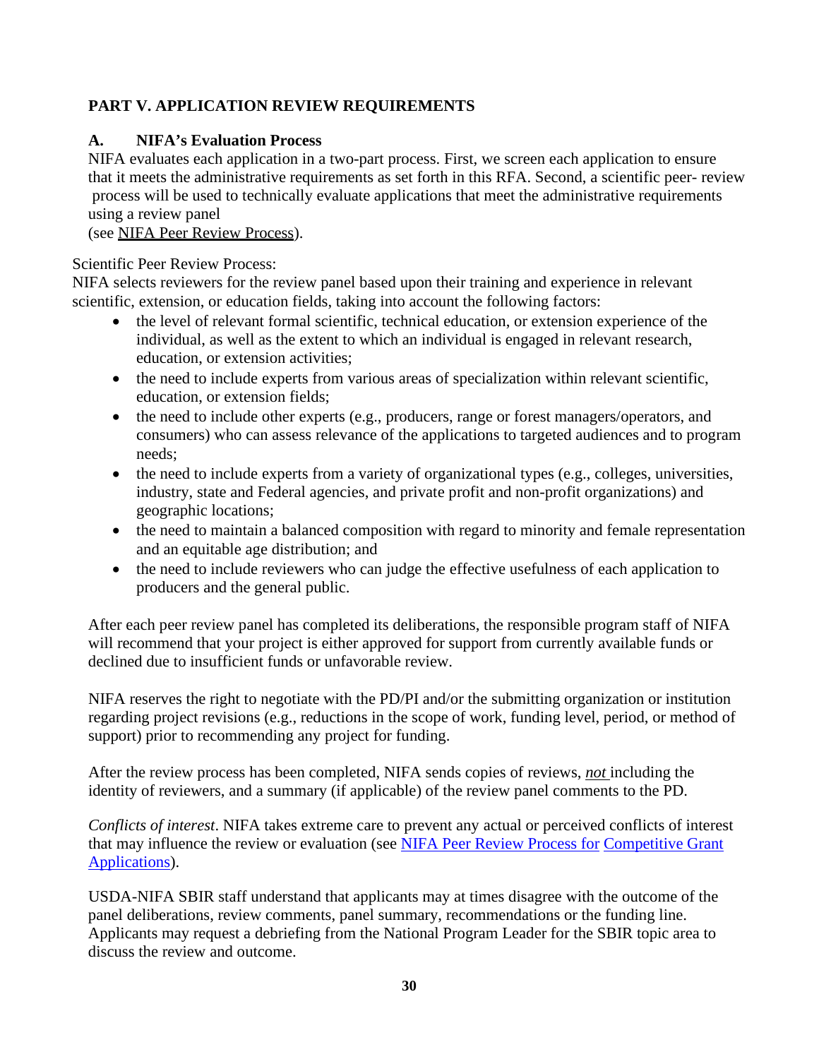## PART V. APPLICATION REVIEW REQUIREMENTS

### A. NIFA's Evaluation Process

NIFA evaluates each application in a two-part process. First, we screen each application to ensure that it meets the administrative requirements as set forth in this RFA. Second, a scientific peer- review process will be used to technically evaluate applications that meet the administrative requirements using a review panel (see NIFA Peer Review Process).

Scientific Peer Review Process:
NIFA selects reviewers for the review panel based upon their training and experience in relevant scientific, extension, or education fields, taking into account the following factors:

- the level of relevant formal scientific, technical education, or extension experience of the individual, as well as the extent to which an individual is engaged in relevant research, education, or extension activities;
- the need to include experts from various areas of specialization within relevant scientific, education, or extension fields;
- the need to include other experts (e.g., producers, range or forest managers/operators, and consumers) who can assess relevance of the applications to targeted audiences and to program needs;
- the need to include experts from a variety of organizational types (e.g., colleges, universities, industry, state and Federal agencies, and private profit and non-profit organizations) and geographic locations;
- the need to maintain a balanced composition with regard to minority and female representation and an equitable age distribution; and
- the need to include reviewers who can judge the effective usefulness of each application to producers and the general public.

After each peer review panel has completed its deliberations, the responsible program staff of NIFA will recommend that your project is either approved for support from currently available funds or declined due to insufficient funds or unfavorable review.

NIFA reserves the right to negotiate with the PD/PI and/or the submitting organization or institution regarding project revisions (e.g., reductions in the scope of work, funding level, period, or method of support) prior to recommending any project for funding.

After the review process has been completed, NIFA sends copies of reviews, ***not*** including the identity of reviewers, and a summary (if applicable) of the review panel comments to the PD.

*Conflicts of interest*. NIFA takes extreme care to prevent any actual or perceived conflicts of interest that may influence the review or evaluation (see NIFA Peer Review Process for Competitive Grant Applications).

USDA-NIFA SBIR staff understand that applicants may at times disagree with the outcome of the panel deliberations, review comments, panel summary, recommendations or the funding line. Applicants may request a debriefing from the National Program Leader for the SBIR topic area to discuss the review and outcome.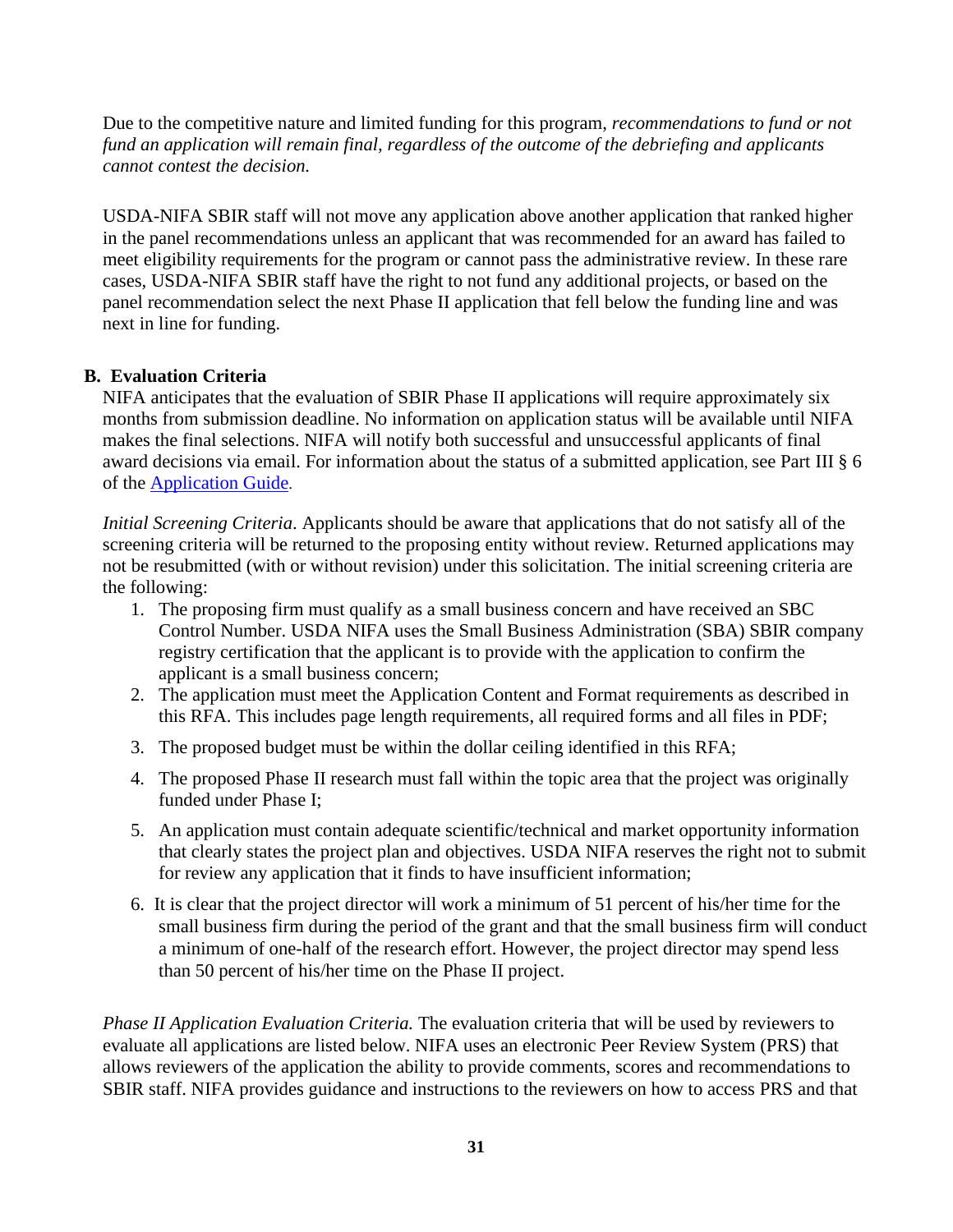Due to the competitive nature and limited funding for this program, *recommendations to fund or not fund an application will remain final, regardless of the outcome of the debriefing and applicants cannot contest the decision.*

USDA-NIFA SBIR staff will not move any application above another application that ranked higher in the panel recommendations unless an applicant that was recommended for an award has failed to meet eligibility requirements for the program or cannot pass the administrative review. In these rare cases, USDA-NIFA SBIR staff have the right to not fund any additional projects, or based on the panel recommendation select the next Phase II application that fell below the funding line and was next in line for funding.

### B. Evaluation Criteria

NIFA anticipates that the evaluation of SBIR Phase II applications will require approximately six months from submission deadline. No information on application status will be available until NIFA makes the final selections. NIFA will notify both successful and unsuccessful applicants of final award decisions via email. For information about the status of a submitted application, see Part III § 6 of the [Application Guide](Application Guide).

*Initial Screening Criteria*. Applicants should be aware that applications that do not satisfy all of the screening criteria will be returned to the proposing entity without review. Returned applications may not be resubmitted (with or without revision) under this solicitation. The initial screening criteria are the following:

1. The proposing firm must qualify as a small business concern and have received an SBC Control Number. USDA NIFA uses the Small Business Administration (SBA) SBIR company registry certification that the applicant is to provide with the application to confirm the applicant is a small business concern;
2. The application must meet the Application Content and Format requirements as described in this RFA. This includes page length requirements, all required forms and all files in PDF;
3. The proposed budget must be within the dollar ceiling identified in this RFA;
4. The proposed Phase II research must fall within the topic area that the project was originally funded under Phase I;
5. An application must contain adequate scientific/technical and market opportunity information that clearly states the project plan and objectives. USDA NIFA reserves the right not to submit for review any application that it finds to have insufficient information;
6. It is clear that the project director will work a minimum of 51 percent of his/her time for the small business firm during the period of the grant and that the small business firm will conduct a minimum of one-half of the research effort. However, the project director may spend less than 50 percent of his/her time on the Phase II project.

*Phase II Application Evaluation Criteria.* The evaluation criteria that will be used by reviewers to evaluate all applications are listed below. NIFA uses an electronic Peer Review System (PRS) that allows reviewers of the application the ability to provide comments, scores and recommendations to SBIR staff. NIFA provides guidance and instructions to the reviewers on how to access PRS and that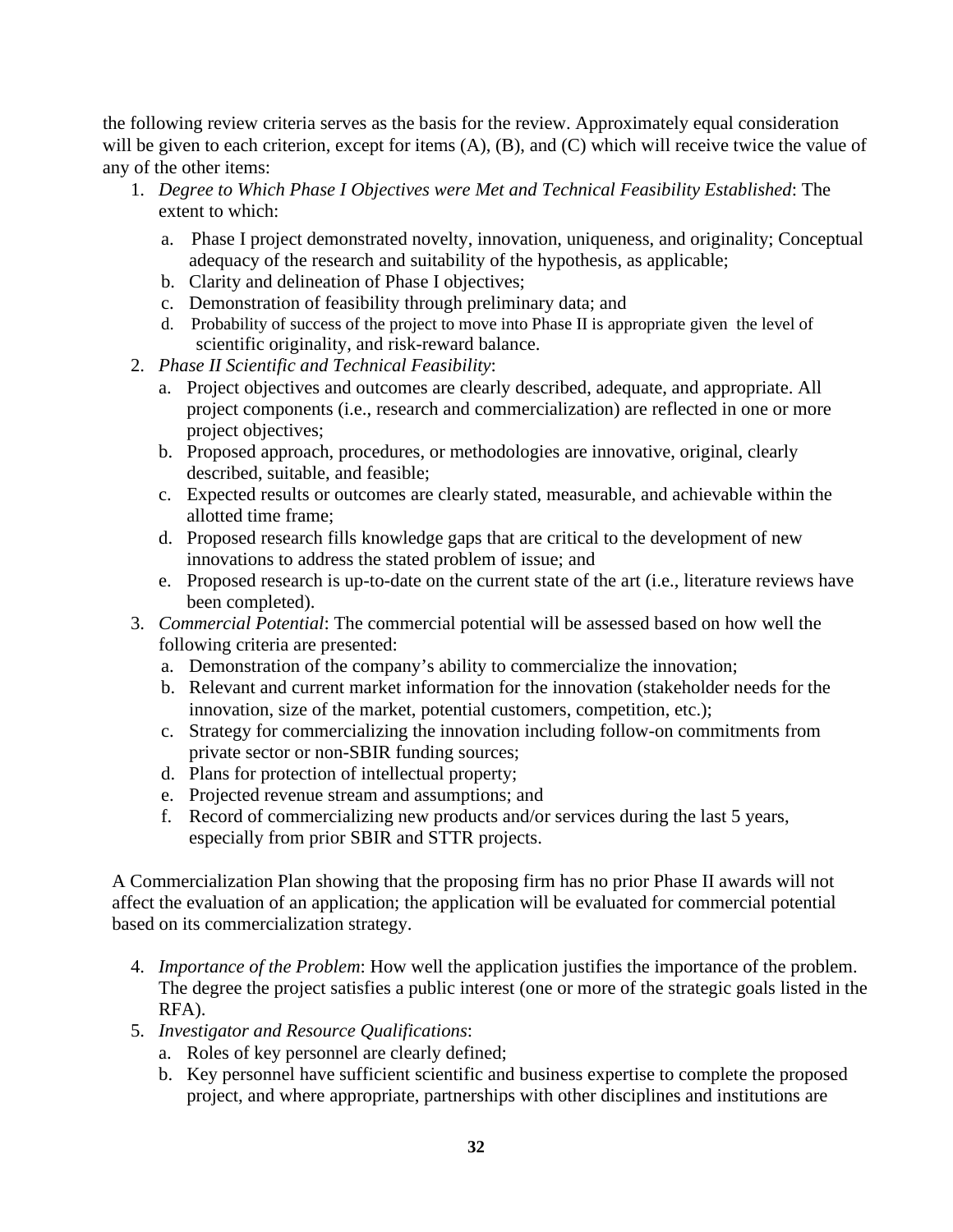the following review criteria serves as the basis for the review. Approximately equal consideration will be given to each criterion, except for items (A), (B), and (C) which will receive twice the value of any of the other items:

1. *Degree to Which Phase I Objectives were Met and Technical Feasibility Established*: The extent to which:
   a. Phase I project demonstrated novelty, innovation, uniqueness, and originality; Conceptual adequacy of the research and suitability of the hypothesis, as applicable;
   b. Clarity and delineation of Phase I objectives;
   c. Demonstration of feasibility through preliminary data; and
   d. Probability of success of the project to move into Phase II is appropriate given the level of scientific originality, and risk-reward balance.
2. *Phase II Scientific and Technical Feasibility*:
   a. Project objectives and outcomes are clearly described, adequate, and appropriate. All project components (i.e., research and commercialization) are reflected in one or more project objectives;
   b. Proposed approach, procedures, or methodologies are innovative, original, clearly described, suitable, and feasible;
   c. Expected results or outcomes are clearly stated, measurable, and achievable within the allotted time frame;
   d. Proposed research fills knowledge gaps that are critical to the development of new innovations to address the stated problem of issue; and
   e. Proposed research is up-to-date on the current state of the art (i.e., literature reviews have been completed).
3. *Commercial Potential*: The commercial potential will be assessed based on how well the following criteria are presented:
   a. Demonstration of the company's ability to commercialize the innovation;
   b. Relevant and current market information for the innovation (stakeholder needs for the innovation, size of the market, potential customers, competition, etc.);
   c. Strategy for commercializing the innovation including follow-on commitments from private sector or non-SBIR funding sources;
   d. Plans for protection of intellectual property;
   e. Projected revenue stream and assumptions; and
   f. Record of commercializing new products and/or services during the last 5 years, especially from prior SBIR and STTR projects.

A Commercialization Plan showing that the proposing firm has no prior Phase II awards will not affect the evaluation of an application; the application will be evaluated for commercial potential based on its commercialization strategy.

4. *Importance of the Problem*: How well the application justifies the importance of the problem. The degree the project satisfies a public interest (one or more of the strategic goals listed in the RFA).
5. *Investigator and Resource Qualifications*:
   a. Roles of key personnel are clearly defined;
   b. Key personnel have sufficient scientific and business expertise to complete the proposed project, and where appropriate, partnerships with other disciplines and institutions are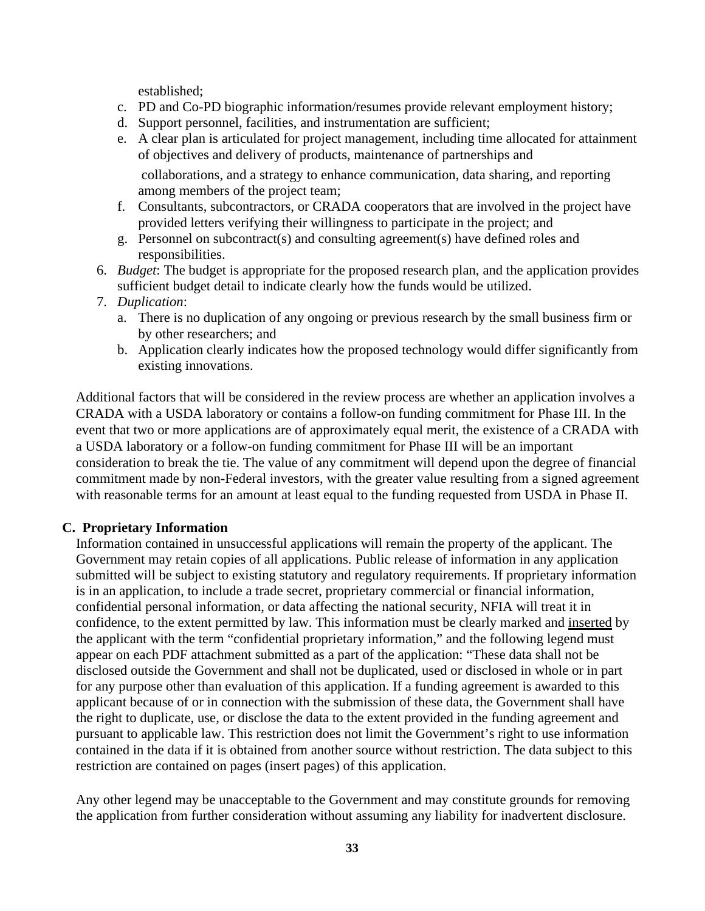established;

c. PD and Co-PD biographic information/resumes provide relevant employment history;
d. Support personnel, facilities, and instrumentation are sufficient;
e. A clear plan is articulated for project management, including time allocated for attainment of objectives and delivery of products, maintenance of partnerships and collaborations, and a strategy to enhance communication, data sharing, and reporting among members of the project team;
f. Consultants, subcontractors, or CRADA cooperators that are involved in the project have provided letters verifying their willingness to participate in the project; and
g. Personnel on subcontract(s) and consulting agreement(s) have defined roles and responsibilities.

6. *Budget*: The budget is appropriate for the proposed research plan, and the application provides sufficient budget detail to indicate clearly how the funds would be utilized.
7. *Duplication*:
   a. There is no duplication of any ongoing or previous research by the small business firm or by other researchers; and
   b. Application clearly indicates how the proposed technology would differ significantly from existing innovations.

Additional factors that will be considered in the review process are whether an application involves a CRADA with a USDA laboratory or contains a follow-on funding commitment for Phase III. In the event that two or more applications are of approximately equal merit, the existence of a CRADA with a USDA laboratory or a follow-on funding commitment for Phase III will be an important consideration to break the tie. The value of any commitment will depend upon the degree of financial commitment made by non-Federal investors, with the greater value resulting from a signed agreement with reasonable terms for an amount at least equal to the funding requested from USDA in Phase II.

### C. Proprietary Information

Information contained in unsuccessful applications will remain the property of the applicant. The Government may retain copies of all applications. Public release of information in any application submitted will be subject to existing statutory and regulatory requirements. If proprietary information is in an application, to include a trade secret, proprietary commercial or financial information, confidential personal information, or data affecting the national security, NFIA will treat it in confidence, to the extent permitted by law. This information must be clearly marked and inserted by the applicant with the term "confidential proprietary information," and the following legend must appear on each PDF attachment submitted as a part of the application: "These data shall not be disclosed outside the Government and shall not be duplicated, used or disclosed in whole or in part for any purpose other than evaluation of this application. If a funding agreement is awarded to this applicant because of or in connection with the submission of these data, the Government shall have the right to duplicate, use, or disclose the data to the extent provided in the funding agreement and pursuant to applicable law. This restriction does not limit the Government's right to use information contained in the data if it is obtained from another source without restriction. The data subject to this restriction are contained on pages (insert pages) of this application.

Any other legend may be unacceptable to the Government and may constitute grounds for removing the application from further consideration without assuming any liability for inadvertent disclosure.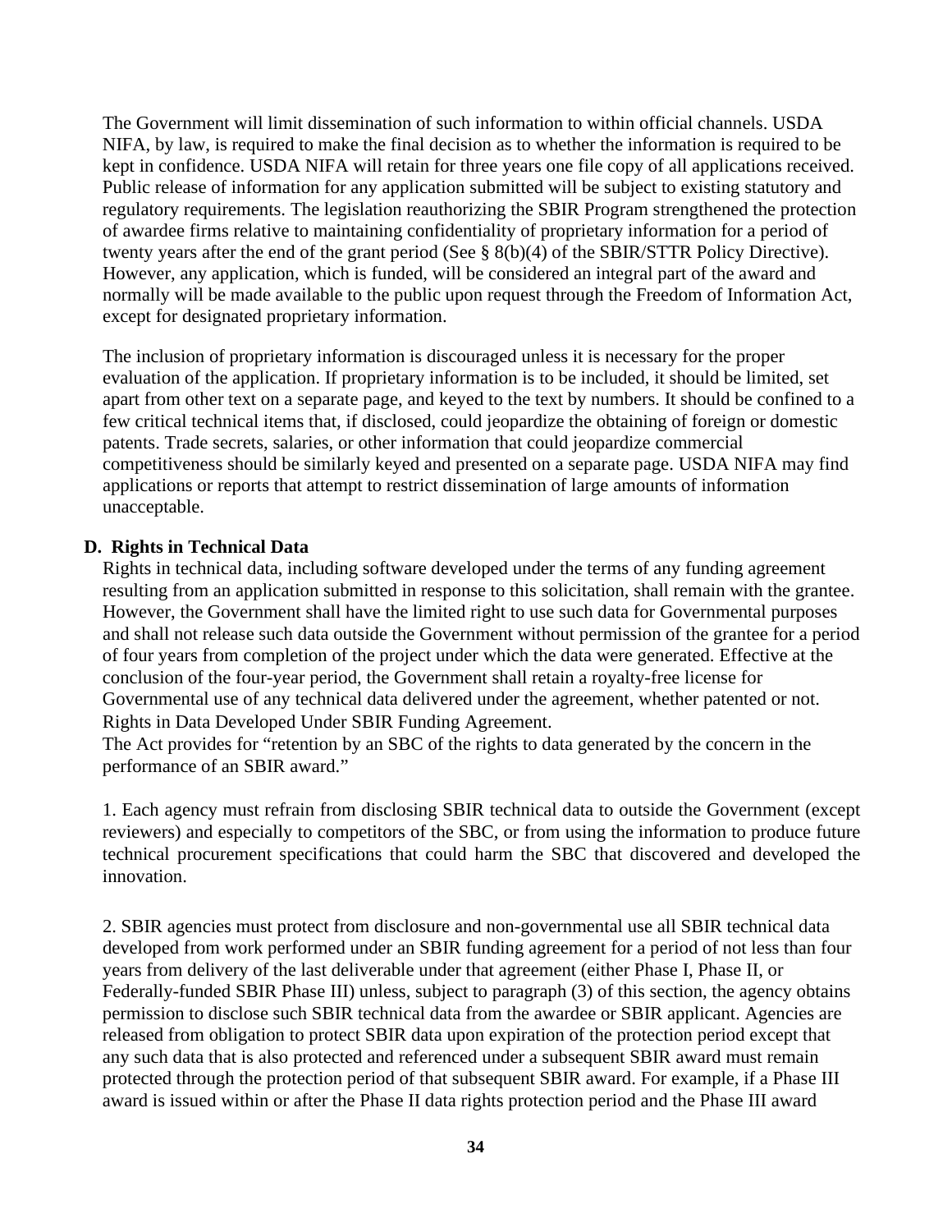The Government will limit dissemination of such information to within official channels. USDA NIFA, by law, is required to make the final decision as to whether the information is required to be kept in confidence. USDA NIFA will retain for three years one file copy of all applications received. Public release of information for any application submitted will be subject to existing statutory and regulatory requirements. The legislation reauthorizing the SBIR Program strengthened the protection of awardee firms relative to maintaining confidentiality of proprietary information for a period of twenty years after the end of the grant period (See § 8(b)(4) of the SBIR/STTR Policy Directive). However, any application, which is funded, will be considered an integral part of the award and normally will be made available to the public upon request through the Freedom of Information Act, except for designated proprietary information.

The inclusion of proprietary information is discouraged unless it is necessary for the proper evaluation of the application. If proprietary information is to be included, it should be limited, set apart from other text on a separate page, and keyed to the text by numbers. It should be confined to a few critical technical items that, if disclosed, could jeopardize the obtaining of foreign or domestic patents. Trade secrets, salaries, or other information that could jeopardize commercial competitiveness should be similarly keyed and presented on a separate page. USDA NIFA may find applications or reports that attempt to restrict dissemination of large amounts of information unacceptable.

### D. Rights in Technical Data

Rights in technical data, including software developed under the terms of any funding agreement resulting from an application submitted in response to this solicitation, shall remain with the grantee. However, the Government shall have the limited right to use such data for Governmental purposes and shall not release such data outside the Government without permission of the grantee for a period of four years from completion of the project under which the data were generated. Effective at the conclusion of the four-year period, the Government shall retain a royalty-free license for Governmental use of any technical data delivered under the agreement, whether patented or not. Rights in Data Developed Under SBIR Funding Agreement.

The Act provides for "retention by an SBC of the rights to data generated by the concern in the performance of an SBIR award."

1. Each agency must refrain from disclosing SBIR technical data to outside the Government (except reviewers) and especially to competitors of the SBC, or from using the information to produce future technical procurement specifications that could harm the SBC that discovered and developed the innovation.

2. SBIR agencies must protect from disclosure and non-governmental use all SBIR technical data developed from work performed under an SBIR funding agreement for a period of not less than four years from delivery of the last deliverable under that agreement (either Phase I, Phase II, or Federally-funded SBIR Phase III) unless, subject to paragraph (3) of this section, the agency obtains permission to disclose such SBIR technical data from the awardee or SBIR applicant. Agencies are released from obligation to protect SBIR data upon expiration of the protection period except that any such data that is also protected and referenced under a subsequent SBIR award must remain protected through the protection period of that subsequent SBIR award. For example, if a Phase III award is issued within or after the Phase II data rights protection period and the Phase III award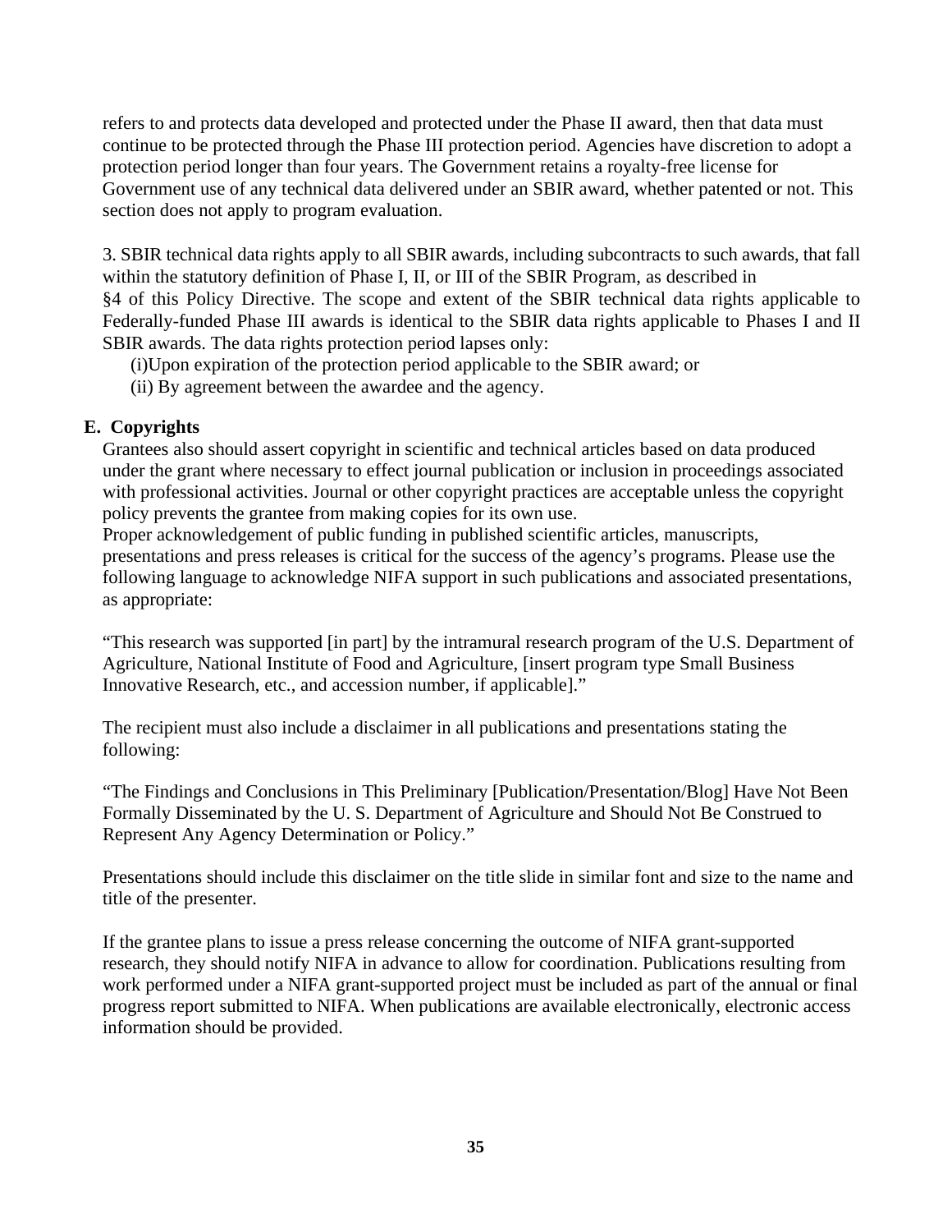refers to and protects data developed and protected under the Phase II award, then that data must continue to be protected through the Phase III protection period. Agencies have discretion to adopt a protection period longer than four years. The Government retains a royalty-free license for Government use of any technical data delivered under an SBIR award, whether patented or not. This section does not apply to program evaluation.

3. SBIR technical data rights apply to all SBIR awards, including subcontracts to such awards, that fall within the statutory definition of Phase I, II, or III of the SBIR Program, as described in §4 of this Policy Directive. The scope and extent of the SBIR technical data rights applicable to Federally-funded Phase III awards is identical to the SBIR data rights applicable to Phases I and II SBIR awards. The data rights protection period lapses only:

(i)Upon expiration of the protection period applicable to the SBIR award; or

(ii) By agreement between the awardee and the agency.

## E. Copyrights

Grantees also should assert copyright in scientific and technical articles based on data produced under the grant where necessary to effect journal publication or inclusion in proceedings associated with professional activities. Journal or other copyright practices are acceptable unless the copyright policy prevents the grantee from making copies for its own use.

Proper acknowledgement of public funding in published scientific articles, manuscripts, presentations and press releases is critical for the success of the agency's programs. Please use the following language to acknowledge NIFA support in such publications and associated presentations, as appropriate:

"This research was supported [in part] by the intramural research program of the U.S. Department of Agriculture, National Institute of Food and Agriculture, [insert program type Small Business Innovative Research, etc., and accession number, if applicable]."

The recipient must also include a disclaimer in all publications and presentations stating the following:

"The Findings and Conclusions in This Preliminary [Publication/Presentation/Blog] Have Not Been Formally Disseminated by the U. S. Department of Agriculture and Should Not Be Construed to Represent Any Agency Determination or Policy."

Presentations should include this disclaimer on the title slide in similar font and size to the name and title of the presenter.

If the grantee plans to issue a press release concerning the outcome of NIFA grant-supported research, they should notify NIFA in advance to allow for coordination. Publications resulting from work performed under a NIFA grant-supported project must be included as part of the annual or final progress report submitted to NIFA. When publications are available electronically, electronic access information should be provided.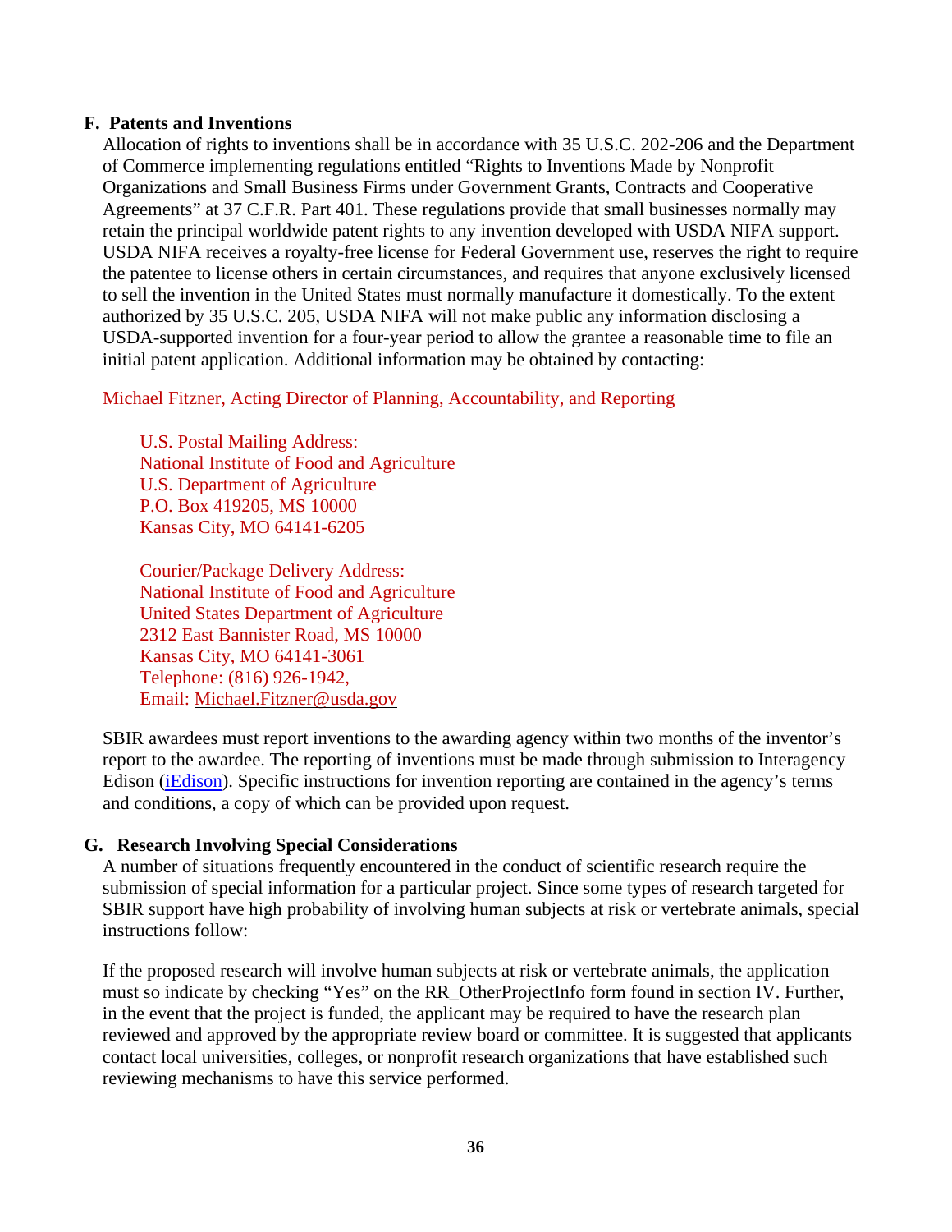### F. Patents and Inventions

Allocation of rights to inventions shall be in accordance with 35 U.S.C. 202-206 and the Department of Commerce implementing regulations entitled "Rights to Inventions Made by Nonprofit Organizations and Small Business Firms under Government Grants, Contracts and Cooperative Agreements" at 37 C.F.R. Part 401. These regulations provide that small businesses normally may retain the principal worldwide patent rights to any invention developed with USDA NIFA support. USDA NIFA receives a royalty-free license for Federal Government use, reserves the right to require the patentee to license others in certain circumstances, and requires that anyone exclusively licensed to sell the invention in the United States must normally manufacture it domestically. To the extent authorized by 35 U.S.C. 205, USDA NIFA will not make public any information disclosing a USDA-supported invention for a four-year period to allow the grantee a reasonable time to file an initial patent application. Additional information may be obtained by contacting:

Michael Fitzner, Acting Director of Planning, Accountability, and Reporting

U.S. Postal Mailing Address:
National Institute of Food and Agriculture
U.S. Department of Agriculture
P.O. Box 419205, MS 10000
Kansas City, MO 64141-6205

Courier/Package Delivery Address:
National Institute of Food and Agriculture
United States Department of Agriculture
2312 East Bannister Road, MS 10000
Kansas City, MO 64141-3061
Telephone: (816) 926-1942,
Email: Michael.Fitzner@usda.gov

SBIR awardees must report inventions to the awarding agency within two months of the inventor's report to the awardee. The reporting of inventions must be made through submission to Interagency Edison (iEdison). Specific instructions for invention reporting are contained in the agency's terms and conditions, a copy of which can be provided upon request.

### G. Research Involving Special Considerations

A number of situations frequently encountered in the conduct of scientific research require the submission of special information for a particular project. Since some types of research targeted for SBIR support have high probability of involving human subjects at risk or vertebrate animals, special instructions follow:

If the proposed research will involve human subjects at risk or vertebrate animals, the application must so indicate by checking "Yes" on the RR_OtherProjectInfo form found in section IV. Further, in the event that the project is funded, the applicant may be required to have the research plan reviewed and approved by the appropriate review board or committee. It is suggested that applicants contact local universities, colleges, or nonprofit research organizations that have established such reviewing mechanisms to have this service performed.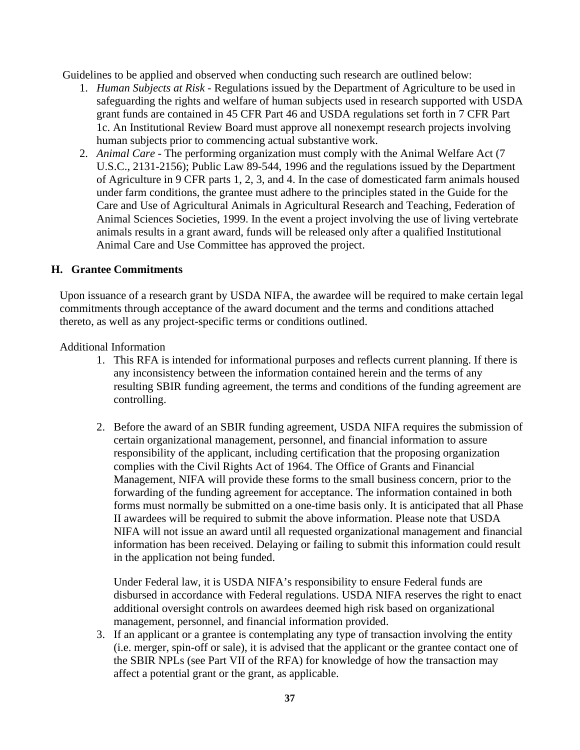Guidelines to be applied and observed when conducting such research are outlined below:

1. *Human Subjects at Risk* - Regulations issued by the Department of Agriculture to be used in safeguarding the rights and welfare of human subjects used in research supported with USDA grant funds are contained in 45 CFR Part 46 and USDA regulations set forth in 7 CFR Part 1c. An Institutional Review Board must approve all nonexempt research projects involving human subjects prior to commencing actual substantive work.
2. *Animal Care* - The performing organization must comply with the Animal Welfare Act (7 U.S.C., 2131-2156); Public Law 89-544, 1996 and the regulations issued by the Department of Agriculture in 9 CFR parts 1, 2, 3, and 4. In the case of domesticated farm animals housed under farm conditions, the grantee must adhere to the principles stated in the Guide for the Care and Use of Agricultural Animals in Agricultural Research and Teaching, Federation of Animal Sciences Societies, 1999. In the event a project involving the use of living vertebrate animals results in a grant award, funds will be released only after a qualified Institutional Animal Care and Use Committee has approved the project.

### H. Grantee Commitments

Upon issuance of a research grant by USDA NIFA, the awardee will be required to make certain legal commitments through acceptance of the award document and the terms and conditions attached thereto, as well as any project-specific terms or conditions outlined.

Additional Information

1. This RFA is intended for informational purposes and reflects current planning. If there is any inconsistency between the information contained herein and the terms of any resulting SBIR funding agreement, the terms and conditions of the funding agreement are controlling.

2. Before the award of an SBIR funding agreement, USDA NIFA requires the submission of certain organizational management, personnel, and financial information to assure responsibility of the applicant, including certification that the proposing organization complies with the Civil Rights Act of 1964. The Office of Grants and Financial Management, NIFA will provide these forms to the small business concern, prior to the forwarding of the funding agreement for acceptance. The information contained in both forms must normally be submitted on a one-time basis only. It is anticipated that all Phase II awardees will be required to submit the above information. Please note that USDA NIFA will not issue an award until all requested organizational management and financial information has been received. Delaying or failing to submit this information could result in the application not being funded.

   Under Federal law, it is USDA NIFA's responsibility to ensure Federal funds are disbursed in accordance with Federal regulations. USDA NIFA reserves the right to enact additional oversight controls on awardees deemed high risk based on organizational management, personnel, and financial information provided.

3. If an applicant or a grantee is contemplating any type of transaction involving the entity (i.e. merger, spin-off or sale), it is advised that the applicant or the grantee contact one of the SBIR NPLs (see Part VII of the RFA) for knowledge of how the transaction may affect a potential grant or the grant, as applicable.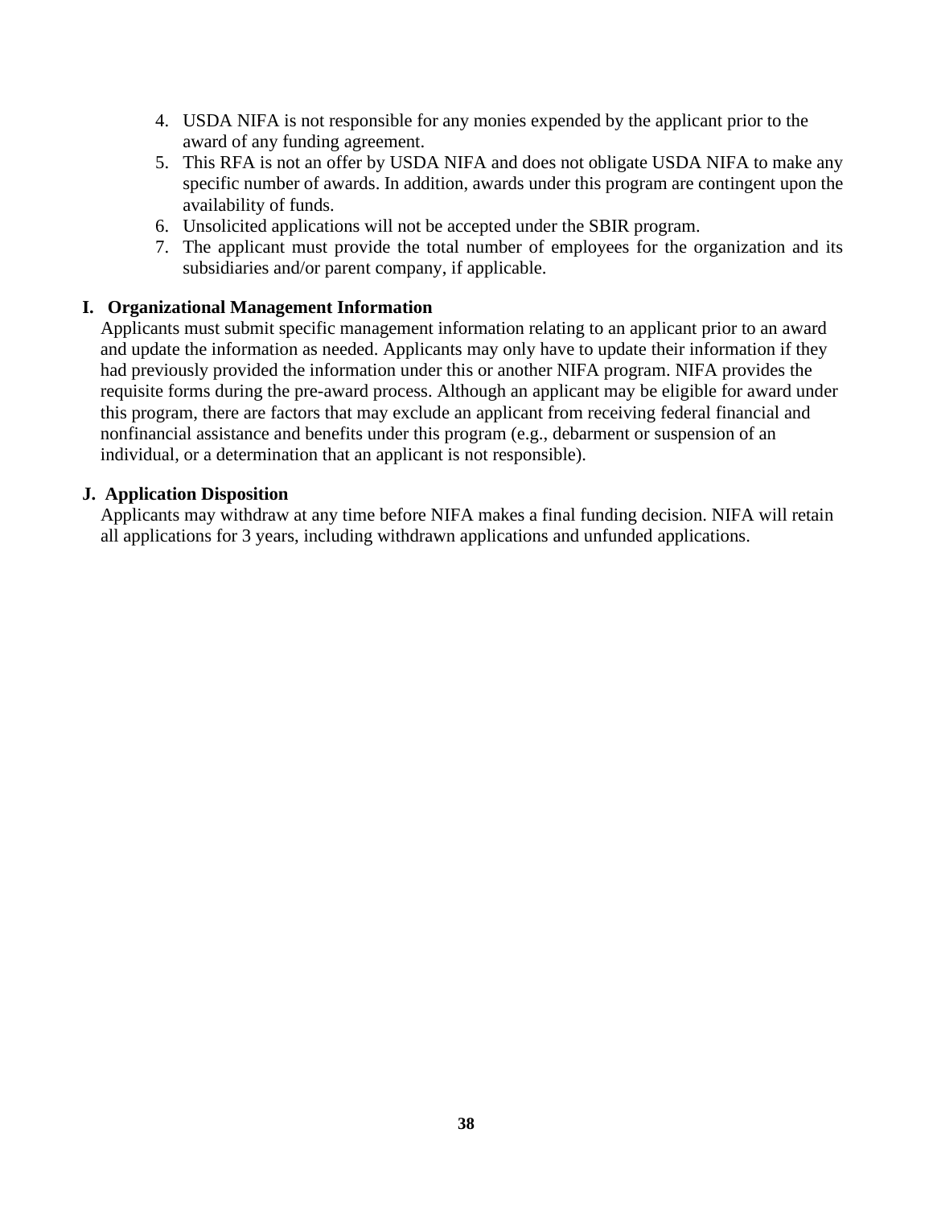4. USDA NIFA is not responsible for any monies expended by the applicant prior to the award of any funding agreement.
5. This RFA is not an offer by USDA NIFA and does not obligate USDA NIFA to make any specific number of awards. In addition, awards under this program are contingent upon the availability of funds.
6. Unsolicited applications will not be accepted under the SBIR program.
7. The applicant must provide the total number of employees for the organization and its subsidiaries and/or parent company, if applicable.

### I. Organizational Management Information

Applicants must submit specific management information relating to an applicant prior to an award and update the information as needed. Applicants may only have to update their information if they had previously provided the information under this or another NIFA program. NIFA provides the requisite forms during the pre-award process. Although an applicant may be eligible for award under this program, there are factors that may exclude an applicant from receiving federal financial and nonfinancial assistance and benefits under this program (e.g., debarment or suspension of an individual, or a determination that an applicant is not responsible).

### J. Application Disposition

Applicants may withdraw at any time before NIFA makes a final funding decision. NIFA will retain all applications for 3 years, including withdrawn applications and unfunded applications.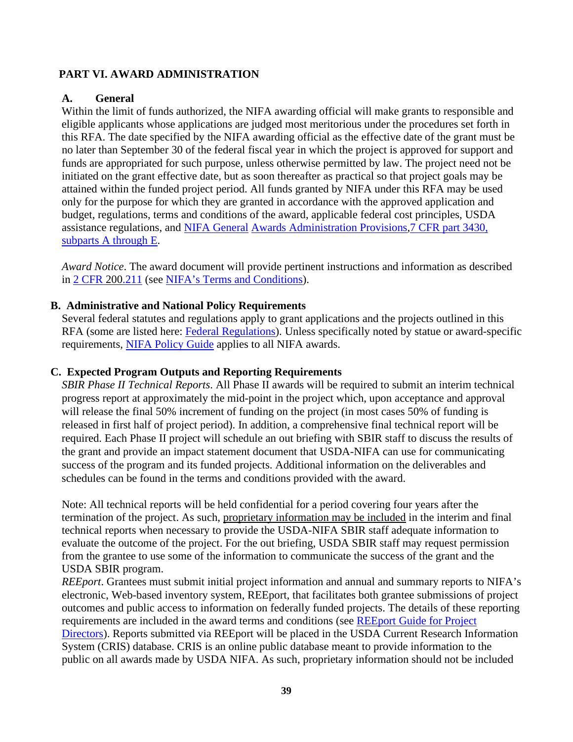## PART VI. AWARD ADMINISTRATION

### A. General

Within the limit of funds authorized, the NIFA awarding official will make grants to responsible and eligible applicants whose applications are judged most meritorious under the procedures set forth in this RFA. The date specified by the NIFA awarding official as the effective date of the grant must be no later than September 30 of the federal fiscal year in which the project is approved for support and funds are appropriated for such purpose, unless otherwise permitted by law. The project need not be initiated on the grant effective date, but as soon thereafter as practical so that project goals may be attained within the funded project period. All funds granted by NIFA under this RFA may be used only for the purpose for which they are granted in accordance with the approved application and budget, regulations, terms and conditions of the award, applicable federal cost principles, USDA assistance regulations, and NIFA General Awards Administration Provisions,7 CFR part 3430, subparts A through E.

*Award Notice*. The award document will provide pertinent instructions and information as described in 2 CFR 200.211 (see NIFA's Terms and Conditions).

### B. Administrative and National Policy Requirements

Several federal statutes and regulations apply to grant applications and the projects outlined in this RFA (some are listed here: Federal Regulations). Unless specifically noted by statue or award-specific requirements, NIFA Policy Guide applies to all NIFA awards.

### C. Expected Program Outputs and Reporting Requirements

*SBIR Phase II Technical Reports*. All Phase II awards will be required to submit an interim technical progress report at approximately the mid-point in the project which, upon acceptance and approval will release the final 50% increment of funding on the project (in most cases 50% of funding is released in first half of project period). In addition, a comprehensive final technical report will be required. Each Phase II project will schedule an out briefing with SBIR staff to discuss the results of the grant and provide an impact statement document that USDA-NIFA can use for communicating success of the program and its funded projects. Additional information on the deliverables and schedules can be found in the terms and conditions provided with the award.

Note: All technical reports will be held confidential for a period covering four years after the termination of the project. As such, proprietary information may be included in the interim and final technical reports when necessary to provide the USDA-NIFA SBIR staff adequate information to evaluate the outcome of the project. For the out briefing, USDA SBIR staff may request permission from the grantee to use some of the information to communicate the success of the grant and the USDA SBIR program.

*REEport*. Grantees must submit initial project information and annual and summary reports to NIFA's electronic, Web-based inventory system, REEport, that facilitates both grantee submissions of project outcomes and public access to information on federally funded projects. The details of these reporting requirements are included in the award terms and conditions (see REEport Guide for Project Directors). Reports submitted via REEport will be placed in the USDA Current Research Information System (CRIS) database. CRIS is an online public database meant to provide information to the public on all awards made by USDA NIFA. As such, proprietary information should not be included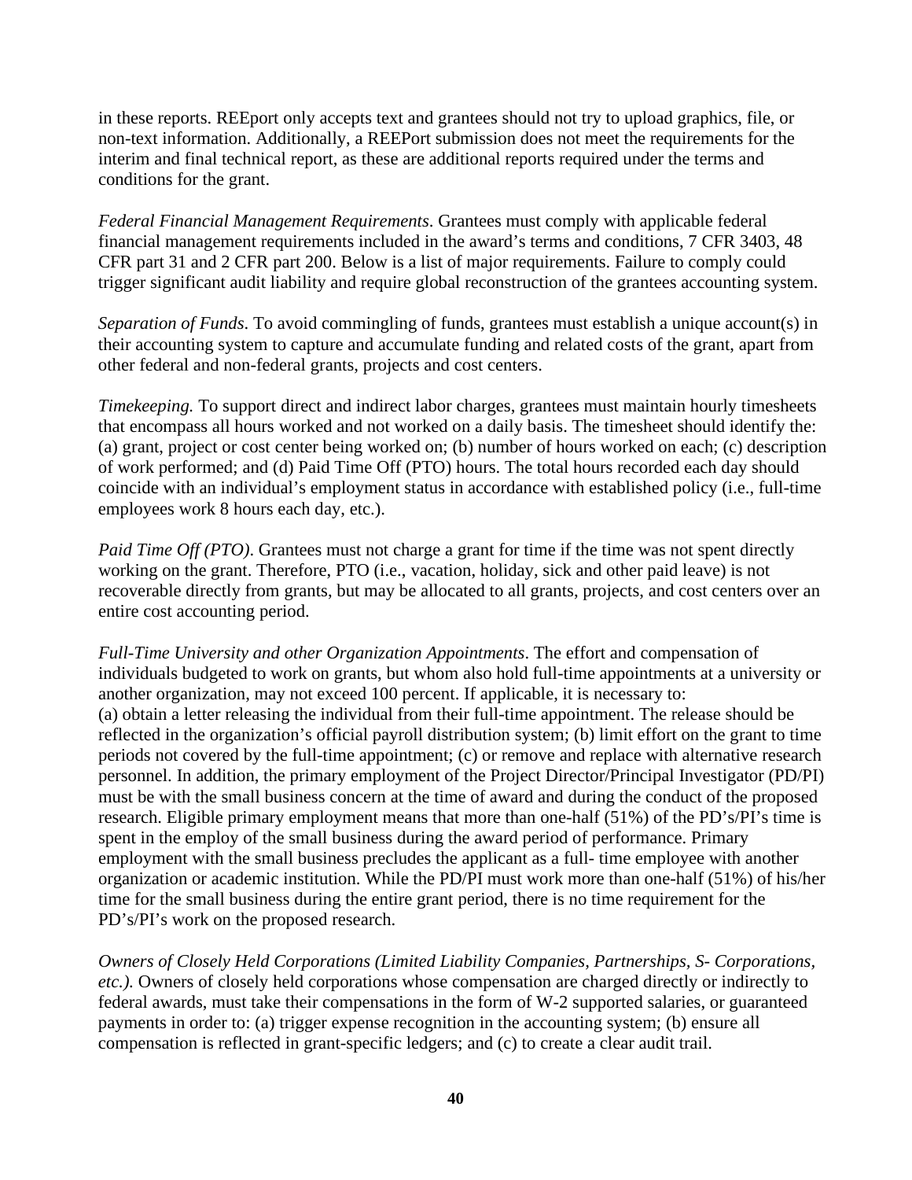in these reports. REEport only accepts text and grantees should not try to upload graphics, file, or non-text information. Additionally, a REEPort submission does not meet the requirements for the interim and final technical report, as these are additional reports required under the terms and conditions for the grant.

*Federal Financial Management Requirements*. Grantees must comply with applicable federal financial management requirements included in the award's terms and conditions, 7 CFR 3403, 48 CFR part 31 and 2 CFR part 200. Below is a list of major requirements. Failure to comply could trigger significant audit liability and require global reconstruction of the grantees accounting system.

*Separation of Funds*. To avoid commingling of funds, grantees must establish a unique account(s) in their accounting system to capture and accumulate funding and related costs of the grant, apart from other federal and non-federal grants, projects and cost centers.

*Timekeeping.* To support direct and indirect labor charges, grantees must maintain hourly timesheets that encompass all hours worked and not worked on a daily basis. The timesheet should identify the: (a) grant, project or cost center being worked on; (b) number of hours worked on each; (c) description of work performed; and (d) Paid Time Off (PTO) hours. The total hours recorded each day should coincide with an individual's employment status in accordance with established policy (i.e., full-time employees work 8 hours each day, etc.).

*Paid Time Off (PTO)*. Grantees must not charge a grant for time if the time was not spent directly working on the grant. Therefore, PTO (i.e., vacation, holiday, sick and other paid leave) is not recoverable directly from grants, but may be allocated to all grants, projects, and cost centers over an entire cost accounting period.

*Full-Time University and other Organization Appointments*. The effort and compensation of individuals budgeted to work on grants, but whom also hold full-time appointments at a university or another organization, may not exceed 100 percent. If applicable, it is necessary to:
(a) obtain a letter releasing the individual from their full-time appointment. The release should be reflected in the organization's official payroll distribution system; (b) limit effort on the grant to time periods not covered by the full-time appointment; (c) or remove and replace with alternative research personnel. In addition, the primary employment of the Project Director/Principal Investigator (PD/PI) must be with the small business concern at the time of award and during the conduct of the proposed research. Eligible primary employment means that more than one-half (51%) of the PD's/PI's time is spent in the employ of the small business during the award period of performance. Primary employment with the small business precludes the applicant as a full- time employee with another organization or academic institution. While the PD/PI must work more than one-half (51%) of his/her time for the small business during the entire grant period, there is no time requirement for the PD's/PI's work on the proposed research.

*Owners of Closely Held Corporations (Limited Liability Companies, Partnerships, S- Corporations, etc.).* Owners of closely held corporations whose compensation are charged directly or indirectly to federal awards, must take their compensations in the form of W-2 supported salaries, or guaranteed payments in order to: (a) trigger expense recognition in the accounting system; (b) ensure all compensation is reflected in grant-specific ledgers; and (c) to create a clear audit trail.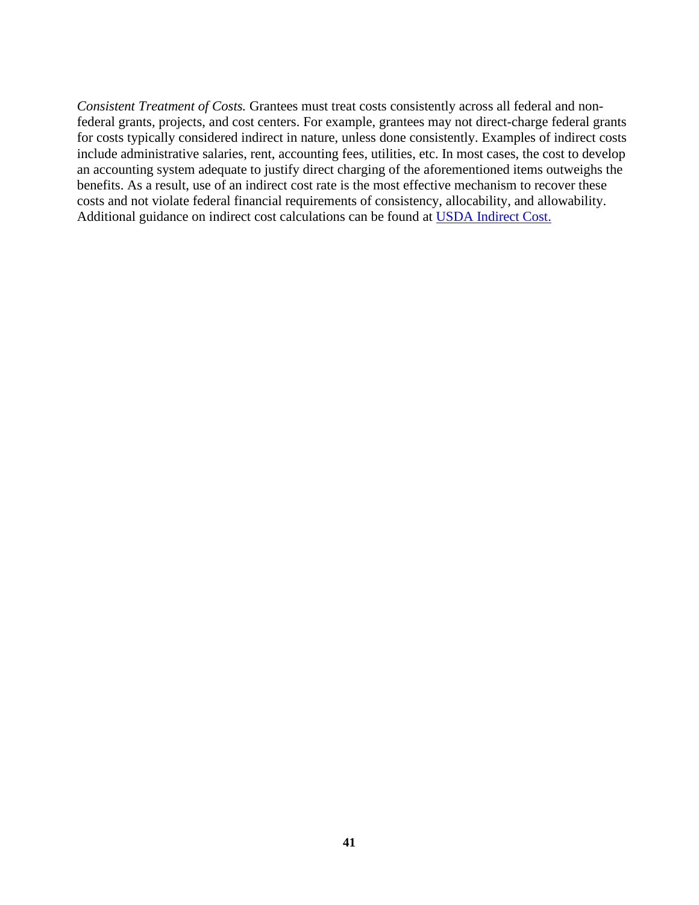*Consistent Treatment of Costs.* Grantees must treat costs consistently across all federal and non-federal grants, projects, and cost centers. For example, grantees may not direct-charge federal grants for costs typically considered indirect in nature, unless done consistently. Examples of indirect costs include administrative salaries, rent, accounting fees, utilities, etc. In most cases, the cost to develop an accounting system adequate to justify direct charging of the aforementioned items outweighs the benefits. As a result, use of an indirect cost rate is the most effective mechanism to recover these costs and not violate federal financial requirements of consistency, allocability, and allowability. Additional guidance on indirect cost calculations can be found at USDA Indirect Cost.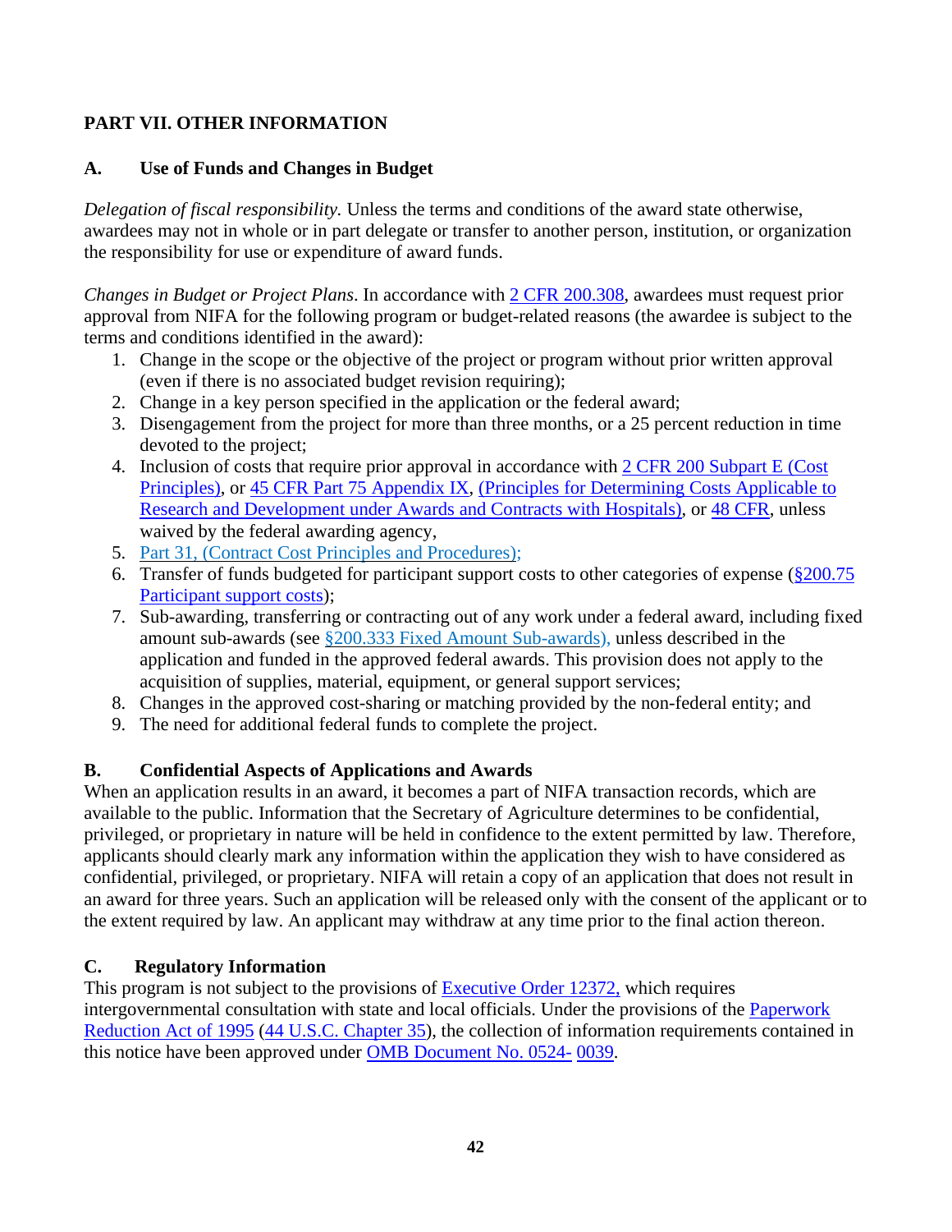## PART VII. OTHER INFORMATION

### A. Use of Funds and Changes in Budget

*Delegation of fiscal responsibility.* Unless the terms and conditions of the award state otherwise, awardees may not in whole or in part delegate or transfer to another person, institution, or organization the responsibility for use or expenditure of award funds.

*Changes in Budget or Project Plans.* In accordance with 2 CFR 200.308, awardees must request prior approval from NIFA for the following program or budget-related reasons (the awardee is subject to the terms and conditions identified in the award):

1. Change in the scope or the objective of the project or program without prior written approval (even if there is no associated budget revision requiring);
2. Change in a key person specified in the application or the federal award;
3. Disengagement from the project for more than three months, or a 25 percent reduction in time devoted to the project;
4. Inclusion of costs that require prior approval in accordance with 2 CFR 200 Subpart E (Cost Principles), or 45 CFR Part 75 Appendix IX, (Principles for Determining Costs Applicable to Research and Development under Awards and Contracts with Hospitals), or 48 CFR, unless waived by the federal awarding agency,
5. Part 31, (Contract Cost Principles and Procedures);
6. Transfer of funds budgeted for participant support costs to other categories of expense (§200.75 Participant support costs);
7. Sub-awarding, transferring or contracting out of any work under a federal award, including fixed amount sub-awards (see §200.333 Fixed Amount Sub-awards), unless described in the application and funded in the approved federal awards. This provision does not apply to the acquisition of supplies, material, equipment, or general support services;
8. Changes in the approved cost-sharing or matching provided by the non-federal entity; and
9. The need for additional federal funds to complete the project.

### B. Confidential Aspects of Applications and Awards

When an application results in an award, it becomes a part of NIFA transaction records, which are available to the public. Information that the Secretary of Agriculture determines to be confidential, privileged, or proprietary in nature will be held in confidence to the extent permitted by law. Therefore, applicants should clearly mark any information within the application they wish to have considered as confidential, privileged, or proprietary. NIFA will retain a copy of an application that does not result in an award for three years. Such an application will be released only with the consent of the applicant or to the extent required by law. An applicant may withdraw at any time prior to the final action thereon.

### C. Regulatory Information

This program is not subject to the provisions of Executive Order 12372, which requires intergovernmental consultation with state and local officials. Under the provisions of the Paperwork Reduction Act of 1995 (44 U.S.C. Chapter 35), the collection of information requirements contained in this notice have been approved under OMB Document No. 0524- 0039.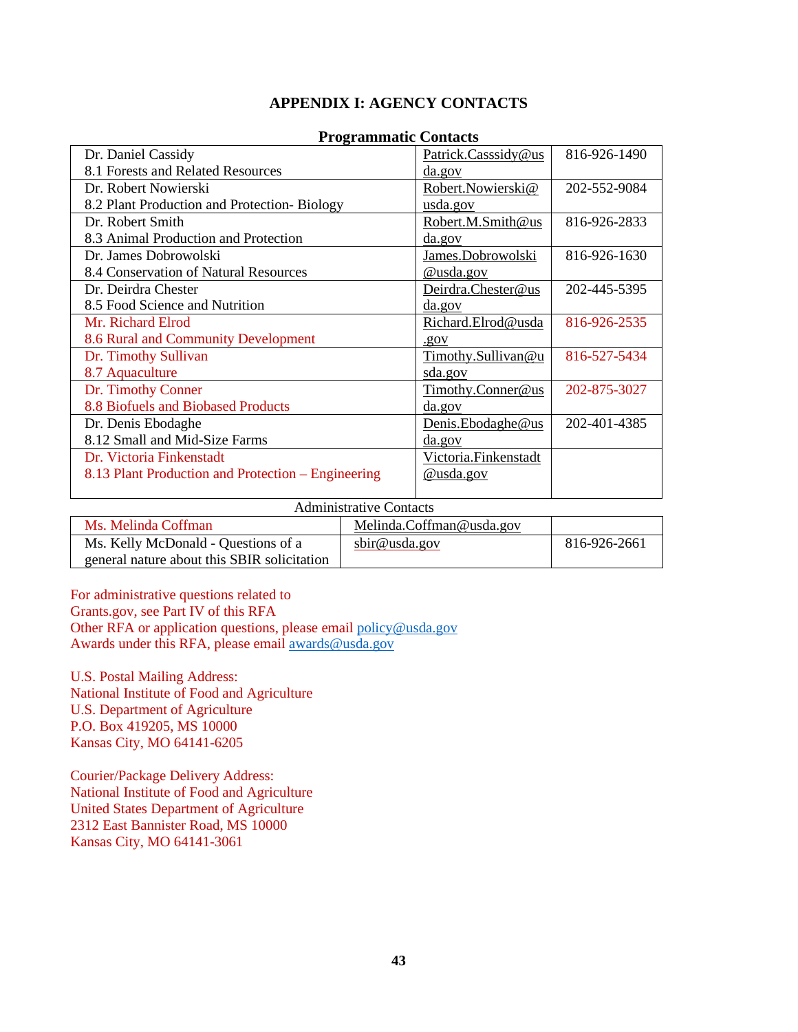## APPENDIX I: AGENCY CONTACTS

**Programmatic Contacts**

| Contact | Email | Phone |
|---|---|---|
| Dr. Daniel Cassidy<br>8.1 Forests and Related Resources | Patrick.Casssidy@usda.gov | 816-926-1490 |
| Dr. Robert Nowierski<br>8.2 Plant Production and Protection- Biology | Robert.Nowierski@usda.gov | 202-552-9084 |
| Dr. Robert Smith<br>8.3 Animal Production and Protection | Robert.M.Smith@usda.gov | 816-926-2833 |
| Dr. James Dobrowolski<br>8.4 Conservation of Natural Resources | James.Dobrowolski@usda.gov | 816-926-1630 |
| Dr. Deirdra Chester<br>8.5 Food Science and Nutrition | Deirdra.Chester@usda.gov | 202-445-5395 |
| Mr. Richard Elrod<br>8.6 Rural and Community Development | Richard.Elrod@usda.gov | 816-926-2535 |
| Dr. Timothy Sullivan<br>8.7 Aquaculture | Timothy.Sullivan@usda.gov | 816-527-5434 |
| Dr. Timothy Conner<br>8.8 Biofuels and Biobased Products | Timothy.Conner@usda.gov | 202-875-3027 |
| Dr. Denis Ebodaghe<br>8.12 Small and Mid-Size Farms | Denis.Ebodaghe@usda.gov | 202-401-4385 |
| Dr. Victoria Finkenstadt<br>8.13 Plant Production and Protection – Engineering | Victoria.Finkenstadt@usda.gov | |

Administrative Contacts

| Contact | Email | Phone |
|---|---|---|
| Ms. Melinda Coffman | Melinda.Coffman@usda.gov | |
| Ms. Kelly McDonald - Questions of a general nature about this SBIR solicitation | sbir@usda.gov | 816-926-2661 |

For administrative questions related to Grants.gov, see Part IV of this RFA
Other RFA or application questions, please email policy@usda.gov
Awards under this RFA, please email awards@usda.gov

U.S. Postal Mailing Address:
National Institute of Food and Agriculture
U.S. Department of Agriculture
P.O. Box 419205, MS 10000
Kansas City, MO 64141-6205

Courier/Package Delivery Address:
National Institute of Food and Agriculture
United States Department of Agriculture
2312 East Bannister Road, MS 10000
Kansas City, MO 64141-3061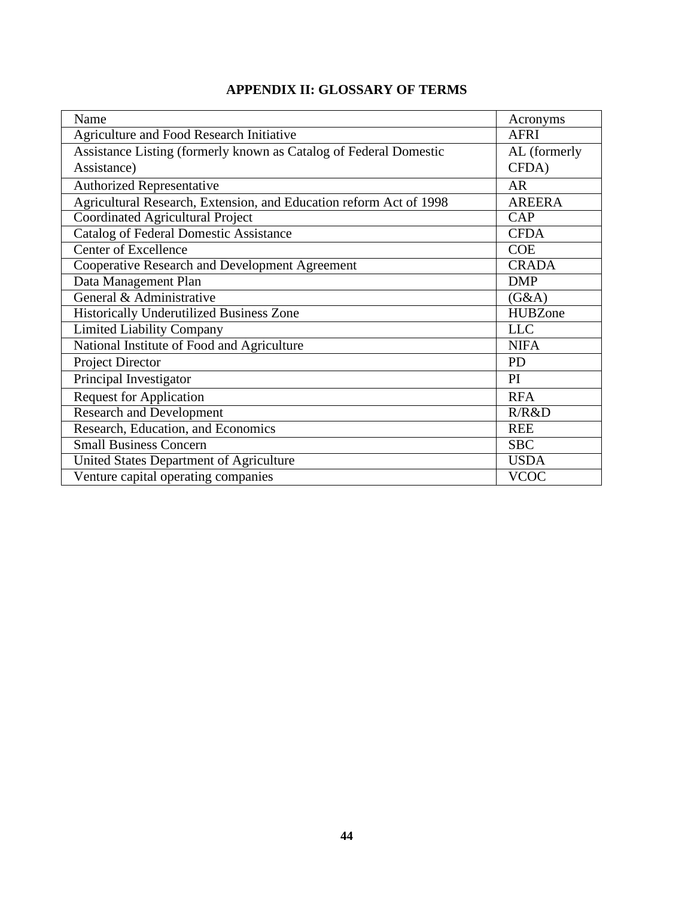## APPENDIX II: GLOSSARY OF TERMS

| Name | Acronyms |
|---|---|
| Agriculture and Food Research Initiative | AFRI |
| Assistance Listing (formerly known as Catalog of Federal Domestic Assistance) | AL (formerly CFDA) |
| Authorized Representative | AR |
| Agricultural Research, Extension, and Education reform Act of 1998 | AREERA |
| Coordinated Agricultural Project | CAP |
| Catalog of Federal Domestic Assistance | CFDA |
| Center of Excellence | COE |
| Cooperative Research and Development Agreement | CRADA |
| Data Management Plan | DMP |
| General & Administrative | (G&A) |
| Historically Underutilized Business Zone | HUBZone |
| Limited Liability Company | LLC |
| National Institute of Food and Agriculture | NIFA |
| Project Director | PD |
| Principal Investigator | PI |
| Request for Application | RFA |
| Research and Development | R/R&D |
| Research, Education, and Economics | REE |
| Small Business Concern | SBC |
| United States Department of Agriculture | USDA |
| Venture capital operating companies | VCOC |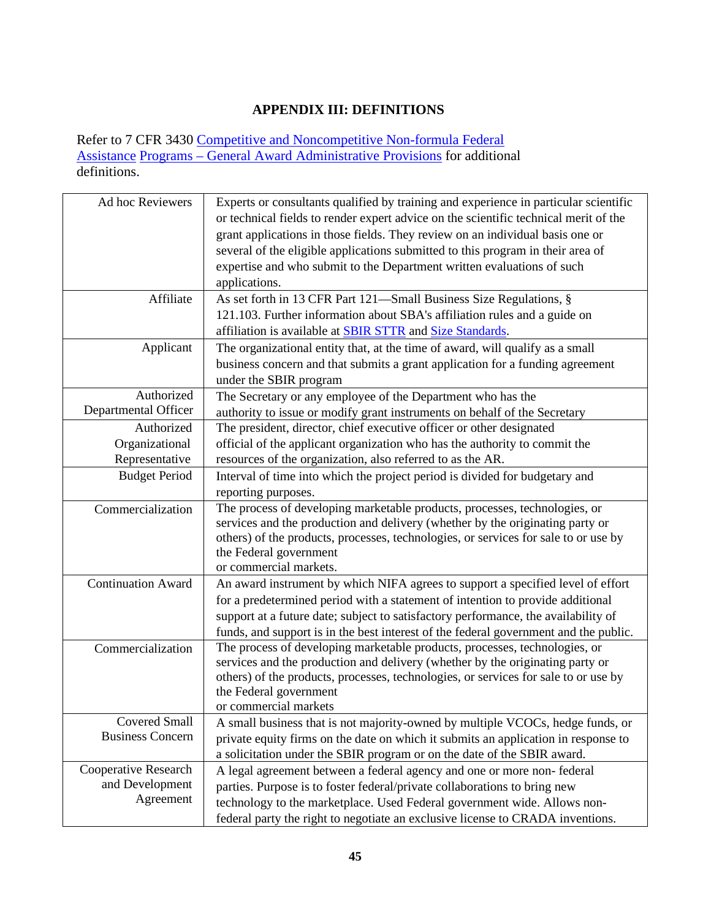# APPENDIX III: DEFINITIONS

Refer to 7 CFR 3430 Competitive and Noncompetitive Non-formula Federal Assistance Programs – General Award Administrative Provisions for additional definitions.

| Term | Definition |
|---|---|
| Ad hoc Reviewers | Experts or consultants qualified by training and experience in particular scientific or technical fields to render expert advice on the scientific technical merit of the grant applications in those fields. They review on an individual basis one or several of the eligible applications submitted to this program in their area of expertise and who submit to the Department written evaluations of such applications. |
| Affiliate | As set forth in 13 CFR Part 121—Small Business Size Regulations, § 121.103. Further information about SBA's affiliation rules and a guide on affiliation is available at SBIR STTR and Size Standards. |
| Applicant | The organizational entity that, at the time of award, will qualify as a small business concern and that submits a grant application for a funding agreement under the SBIR program |
| Authorized Departmental Officer | The Secretary or any employee of the Department who has the authority to issue or modify grant instruments on behalf of the Secretary |
| Authorized Organizational Representative | The president, director, chief executive officer or other designated official of the applicant organization who has the authority to commit the resources of the organization, also referred to as the AR. |
| Budget Period | Interval of time into which the project period is divided for budgetary and reporting purposes. |
| Commercialization | The process of developing marketable products, processes, technologies, or services and the production and delivery (whether by the originating party or others) of the products, processes, technologies, or services for sale to or use by the Federal government or commercial markets. |
| Continuation Award | An award instrument by which NIFA agrees to support a specified level of effort for a predetermined period with a statement of intention to provide additional support at a future date; subject to satisfactory performance, the availability of funds, and support is in the best interest of the federal government and the public. |
| Commercialization | The process of developing marketable products, processes, technologies, or services and the production and delivery (whether by the originating party or others) of the products, processes, technologies, or services for sale to or use by the Federal government or commercial markets |
| Covered Small Business Concern | A small business that is not majority-owned by multiple VCOCs, hedge funds, or private equity firms on the date on which it submits an application in response to a solicitation under the SBIR program or on the date of the SBIR award. |
| Cooperative Research and Development Agreement | A legal agreement between a federal agency and one or more non- federal parties. Purpose is to foster federal/private collaborations to bring new technology to the marketplace. Used Federal government wide. Allows non-federal party the right to negotiate an exclusive license to CRADA inventions. |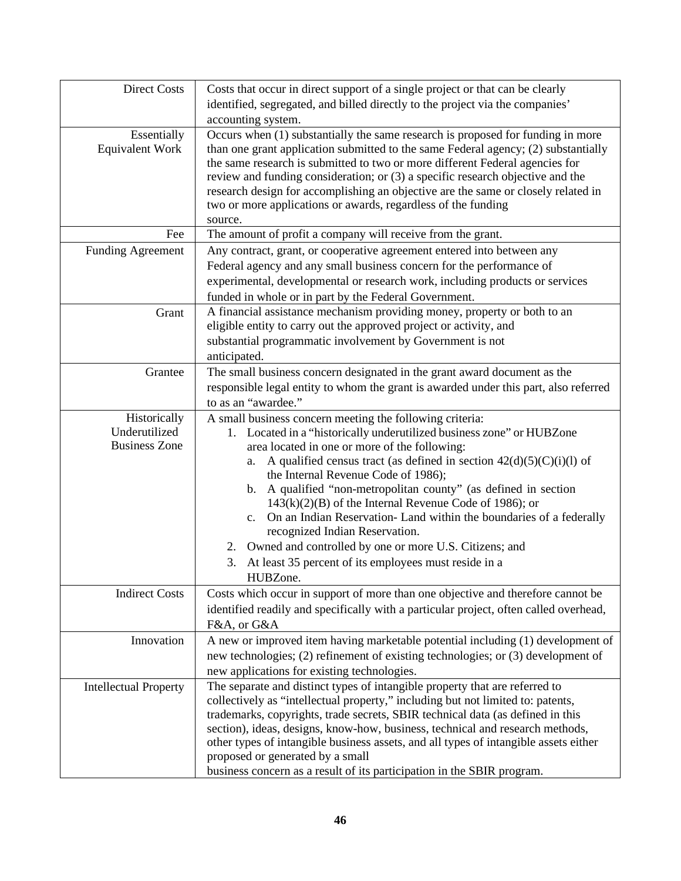| | |
|---|---|
| Direct Costs | Costs that occur in direct support of a single project or that can be clearly identified, segregated, and billed directly to the project via the companies' accounting system. |
| Essentially Equivalent Work | Occurs when (1) substantially the same research is proposed for funding in more than one grant application submitted to the same Federal agency; (2) substantially the same research is submitted to two or more different Federal agencies for review and funding consideration; or (3) a specific research objective and the research design for accomplishing an objective are the same or closely related in two or more applications or awards, regardless of the funding source. |
| Fee | The amount of profit a company will receive from the grant. |
| Funding Agreement | Any contract, grant, or cooperative agreement entered into between any Federal agency and any small business concern for the performance of experimental, developmental or research work, including products or services funded in whole or in part by the Federal Government. |
| Grant | A financial assistance mechanism providing money, property or both to an eligible entity to carry out the approved project or activity, and substantial programmatic involvement by Government is not anticipated. |
| Grantee | The small business concern designated in the grant award document as the responsible legal entity to whom the grant is awarded under this part, also referred to as an "awardee." |
| Historically Underutilized Business Zone | A small business concern meeting the following criteria:<br>1. Located in a "historically underutilized business zone" or HUBZone area located in one or more of the following:<br>a. A qualified census tract (as defined in section 42(d)(5)(C)(i)(l) of the Internal Revenue Code of 1986);<br>b. A qualified "non-metropolitan county" (as defined in section 143(k)(2)(B) of the Internal Revenue Code of 1986); or<br>c. On an Indian Reservation- Land within the boundaries of a federally recognized Indian Reservation.<br>2. Owned and controlled by one or more U.S. Citizens; and<br>3. At least 35 percent of its employees must reside in a HUBZone. |
| Indirect Costs | Costs which occur in support of more than one objective and therefore cannot be identified readily and specifically with a particular project, often called overhead, F&A, or G&A |
| Innovation | A new or improved item having marketable potential including (1) development of new technologies; (2) refinement of existing technologies; or (3) development of new applications for existing technologies. |
| Intellectual Property | The separate and distinct types of intangible property that are referred to collectively as "intellectual property," including but not limited to: patents, trademarks, copyrights, trade secrets, SBIR technical data (as defined in this section), ideas, designs, know-how, business, technical and research methods, other types of intangible business assets, and all types of intangible assets either proposed or generated by a small business concern as a result of its participation in the SBIR program. |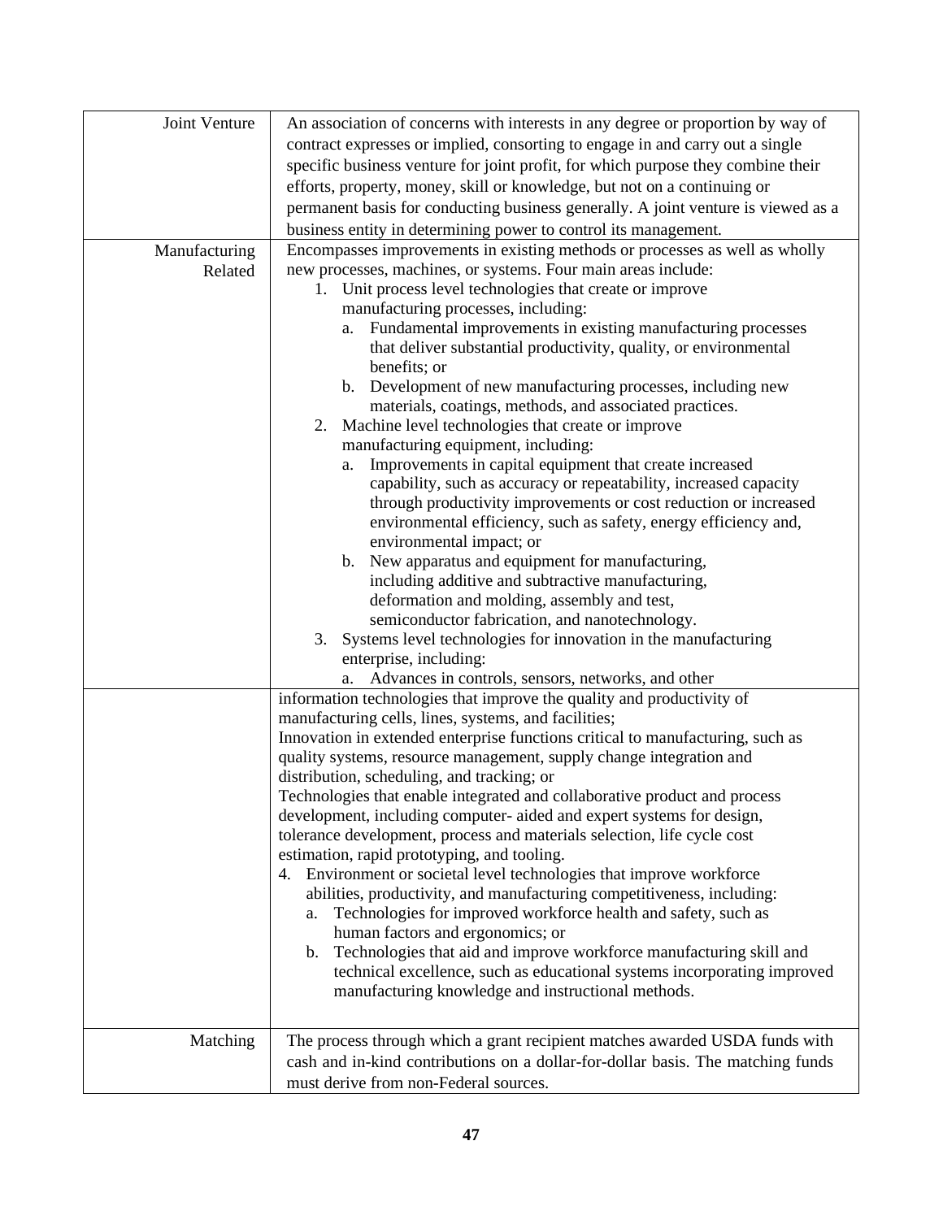| Term | Definition |
|---|---|
| Joint Venture | An association of concerns with interests in any degree or proportion by way of contract expresses or implied, consorting to engage in and carry out a single specific business venture for joint profit, for which purpose they combine their efforts, property, money, skill or knowledge, but not on a continuing or permanent basis for conducting business generally. A joint venture is viewed as a business entity in determining power to control its management. |
| Manufacturing Related | Encompasses improvements in existing methods or processes as well as wholly new processes, machines, or systems. Four main areas include:<br>1. Unit process level technologies that create or improve manufacturing processes, including:<br>a. Fundamental improvements in existing manufacturing processes that deliver substantial productivity, quality, or environmental benefits; or<br>b. Development of new manufacturing processes, including new materials, coatings, methods, and associated practices.<br>2. Machine level technologies that create or improve manufacturing equipment, including:<br>a. Improvements in capital equipment that create increased capability, such as accuracy or repeatability, increased capacity through productivity improvements or cost reduction or increased environmental efficiency, such as safety, energy efficiency and, environmental impact; or<br>b. New apparatus and equipment for manufacturing, including additive and subtractive manufacturing, deformation and molding, assembly and test, semiconductor fabrication, and nanotechnology.<br>3. Systems level technologies for innovation in the manufacturing enterprise, including:<br>a. Advances in controls, sensors, networks, and other information technologies that improve the quality and productivity of manufacturing cells, lines, systems, and facilities;<br>Innovation in extended enterprise functions critical to manufacturing, such as quality systems, resource management, supply change integration and distribution, scheduling, and tracking; or<br>Technologies that enable integrated and collaborative product and process development, including computer- aided and expert systems for design, tolerance development, process and materials selection, life cycle cost estimation, rapid prototyping, and tooling.<br>4. Environment or societal level technologies that improve workforce abilities, productivity, and manufacturing competitiveness, including:<br>a. Technologies for improved workforce health and safety, such as human factors and ergonomics; or<br>b. Technologies that aid and improve workforce manufacturing skill and technical excellence, such as educational systems incorporating improved manufacturing knowledge and instructional methods. |
| Matching | The process through which a grant recipient matches awarded USDA funds with cash and in-kind contributions on a dollar-for-dollar basis. The matching funds must derive from non-Federal sources. |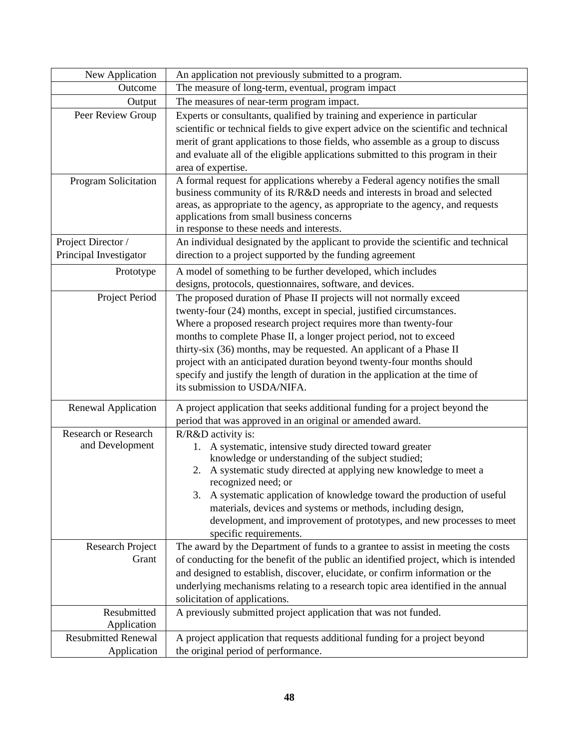| | |
|---|---|
| New Application | An application not previously submitted to a program. |
| Outcome | The measure of long-term, eventual, program impact |
| Output | The measures of near-term program impact. |
| Peer Review Group | Experts or consultants, qualified by training and experience in particular scientific or technical fields to give expert advice on the scientific and technical merit of grant applications to those fields, who assemble as a group to discuss and evaluate all of the eligible applications submitted to this program in their area of expertise. |
| Program Solicitation | A formal request for applications whereby a Federal agency notifies the small business community of its R/R&D needs and interests in broad and selected areas, as appropriate to the agency, as appropriate to the agency, and requests applications from small business concerns in response to these needs and interests. |
| Project Director / Principal Investigator | An individual designated by the applicant to provide the scientific and technical direction to a project supported by the funding agreement |
| Prototype | A model of something to be further developed, which includes designs, protocols, questionnaires, software, and devices. |
| Project Period | The proposed duration of Phase II projects will not normally exceed twenty-four (24) months, except in special, justified circumstances. Where a proposed research project requires more than twenty-four months to complete Phase II, a longer project period, not to exceed thirty-six (36) months, may be requested. An applicant of a Phase II project with an anticipated duration beyond twenty-four months should specify and justify the length of duration in the application at the time of its submission to USDA/NIFA. |
| Renewal Application | A project application that seeks additional funding for a project beyond the period that was approved in an original or amended award. |
| Research or Research and Development | R/R&D activity is: 1. A systematic, intensive study directed toward greater knowledge or understanding of the subject studied; 2. A systematic study directed at applying new knowledge to meet a recognized need; or 3. A systematic application of knowledge toward the production of useful materials, devices and systems or methods, including design, development, and improvement of prototypes, and new processes to meet specific requirements. |
| Research Project Grant | The award by the Department of funds to a grantee to assist in meeting the costs of conducting for the benefit of the public an identified project, which is intended and designed to establish, discover, elucidate, or confirm information or the underlying mechanisms relating to a research topic area identified in the annual solicitation of applications. |
| Resubmitted Application | A previously submitted project application that was not funded. |
| Resubmitted Renewal Application | A project application that requests additional funding for a project beyond the original period of performance. |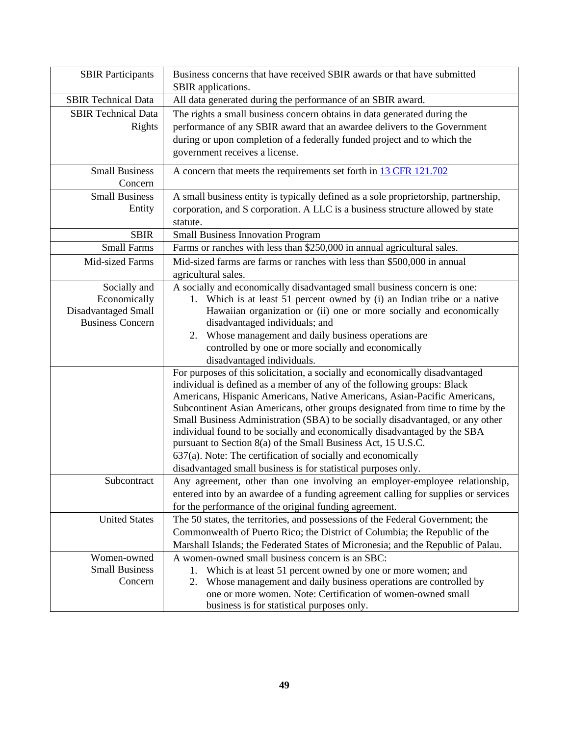| | |
|---|---|
| SBIR Participants | Business concerns that have received SBIR awards or that have submitted SBIR applications. |
| SBIR Technical Data | All data generated during the performance of an SBIR award. |
| SBIR Technical Data Rights | The rights a small business concern obtains in data generated during the performance of any SBIR award that an awardee delivers to the Government during or upon completion of a federally funded project and to which the government receives a license. |
| Small Business Concern | A concern that meets the requirements set forth in [13 CFR 121.702](13 CFR 121.702) |
| Small Business Entity | A small business entity is typically defined as a sole proprietorship, partnership, corporation, and S corporation. A LLC is a business structure allowed by state statute. |
| SBIR | Small Business Innovation Program |
| Small Farms | Farms or ranches with less than $250,000 in annual agricultural sales. |
| Mid-sized Farms | Mid-sized farms are farms or ranches with less than $500,000 in annual agricultural sales. |
| Socially and Economically Disadvantaged Small Business Concern | A socially and economically disadvantaged small business concern is one:<br>1. Which is at least 51 percent owned by (i) an Indian tribe or a native Hawaiian organization or (ii) one or more socially and economically disadvantaged individuals; and<br>2. Whose management and daily business operations are controlled by one or more socially and economically disadvantaged individuals. |
| | For purposes of this solicitation, a socially and economically disadvantaged individual is defined as a member of any of the following groups: Black Americans, Hispanic Americans, Native Americans, Asian-Pacific Americans, Subcontinent Asian Americans, other groups designated from time to time by the Small Business Administration (SBA) to be socially disadvantaged, or any other individual found to be socially and economically disadvantaged by the SBA pursuant to Section 8(a) of the Small Business Act, 15 U.S.C. 637(a). Note: The certification of socially and economically disadvantaged small business is for statistical purposes only. |
| Subcontract | Any agreement, other than one involving an employer-employee relationship, entered into by an awardee of a funding agreement calling for supplies or services for the performance of the original funding agreement. |
| United States | The 50 states, the territories, and possessions of the Federal Government; the Commonwealth of Puerto Rico; the District of Columbia; the Republic of the Marshall Islands; the Federated States of Micronesia; and the Republic of Palau. |
| Women-owned Small Business Concern | A women-owned small business concern is an SBC:<br>1. Which is at least 51 percent owned by one or more women; and<br>2. Whose management and daily business operations are controlled by one or more women. Note: Certification of women-owned small business is for statistical purposes only. |